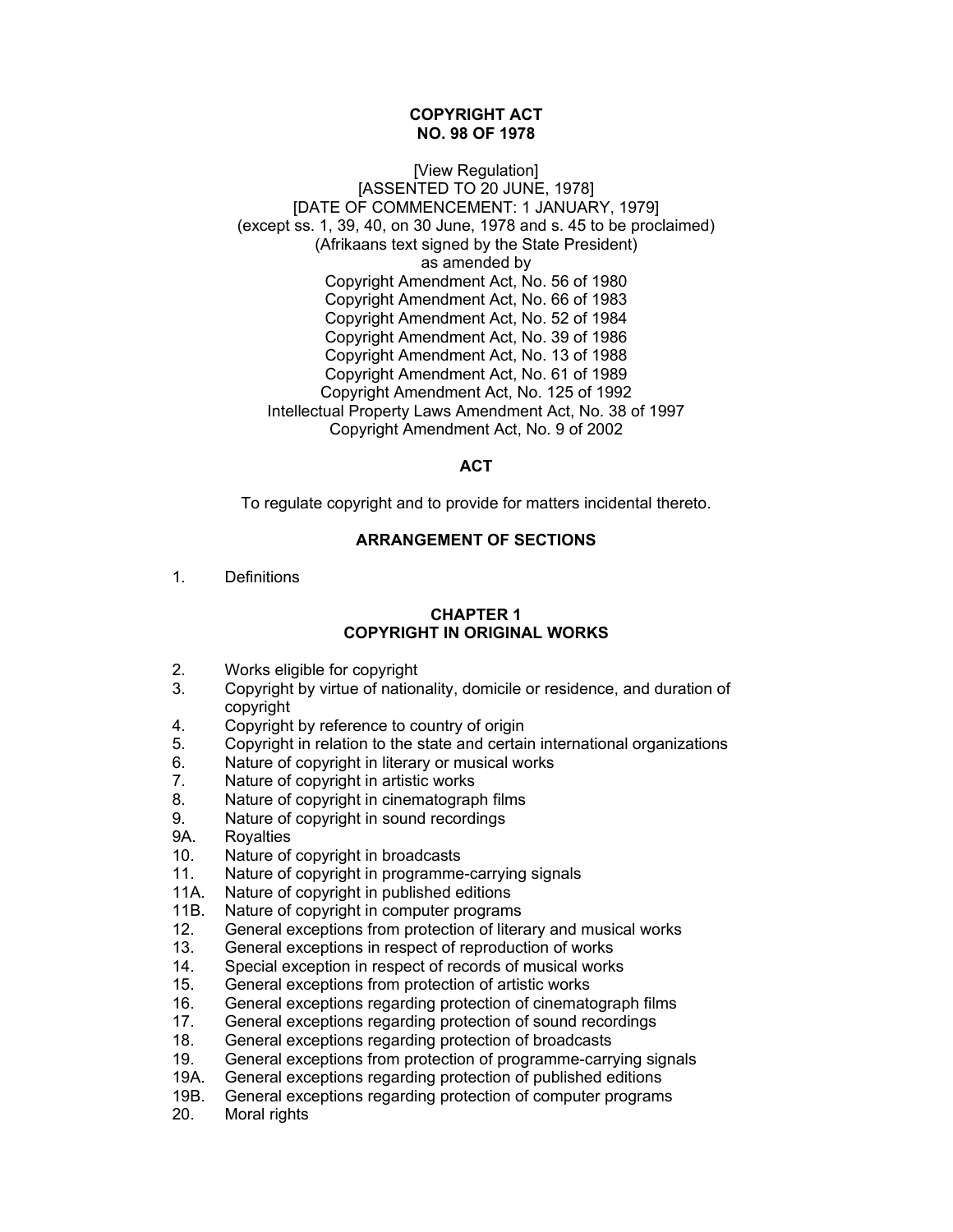# COPYRIGHT ACT
# NO. 98 OF 1978

[View Regulation]
[ASSENTED TO 20 JUNE, 1978]
[DATE OF COMMENCEMENT: 1 JANUARY, 1979]
(except ss. 1, 39, 40, on 30 June, 1978 and s. 45 to be proclaimed)
(Afrikaans text signed by the State President)
as amended by
Copyright Amendment Act, No. 56 of 1980
Copyright Amendment Act, No. 66 of 1983
Copyright Amendment Act, No. 52 of 1984
Copyright Amendment Act, No. 39 of 1986
Copyright Amendment Act, No. 13 of 1988
Copyright Amendment Act, No. 61 of 1989
Copyright Amendment Act, No. 125 of 1992
Intellectual Property Laws Amendment Act, No. 38 of 1997
Copyright Amendment Act, No. 9 of 2002

## ACT

To regulate copyright and to provide for matters incidental thereto.

## ARRANGEMENT OF SECTIONS

1. Definitions

### CHAPTER 1
### COPYRIGHT IN ORIGINAL WORKS

2. Works eligible for copyright
3. Copyright by virtue of nationality, domicile or residence, and duration of copyright
4. Copyright by reference to country of origin
5. Copyright in relation to the state and certain international organizations
6. Nature of copyright in literary or musical works
7. Nature of copyright in artistic works
8. Nature of copyright in cinematograph films
9. Nature of copyright in sound recordings

9A. Royalties

10. Nature of copyright in broadcasts
11. Nature of copyright in programme-carrying signals

11A. Nature of copyright in published editions

11B. Nature of copyright in computer programs

12. General exceptions from protection of literary and musical works
13. General exceptions in respect of reproduction of works
14. Special exception in respect of records of musical works
15. General exceptions from protection of artistic works
16. General exceptions regarding protection of cinematograph films
17. General exceptions regarding protection of sound recordings
18. General exceptions regarding protection of broadcasts
19. General exceptions from protection of programme-carrying signals

19A. General exceptions regarding protection of published editions

19B. General exceptions regarding protection of computer programs

20. Moral rights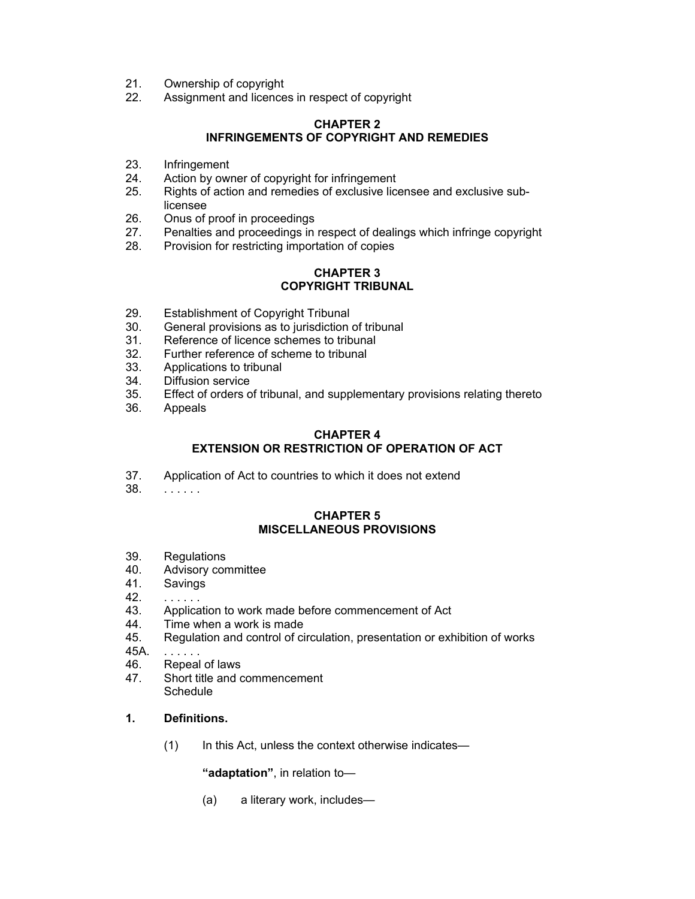21. Ownership of copyright
22. Assignment and licences in respect of copyright

**CHAPTER 2**
**INFRINGEMENTS OF COPYRIGHT AND REMEDIES**

23. Infringement
24. Action by owner of copyright for infringement
25. Rights of action and remedies of exclusive licensee and exclusive sub-licensee
26. Onus of proof in proceedings
27. Penalties and proceedings in respect of dealings which infringe copyright
28. Provision for restricting importation of copies

**CHAPTER 3**
**COPYRIGHT TRIBUNAL**

29. Establishment of Copyright Tribunal
30. General provisions as to jurisdiction of tribunal
31. Reference of licence schemes to tribunal
32. Further reference of scheme to tribunal
33. Applications to tribunal
34. Diffusion service
35. Effect of orders of tribunal, and supplementary provisions relating thereto
36. Appeals

**CHAPTER 4**
**EXTENSION OR RESTRICTION OF OPERATION OF ACT**

37. Application of Act to countries to which it does not extend
38. . . . . . .

**CHAPTER 5**
**MISCELLANEOUS PROVISIONS**

39. Regulations
40. Advisory committee
41. Savings
42. . . . . . .
43. Application to work made before commencement of Act
44. Time when a work is made
45. Regulation and control of circulation, presentation or exhibition of works

45A. . . . . . .

46. Repeal of laws
47. Short title and commencement

Schedule

**1. Definitions.**

(1) In this Act, unless the context otherwise indicates—

**"adaptation"**, in relation to—

(a) a literary work, includes—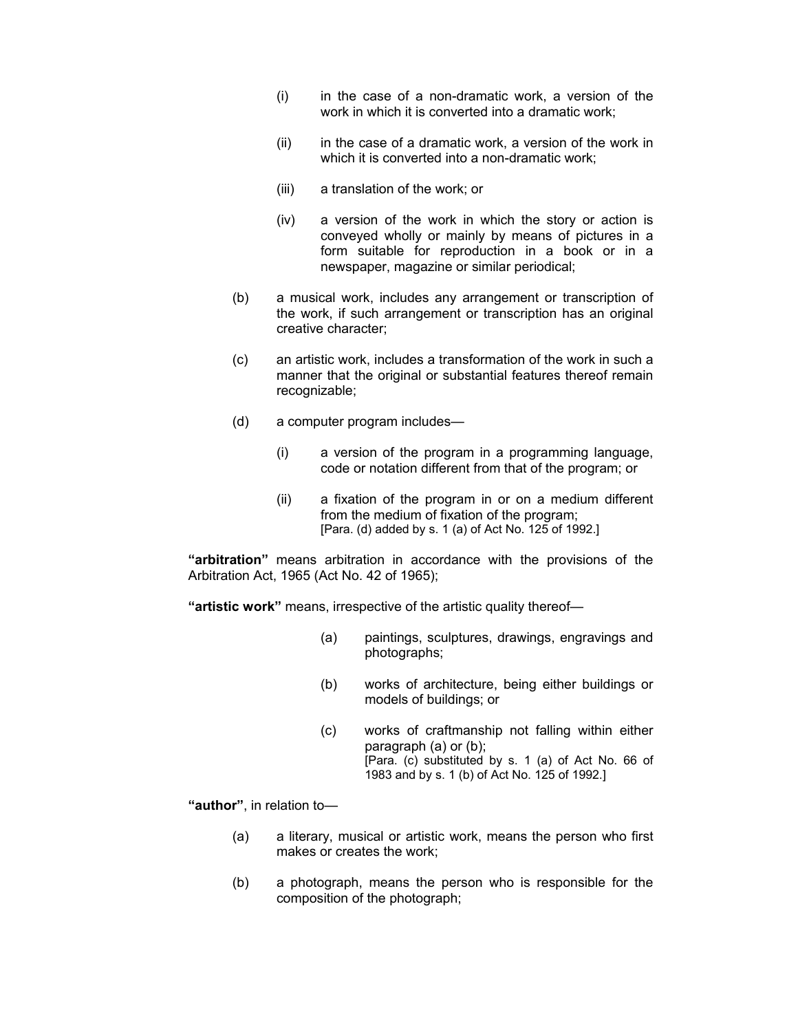(i) in the case of a non-dramatic work, a version of the work in which it is converted into a dramatic work;

(ii) in the case of a dramatic work, a version of the work in which it is converted into a non-dramatic work;

(iii) a translation of the work; or

(iv) a version of the work in which the story or action is conveyed wholly or mainly by means of pictures in a form suitable for reproduction in a book or in a newspaper, magazine or similar periodical;

(b) a musical work, includes any arrangement or transcription of the work, if such arrangement or transcription has an original creative character;

(c) an artistic work, includes a transformation of the work in such a manner that the original or substantial features thereof remain recognizable;

(d) a computer program includes—

(i) a version of the program in a programming language, code or notation different from that of the program; or

(ii) a fixation of the program in or on a medium different from the medium of fixation of the program;
[Para. (d) added by s. 1 (a) of Act No. 125 of 1992.]

**"arbitration"** means arbitration in accordance with the provisions of the Arbitration Act, 1965 (Act No. 42 of 1965);

**"artistic work"** means, irrespective of the artistic quality thereof—

(a) paintings, sculptures, drawings, engravings and photographs;

(b) works of architecture, being either buildings or models of buildings; or

(c) works of craftmanship not falling within either paragraph (a) or (b);
[Para. (c) substituted by s. 1 (a) of Act No. 66 of 1983 and by s. 1 (b) of Act No. 125 of 1992.]

**"author"**, in relation to—

(a) a literary, musical or artistic work, means the person who first makes or creates the work;

(b) a photograph, means the person who is responsible for the composition of the photograph;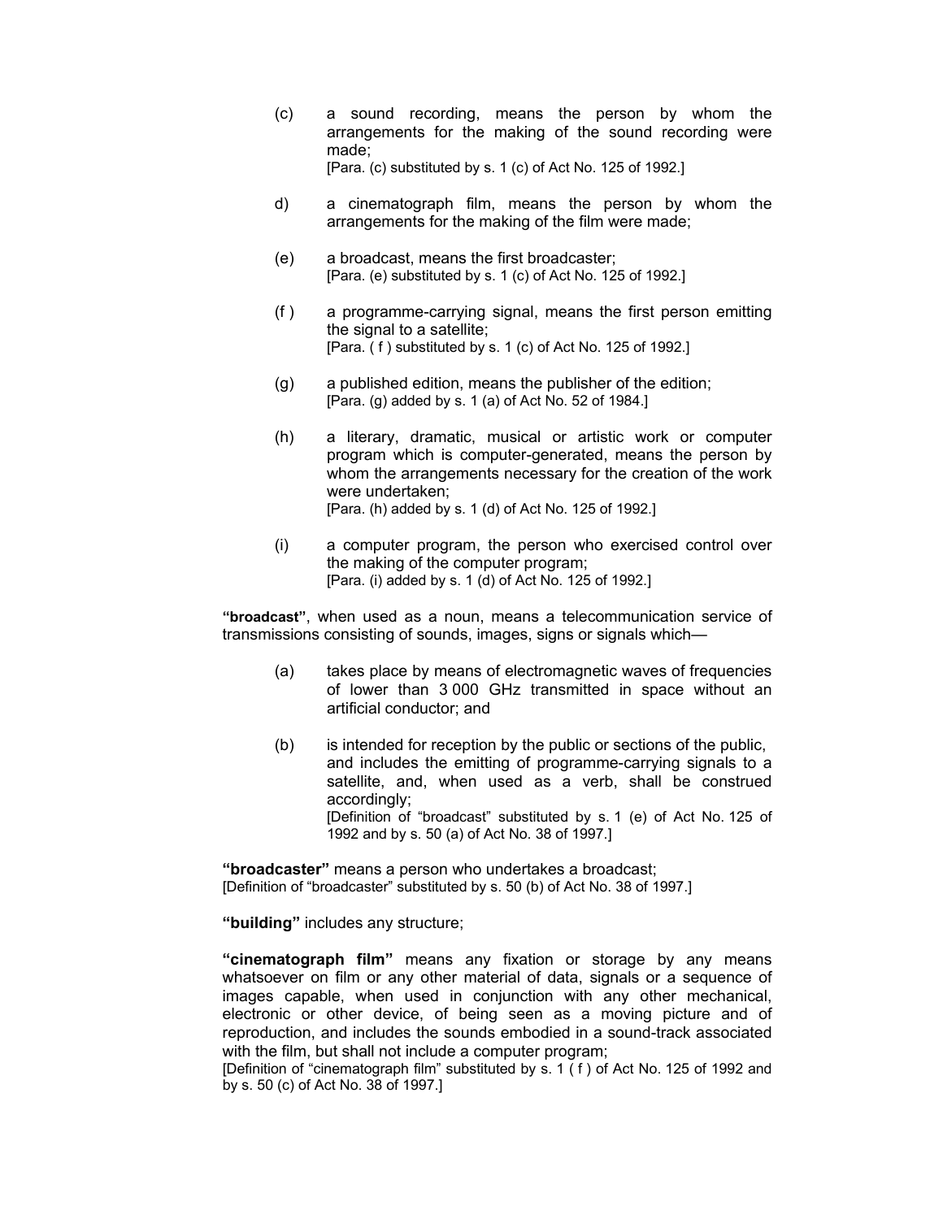(c) a sound recording, means the person by whom the arrangements for the making of the sound recording were made;
[Para. (c) substituted by s. 1 (c) of Act No. 125 of 1992.]

d) a cinematograph film, means the person by whom the arrangements for the making of the film were made;

(e) a broadcast, means the first broadcaster;
[Para. (e) substituted by s. 1 (c) of Act No. 125 of 1992.]

(f ) a programme-carrying signal, means the first person emitting the signal to a satellite;
[Para. ( f ) substituted by s. 1 (c) of Act No. 125 of 1992.]

(g) a published edition, means the publisher of the edition;
[Para. (g) added by s. 1 (a) of Act No. 52 of 1984.]

(h) a literary, dramatic, musical or artistic work or computer program which is computer-generated, means the person by whom the arrangements necessary for the creation of the work were undertaken;
[Para. (h) added by s. 1 (d) of Act No. 125 of 1992.]

(i) a computer program, the person who exercised control over the making of the computer program;
[Para. (i) added by s. 1 (d) of Act No. 125 of 1992.]

**"broadcast"**, when used as a noun, means a telecommunication service of transmissions consisting of sounds, images, signs or signals which—

(a) takes place by means of electromagnetic waves of frequencies of lower than 3 000 GHz transmitted in space without an artificial conductor; and

(b) is intended for reception by the public or sections of the public, and includes the emitting of programme-carrying signals to a satellite, and, when used as a verb, shall be construed accordingly;
[Definition of "broadcast" substituted by s. 1 (e) of Act No. 125 of 1992 and by s. 50 (a) of Act No. 38 of 1997.]

**"broadcaster"** means a person who undertakes a broadcast;
[Definition of "broadcaster" substituted by s. 50 (b) of Act No. 38 of 1997.]

**"building"** includes any structure;

**"cinematograph film"** means any fixation or storage by any means whatsoever on film or any other material of data, signals or a sequence of images capable, when used in conjunction with any other mechanical, electronic or other device, of being seen as a moving picture and of reproduction, and includes the sounds embodied in a sound-track associated with the film, but shall not include a computer program;
[Definition of "cinematograph film" substituted by s. 1 ( f ) of Act No. 125 of 1992 and by s. 50 (c) of Act No. 38 of 1997.]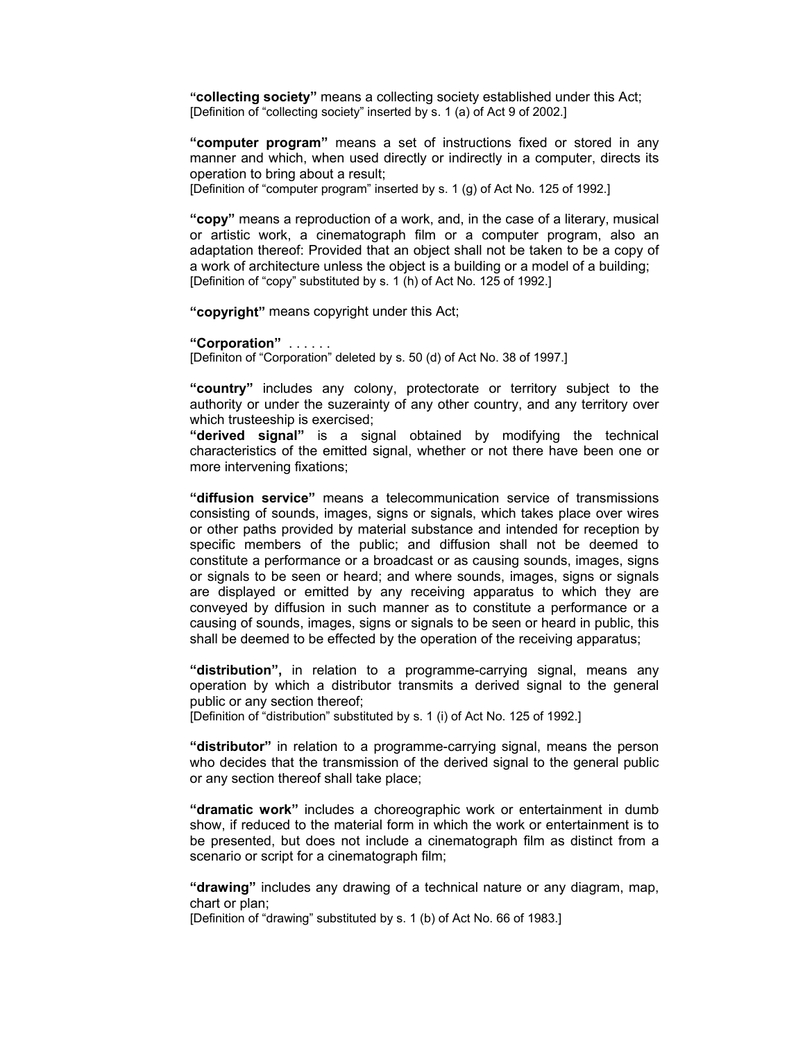**"collecting society"** means a collecting society established under this Act;
[Definition of "collecting society" inserted by s. 1 (a) of Act 9 of 2002.]

**"computer program"** means a set of instructions fixed or stored in any manner and which, when used directly or indirectly in a computer, directs its operation to bring about a result;
[Definition of "computer program" inserted by s. 1 (g) of Act No. 125 of 1992.]

**"copy"** means a reproduction of a work, and, in the case of a literary, musical or artistic work, a cinematograph film or a computer program, also an adaptation thereof: Provided that an object shall not be taken to be a copy of a work of architecture unless the object is a building or a model of a building;
[Definition of "copy" substituted by s. 1 (h) of Act No. 125 of 1992.]

**"copyright"** means copyright under this Act;

**"Corporation"** . . . . . .
[Definiton of "Corporation" deleted by s. 50 (d) of Act No. 38 of 1997.]

**"country"** includes any colony, protectorate or territory subject to the authority or under the suzerainty of any other country, and any territory over which trusteeship is exercised;
**"derived signal"** is a signal obtained by modifying the technical characteristics of the emitted signal, whether or not there have been one or more intervening fixations;

**"diffusion service"** means a telecommunication service of transmissions consisting of sounds, images, signs or signals, which takes place over wires or other paths provided by material substance and intended for reception by specific members of the public; and diffusion shall not be deemed to constitute a performance or a broadcast or as causing sounds, images, signs or signals to be seen or heard; and where sounds, images, signs or signals are displayed or emitted by any receiving apparatus to which they are conveyed by diffusion in such manner as to constitute a performance or a causing of sounds, images, signs or signals to be seen or heard in public, this shall be deemed to be effected by the operation of the receiving apparatus;

**"distribution",** in relation to a programme-carrying signal, means any operation by which a distributor transmits a derived signal to the general public or any section thereof;
[Definition of "distribution" substituted by s. 1 (i) of Act No. 125 of 1992.]

**"distributor"** in relation to a programme-carrying signal, means the person who decides that the transmission of the derived signal to the general public or any section thereof shall take place;

**"dramatic work"** includes a choreographic work or entertainment in dumb show, if reduced to the material form in which the work or entertainment is to be presented, but does not include a cinematograph film as distinct from a scenario or script for a cinematograph film;

**"drawing"** includes any drawing of a technical nature or any diagram, map, chart or plan;
[Definition of "drawing" substituted by s. 1 (b) of Act No. 66 of 1983.]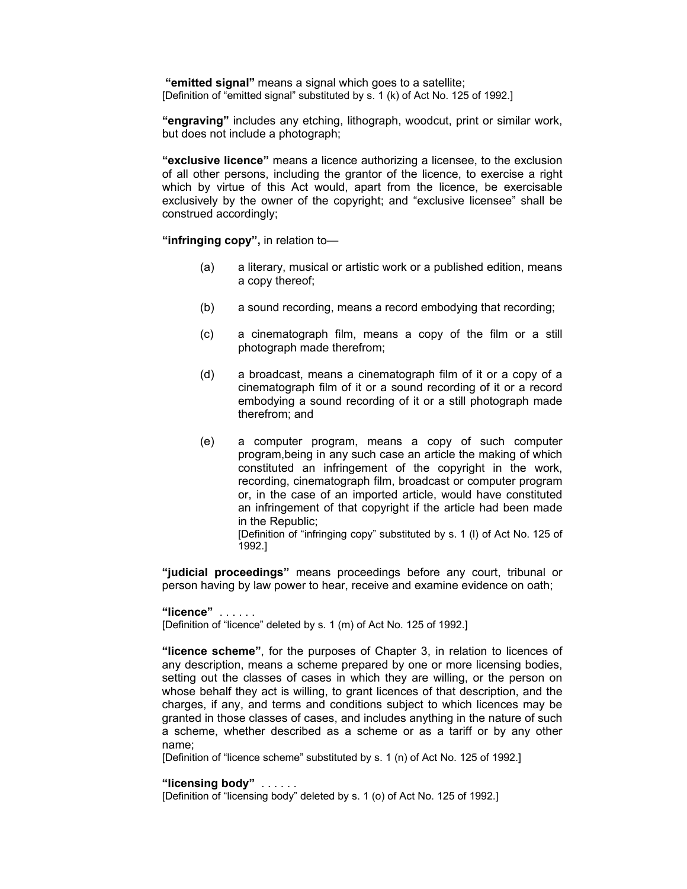**"emitted signal"** means a signal which goes to a satellite;
[Definition of "emitted signal" substituted by s. 1 (k) of Act No. 125 of 1992.]

**"engraving"** includes any etching, lithograph, woodcut, print or similar work, but does not include a photograph;

**"exclusive licence"** means a licence authorizing a licensee, to the exclusion of all other persons, including the grantor of the licence, to exercise a right which by virtue of this Act would, apart from the licence, be exercisable exclusively by the owner of the copyright; and "exclusive licensee" shall be construed accordingly;

**"infringing copy",** in relation to—

(a) a literary, musical or artistic work or a published edition, means a copy thereof;

(b) a sound recording, means a record embodying that recording;

(c) a cinematograph film, means a copy of the film or a still photograph made therefrom;

(d) a broadcast, means a cinematograph film of it or a copy of a cinematograph film of it or a sound recording of it or a record embodying a sound recording of it or a still photograph made therefrom; and

(e) a computer program, means a copy of such computer program,being in any such case an article the making of which constituted an infringement of the copyright in the work, recording, cinematograph film, broadcast or computer program or, in the case of an imported article, would have constituted an infringement of that copyright if the article had been made in the Republic;
[Definition of "infringing copy" substituted by s. 1 (l) of Act No. 125 of 1992.]

**"judicial proceedings"** means proceedings before any court, tribunal or person having by law power to hear, receive and examine evidence on oath;

**"licence"** . . . . . .
[Definition of "licence" deleted by s. 1 (m) of Act No. 125 of 1992.]

**"licence scheme"**, for the purposes of Chapter 3, in relation to licences of any description, means a scheme prepared by one or more licensing bodies, setting out the classes of cases in which they are willing, or the person on whose behalf they act is willing, to grant licences of that description, and the charges, if any, and terms and conditions subject to which licences may be granted in those classes of cases, and includes anything in the nature of such a scheme, whether described as a scheme or as a tariff or by any other name;
[Definition of "licence scheme" substituted by s. 1 (n) of Act No. 125 of 1992.]

**"licensing body"** . . . . . .
[Definition of "licensing body" deleted by s. 1 (o) of Act No. 125 of 1992.]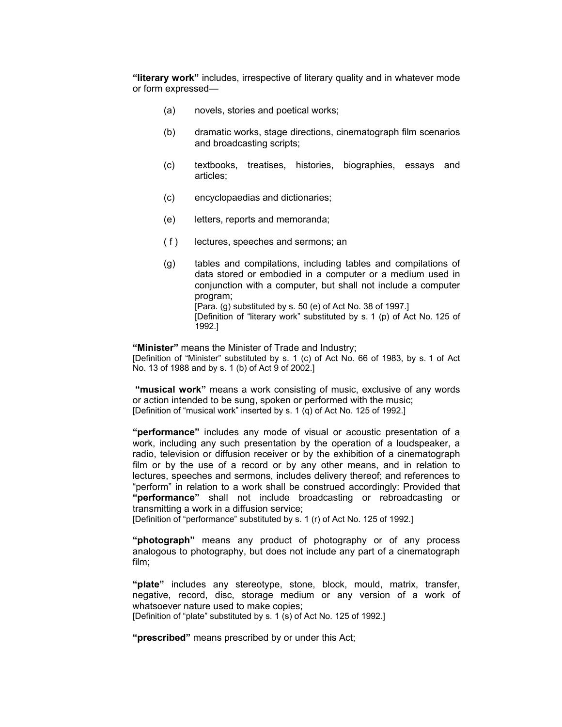**"literary work"** includes, irrespective of literary quality and in whatever mode or form expressed—

(a) novels, stories and poetical works;

(b) dramatic works, stage directions, cinematograph film scenarios and broadcasting scripts;

(c) textbooks, treatises, histories, biographies, essays and articles;

(c) encyclopaedias and dictionaries;

(e) letters, reports and memoranda;

( f ) lectures, speeches and sermons; an

(g) tables and compilations, including tables and compilations of data stored or embodied in a computer or a medium used in conjunction with a computer, but shall not include a computer program;
[Para. (g) substituted by s. 50 (e) of Act No. 38 of 1997.]
[Definition of "literary work" substituted by s. 1 (p) of Act No. 125 of 1992.]

**"Minister"** means the Minister of Trade and Industry;
[Definition of "Minister" substituted by s. 1 (c) of Act No. 66 of 1983, by s. 1 of Act No. 13 of 1988 and by s. 1 (b) of Act 9 of 2002.]

**"musical work"** means a work consisting of music, exclusive of any words or action intended to be sung, spoken or performed with the music;
[Definition of "musical work" inserted by s. 1 (q) of Act No. 125 of 1992.]

**"performance"** includes any mode of visual or acoustic presentation of a work, including any such presentation by the operation of a loudspeaker, a radio, television or diffusion receiver or by the exhibition of a cinematograph film or by the use of a record or by any other means, and in relation to lectures, speeches and sermons, includes delivery thereof; and references to "perform" in relation to a work shall be construed accordingly: Provided that **"performance"** shall not include broadcasting or rebroadcasting or transmitting a work in a diffusion service;
[Definition of "performance" substituted by s. 1 (r) of Act No. 125 of 1992.]

**"photograph"** means any product of photography or of any process analogous to photography, but does not include any part of a cinematograph film;

**"plate"** includes any stereotype, stone, block, mould, matrix, transfer, negative, record, disc, storage medium or any version of a work of whatsoever nature used to make copies;
[Definition of "plate" substituted by s. 1 (s) of Act No. 125 of 1992.]

**"prescribed"** means prescribed by or under this Act;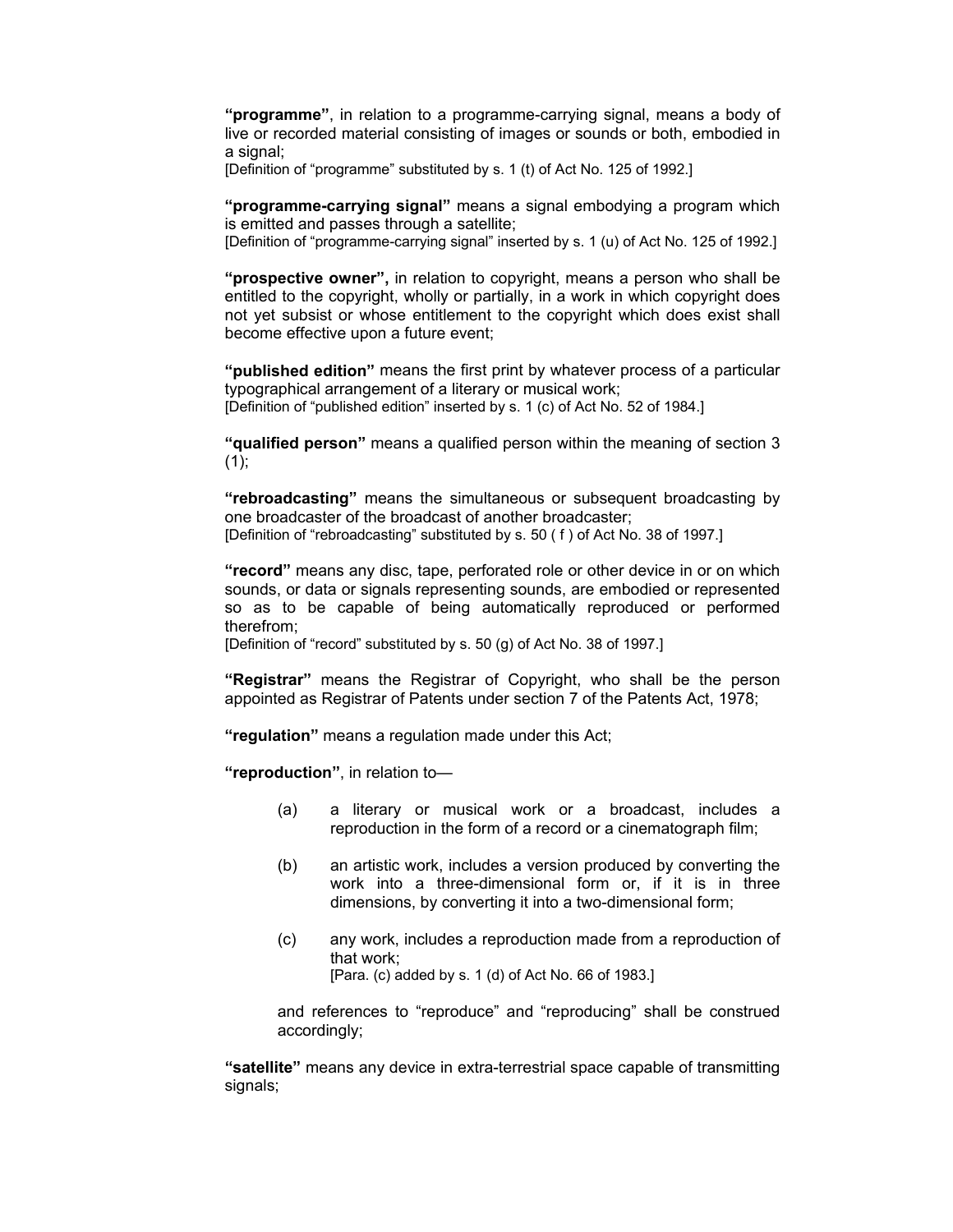**"programme"**, in relation to a programme-carrying signal, means a body of live or recorded material consisting of images or sounds or both, embodied in a signal;
[Definition of "programme" substituted by s. 1 (t) of Act No. 125 of 1992.]

**"programme-carrying signal"** means a signal embodying a program which is emitted and passes through a satellite;
[Definition of "programme-carrying signal" inserted by s. 1 (u) of Act No. 125 of 1992.]

**"prospective owner",** in relation to copyright, means a person who shall be entitled to the copyright, wholly or partially, in a work in which copyright does not yet subsist or whose entitlement to the copyright which does exist shall become effective upon a future event;

**"published edition"** means the first print by whatever process of a particular typographical arrangement of a literary or musical work;
[Definition of "published edition" inserted by s. 1 (c) of Act No. 52 of 1984.]

**"qualified person"** means a qualified person within the meaning of section 3 (1);

**"rebroadcasting"** means the simultaneous or subsequent broadcasting by one broadcaster of the broadcast of another broadcaster;
[Definition of "rebroadcasting" substituted by s. 50 ( f ) of Act No. 38 of 1997.]

**"record"** means any disc, tape, perforated role or other device in or on which sounds, or data or signals representing sounds, are embodied or represented so as to be capable of being automatically reproduced or performed therefrom;
[Definition of "record" substituted by s. 50 (g) of Act No. 38 of 1997.]

**"Registrar"** means the Registrar of Copyright, who shall be the person appointed as Registrar of Patents under section 7 of the Patents Act, 1978;

**"regulation"** means a regulation made under this Act;

**"reproduction"**, in relation to—

(a) a literary or musical work or a broadcast, includes a reproduction in the form of a record or a cinematograph film;

(b) an artistic work, includes a version produced by converting the work into a three-dimensional form or, if it is in three dimensions, by converting it into a two-dimensional form;

(c) any work, includes a reproduction made from a reproduction of that work;
[Para. (c) added by s. 1 (d) of Act No. 66 of 1983.]

and references to "reproduce" and "reproducing" shall be construed accordingly;

**"satellite"** means any device in extra-terrestrial space capable of transmitting signals;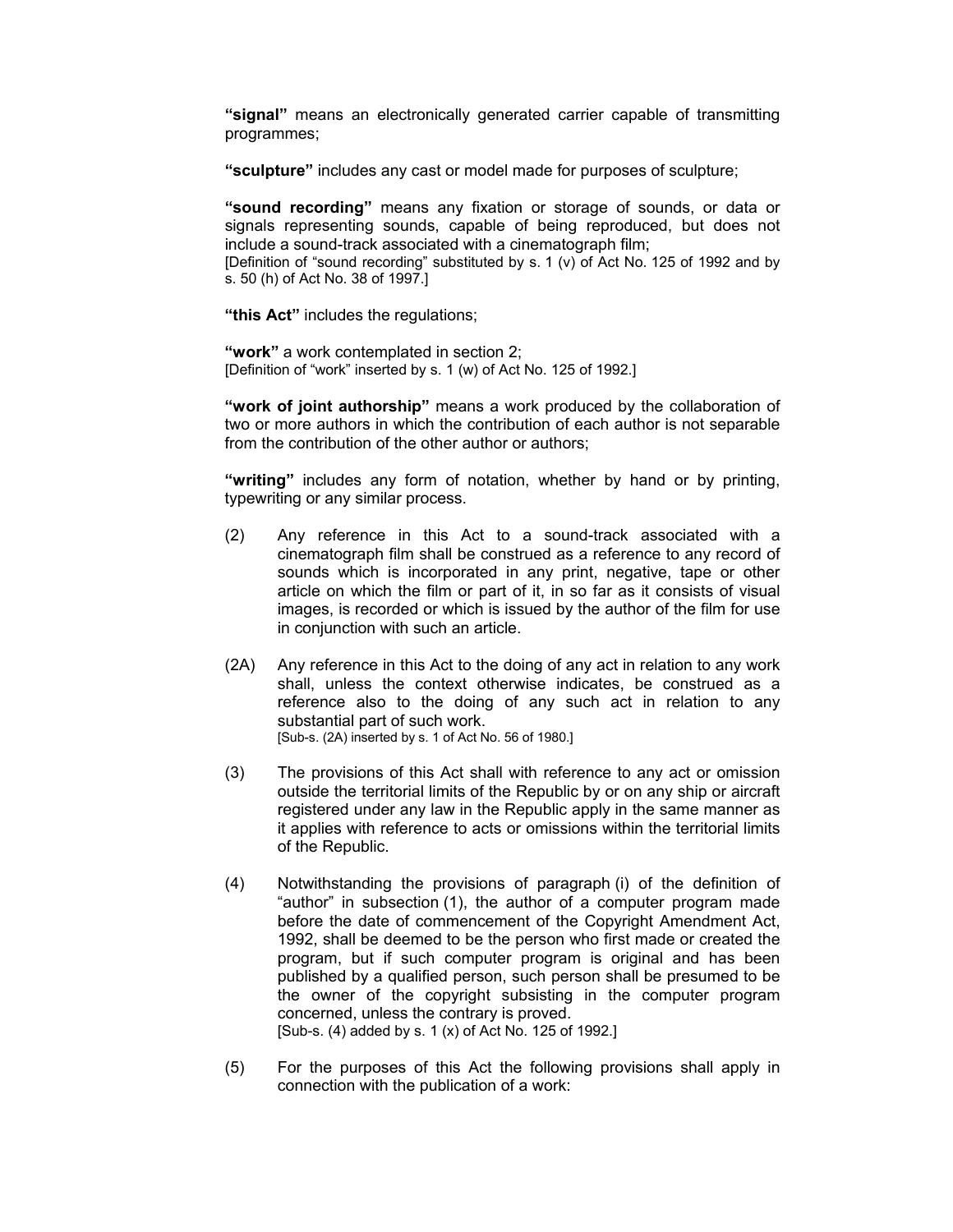**"signal"** means an electronically generated carrier capable of transmitting programmes;

**"sculpture"** includes any cast or model made for purposes of sculpture;

**"sound recording"** means any fixation or storage of sounds, or data or signals representing sounds, capable of being reproduced, but does not include a sound-track associated with a cinematograph film;
[Definition of "sound recording" substituted by s. 1 (v) of Act No. 125 of 1992 and by s. 50 (h) of Act No. 38 of 1997.]

**"this Act"** includes the regulations;

**"work"** a work contemplated in section 2;
[Definition of "work" inserted by s. 1 (w) of Act No. 125 of 1992.]

**"work of joint authorship"** means a work produced by the collaboration of two or more authors in which the contribution of each author is not separable from the contribution of the other author or authors;

**"writing"** includes any form of notation, whether by hand or by printing, typewriting or any similar process.

(2) Any reference in this Act to a sound-track associated with a cinematograph film shall be construed as a reference to any record of sounds which is incorporated in any print, negative, tape or other article on which the film or part of it, in so far as it consists of visual images, is recorded or which is issued by the author of the film for use in conjunction with such an article.

(2A) Any reference in this Act to the doing of any act in relation to any work shall, unless the context otherwise indicates, be construed as a reference also to the doing of any such act in relation to any substantial part of such work.
[Sub-s. (2A) inserted by s. 1 of Act No. 56 of 1980.]

(3) The provisions of this Act shall with reference to any act or omission outside the territorial limits of the Republic by or on any ship or aircraft registered under any law in the Republic apply in the same manner as it applies with reference to acts or omissions within the territorial limits of the Republic.

(4) Notwithstanding the provisions of paragraph (i) of the definition of "author" in subsection (1), the author of a computer program made before the date of commencement of the Copyright Amendment Act, 1992, shall be deemed to be the person who first made or created the program, but if such computer program is original and has been published by a qualified person, such person shall be presumed to be the owner of the copyright subsisting in the computer program concerned, unless the contrary is proved.
[Sub-s. (4) added by s. 1 (x) of Act No. 125 of 1992.]

(5) For the purposes of this Act the following provisions shall apply in connection with the publication of a work: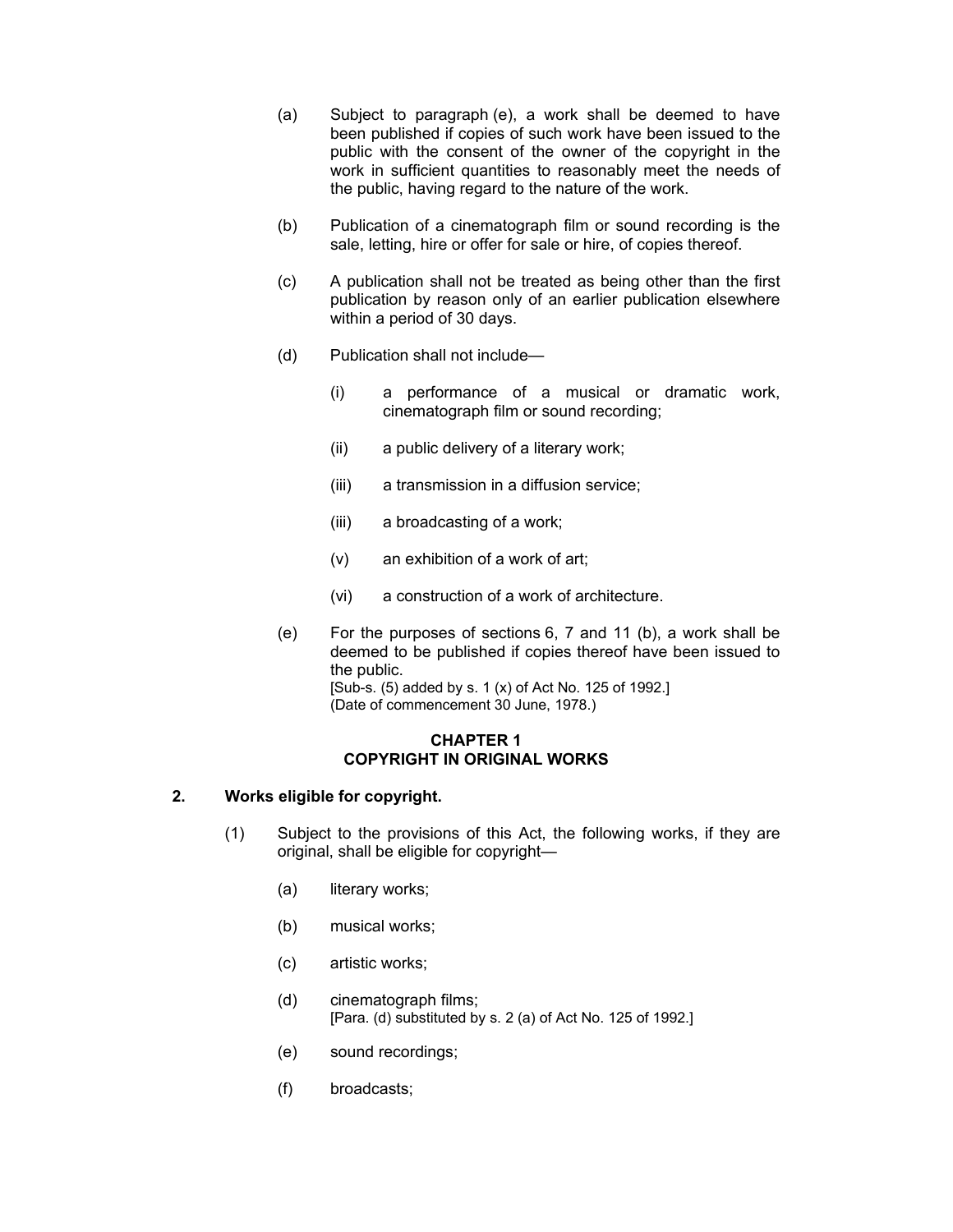(a) Subject to paragraph (e), a work shall be deemed to have been published if copies of such work have been issued to the public with the consent of the owner of the copyright in the work in sufficient quantities to reasonably meet the needs of the public, having regard to the nature of the work.

(b) Publication of a cinematograph film or sound recording is the sale, letting, hire or offer for sale or hire, of copies thereof.

(c) A publication shall not be treated as being other than the first publication by reason only of an earlier publication elsewhere within a period of 30 days.

(d) Publication shall not include—

  (i) a performance of a musical or dramatic work, cinematograph film or sound recording;

  (ii) a public delivery of a literary work;

  (iii) a transmission in a diffusion service;

  (iii) a broadcasting of a work;

  (v) an exhibition of a work of art;

  (vi) a construction of a work of architecture.

(e) For the purposes of sections 6, 7 and 11 (b), a work shall be deemed to be published if copies thereof have been issued to the public.
[Sub-s. (5) added by s. 1 (x) of Act No. 125 of 1992.]
(Date of commencement 30 June, 1978.)

## CHAPTER 1
## COPYRIGHT IN ORIGINAL WORKS

### 2. Works eligible for copyright.

(1) Subject to the provisions of this Act, the following works, if they are original, shall be eligible for copyright—

  (a) literary works;

  (b) musical works;

  (c) artistic works;

  (d) cinematograph films;
  [Para. (d) substituted by s. 2 (a) of Act No. 125 of 1992.]

  (e) sound recordings;

  (f) broadcasts;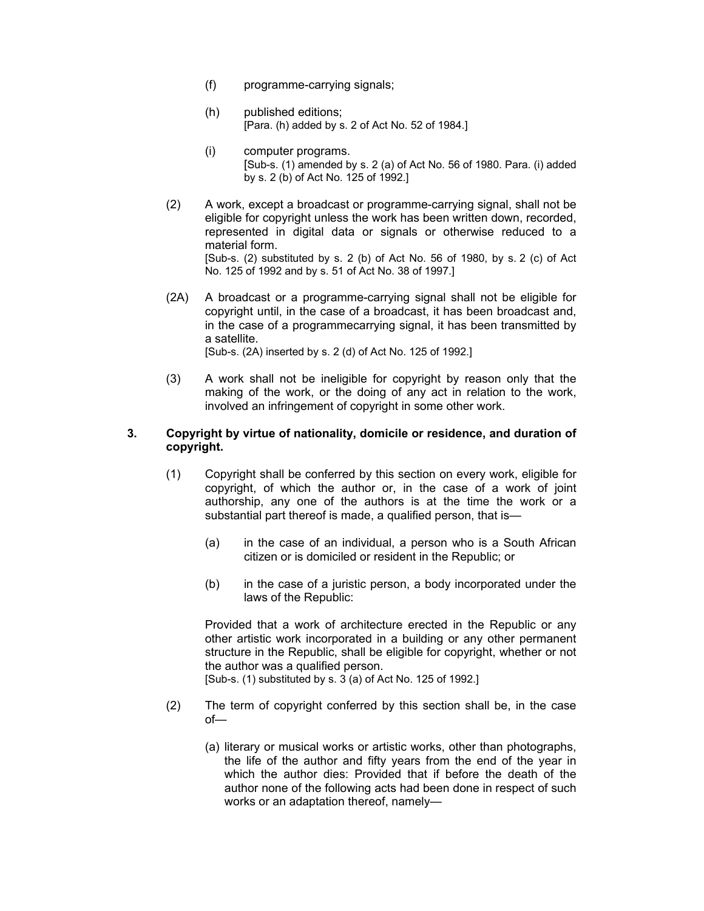(f) programme-carrying signals;

(h) published editions;
[Para. (h) added by s. 2 of Act No. 52 of 1984.]

(i) computer programs.
[Sub-s. (1) amended by s. 2 (a) of Act No. 56 of 1980. Para. (i) added by s. 2 (b) of Act No. 125 of 1992.]

(2) A work, except a broadcast or programme-carrying signal, shall not be eligible for copyright unless the work has been written down, recorded, represented in digital data or signals or otherwise reduced to a material form.
[Sub-s. (2) substituted by s. 2 (b) of Act No. 56 of 1980, by s. 2 (c) of Act No. 125 of 1992 and by s. 51 of Act No. 38 of 1997.]

(2A) A broadcast or a programme-carrying signal shall not be eligible for copyright until, in the case of a broadcast, it has been broadcast and, in the case of a programmecarrying signal, it has been transmitted by a satellite.
[Sub-s. (2A) inserted by s. 2 (d) of Act No. 125 of 1992.]

(3) A work shall not be ineligible for copyright by reason only that the making of the work, or the doing of any act in relation to the work, involved an infringement of copyright in some other work.

**3. Copyright by virtue of nationality, domicile or residence, and duration of copyright.**

(1) Copyright shall be conferred by this section on every work, eligible for copyright, of which the author or, in the case of a work of joint authorship, any one of the authors is at the time the work or a substantial part thereof is made, a qualified person, that is—

(a) in the case of an individual, a person who is a South African citizen or is domiciled or resident in the Republic; or

(b) in the case of a juristic person, a body incorporated under the laws of the Republic:

Provided that a work of architecture erected in the Republic or any other artistic work incorporated in a building or any other permanent structure in the Republic, shall be eligible for copyright, whether or not the author was a qualified person.
[Sub-s. (1) substituted by s. 3 (a) of Act No. 125 of 1992.]

(2) The term of copyright conferred by this section shall be, in the case of—

(a) literary or musical works or artistic works, other than photographs, the life of the author and fifty years from the end of the year in which the author dies: Provided that if before the death of the author none of the following acts had been done in respect of such works or an adaptation thereof, namely—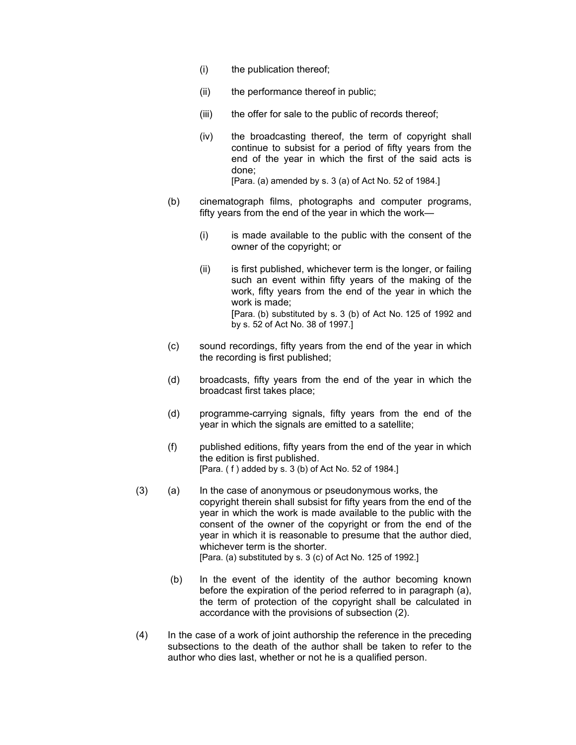(i) the publication thereof;

(ii) the performance thereof in public;

(iii) the offer for sale to the public of records thereof;

(iv) the broadcasting thereof, the term of copyright shall continue to subsist for a period of fifty years from the end of the year in which the first of the said acts is done;
[Para. (a) amended by s. 3 (a) of Act No. 52 of 1984.]

(b) cinematograph films, photographs and computer programs, fifty years from the end of the year in which the work—

(i) is made available to the public with the consent of the owner of the copyright; or

(ii) is first published, whichever term is the longer, or failing such an event within fifty years of the making of the work, fifty years from the end of the year in which the work is made;
[Para. (b) substituted by s. 3 (b) of Act No. 125 of 1992 and by s. 52 of Act No. 38 of 1997.]

(c) sound recordings, fifty years from the end of the year in which the recording is first published;

(d) broadcasts, fifty years from the end of the year in which the broadcast first takes place;

(d) programme-carrying signals, fifty years from the end of the year in which the signals are emitted to a satellite;

(f) published editions, fifty years from the end of the year in which the edition is first published.
[Para. ( f ) added by s. 3 (b) of Act No. 52 of 1984.]

(3) (a) In the case of anonymous or pseudonymous works, the copyright therein shall subsist for fifty years from the end of the year in which the work is made available to the public with the consent of the owner of the copyright or from the end of the year in which it is reasonable to presume that the author died, whichever term is the shorter.
[Para. (a) substituted by s. 3 (c) of Act No. 125 of 1992.]

(b) In the event of the identity of the author becoming known before the expiration of the period referred to in paragraph (a), the term of protection of the copyright shall be calculated in accordance with the provisions of subsection (2).

(4) In the case of a work of joint authorship the reference in the preceding subsections to the death of the author shall be taken to refer to the author who dies last, whether or not he is a qualified person.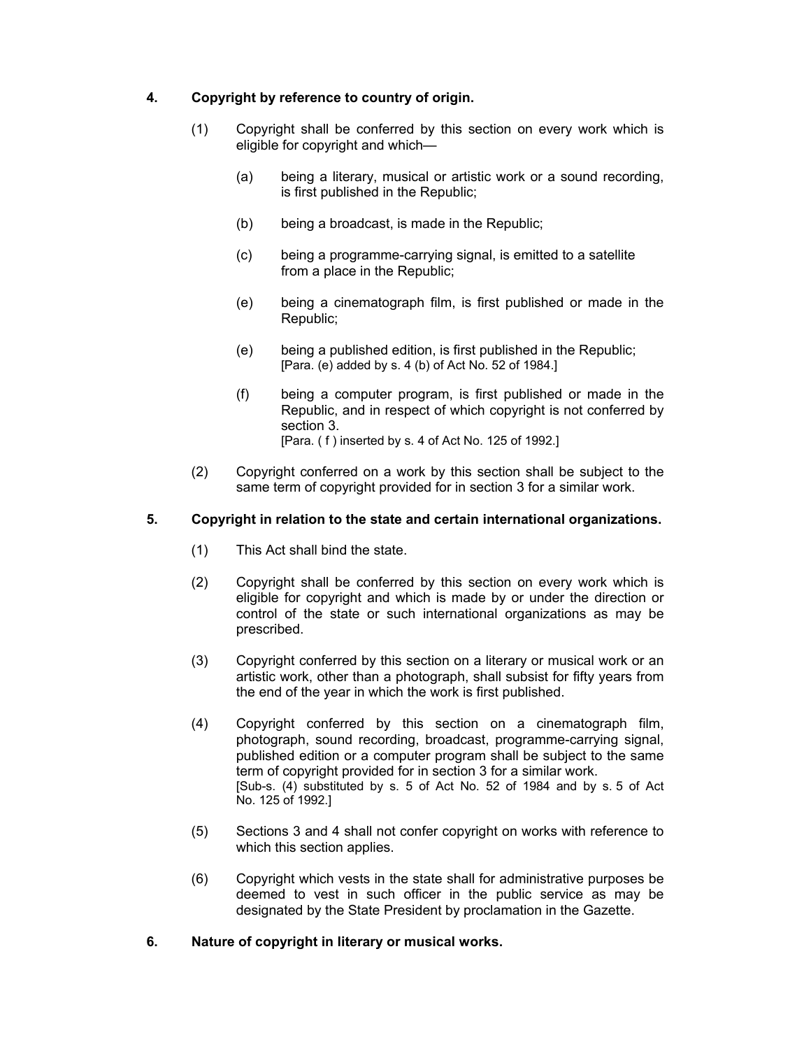## 4. Copyright by reference to country of origin.

(1) Copyright shall be conferred by this section on every work which is eligible for copyright and which—

(a) being a literary, musical or artistic work or a sound recording, is first published in the Republic;

(b) being a broadcast, is made in the Republic;

(c) being a programme-carrying signal, is emitted to a satellite from a place in the Republic;

(e) being a cinematograph film, is first published or made in the Republic;

(e) being a published edition, is first published in the Republic;
[Para. (e) added by s. 4 (b) of Act No. 52 of 1984.]

(f) being a computer program, is first published or made in the Republic, and in respect of which copyright is not conferred by section 3.
[Para. ( f ) inserted by s. 4 of Act No. 125 of 1992.]

(2) Copyright conferred on a work by this section shall be subject to the same term of copyright provided for in section 3 for a similar work.

## 5. Copyright in relation to the state and certain international organizations.

(1) This Act shall bind the state.

(2) Copyright shall be conferred by this section on every work which is eligible for copyright and which is made by or under the direction or control of the state or such international organizations as may be prescribed.

(3) Copyright conferred by this section on a literary or musical work or an artistic work, other than a photograph, shall subsist for fifty years from the end of the year in which the work is first published.

(4) Copyright conferred by this section on a cinematograph film, photograph, sound recording, broadcast, programme-carrying signal, published edition or a computer program shall be subject to the same term of copyright provided for in section 3 for a similar work.
[Sub-s. (4) substituted by s. 5 of Act No. 52 of 1984 and by s. 5 of Act No. 125 of 1992.]

(5) Sections 3 and 4 shall not confer copyright on works with reference to which this section applies.

(6) Copyright which vests in the state shall for administrative purposes be deemed to vest in such officer in the public service as may be designated by the State President by proclamation in the Gazette.

## 6. Nature of copyright in literary or musical works.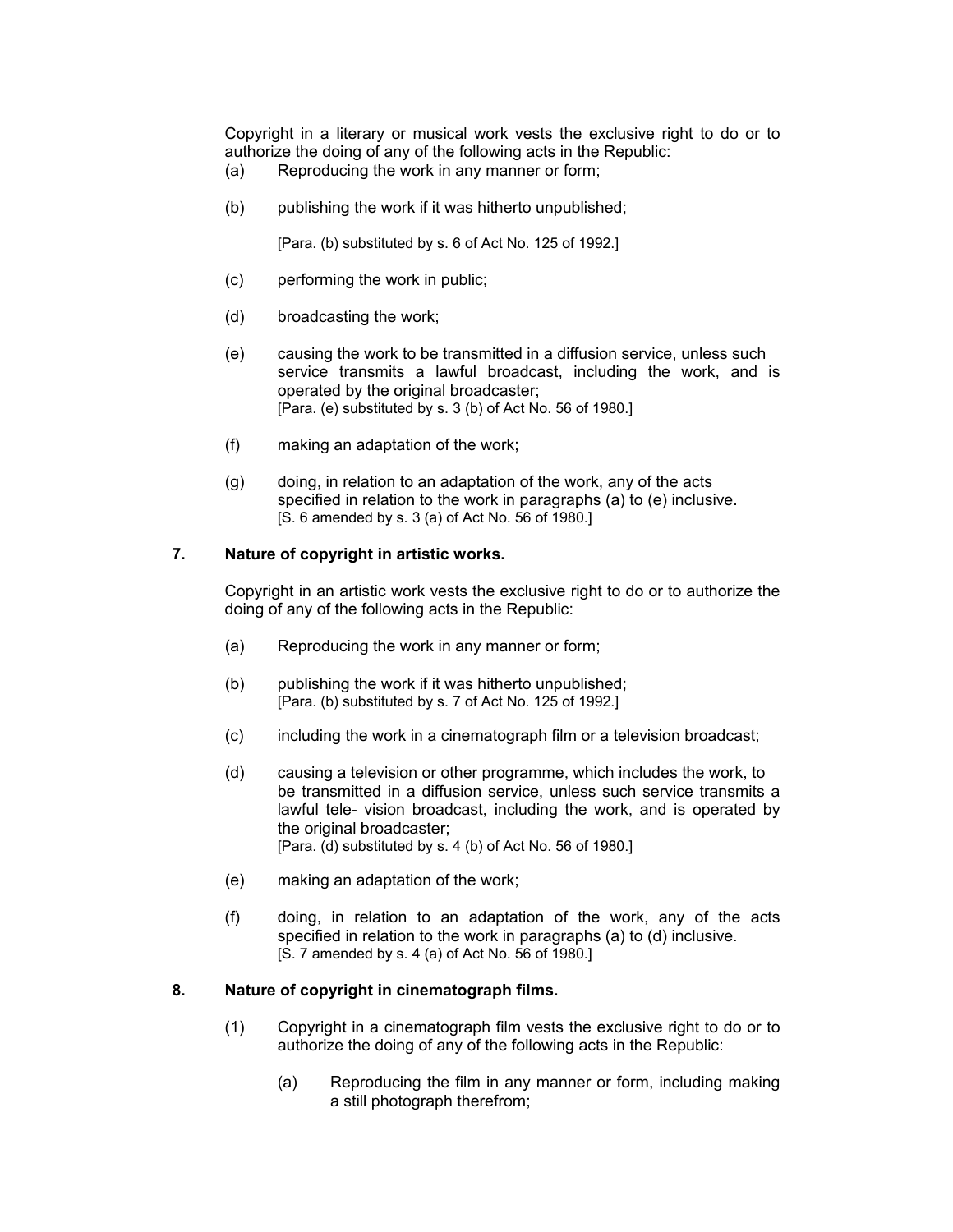Copyright in a literary or musical work vests the exclusive right to do or to authorize the doing of any of the following acts in the Republic:

(a) Reproducing the work in any manner or form;

(b) publishing the work if it was hitherto unpublished;

[Para. (b) substituted by s. 6 of Act No. 125 of 1992.]

(c) performing the work in public;

(d) broadcasting the work;

(e) causing the work to be transmitted in a diffusion service, unless such service transmits a lawful broadcast, including the work, and is operated by the original broadcaster;
[Para. (e) substituted by s. 3 (b) of Act No. 56 of 1980.]

(f) making an adaptation of the work;

(g) doing, in relation to an adaptation of the work, any of the acts specified in relation to the work in paragraphs (a) to (e) inclusive.
[S. 6 amended by s. 3 (a) of Act No. 56 of 1980.]

### 7. Nature of copyright in artistic works.

Copyright in an artistic work vests the exclusive right to do or to authorize the doing of any of the following acts in the Republic:

(a) Reproducing the work in any manner or form;

(b) publishing the work if it was hitherto unpublished;
[Para. (b) substituted by s. 7 of Act No. 125 of 1992.]

(c) including the work in a cinematograph film or a television broadcast;

(d) causing a television or other programme, which includes the work, to be transmitted in a diffusion service, unless such service transmits a lawful tele- vision broadcast, including the work, and is operated by the original broadcaster;
[Para. (d) substituted by s. 4 (b) of Act No. 56 of 1980.]

(e) making an adaptation of the work;

(f) doing, in relation to an adaptation of the work, any of the acts specified in relation to the work in paragraphs (a) to (d) inclusive.
[S. 7 amended by s. 4 (a) of Act No. 56 of 1980.]

### 8. Nature of copyright in cinematograph films.

(1) Copyright in a cinematograph film vests the exclusive right to do or to authorize the doing of any of the following acts in the Republic:

(a) Reproducing the film in any manner or form, including making a still photograph therefrom;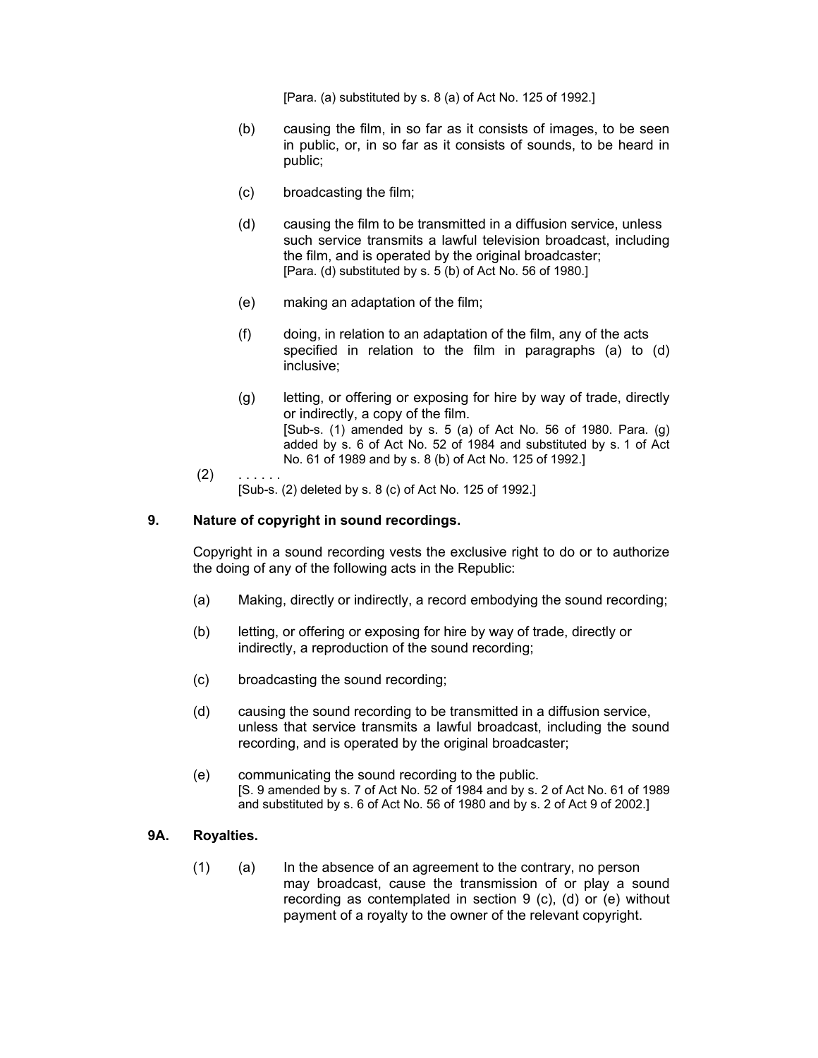[Para. (a) substituted by s. 8 (a) of Act No. 125 of 1992.]

(b) causing the film, in so far as it consists of images, to be seen in public, or, in so far as it consists of sounds, to be heard in public;

(c) broadcasting the film;

(d) causing the film to be transmitted in a diffusion service, unless such service transmits a lawful television broadcast, including the film, and is operated by the original broadcaster;
[Para. (d) substituted by s. 5 (b) of Act No. 56 of 1980.]

(e) making an adaptation of the film;

(f) doing, in relation to an adaptation of the film, any of the acts specified in relation to the film in paragraphs (a) to (d) inclusive;

(g) letting, or offering or exposing for hire by way of trade, directly or indirectly, a copy of the film.
[Sub-s. (1) amended by s. 5 (a) of Act No. 56 of 1980. Para. (g) added by s. 6 of Act No. 52 of 1984 and substituted by s. 1 of Act No. 61 of 1989 and by s. 8 (b) of Act No. 125 of 1992.]

(2) . . . . . .
[Sub-s. (2) deleted by s. 8 (c) of Act No. 125 of 1992.]

**9. Nature of copyright in sound recordings.**

Copyright in a sound recording vests the exclusive right to do or to authorize the doing of any of the following acts in the Republic:

(a) Making, directly or indirectly, a record embodying the sound recording;

(b) letting, or offering or exposing for hire by way of trade, directly or indirectly, a reproduction of the sound recording;

(c) broadcasting the sound recording;

(d) causing the sound recording to be transmitted in a diffusion service, unless that service transmits a lawful broadcast, including the sound recording, and is operated by the original broadcaster;

(e) communicating the sound recording to the public.
[S. 9 amended by s. 7 of Act No. 52 of 1984 and by s. 2 of Act No. 61 of 1989 and substituted by s. 6 of Act No. 56 of 1980 and by s. 2 of Act 9 of 2002.]

**9A. Royalties.**

(1) (a) In the absence of an agreement to the contrary, no person may broadcast, cause the transmission of or play a sound recording as contemplated in section 9 (c), (d) or (e) without payment of a royalty to the owner of the relevant copyright.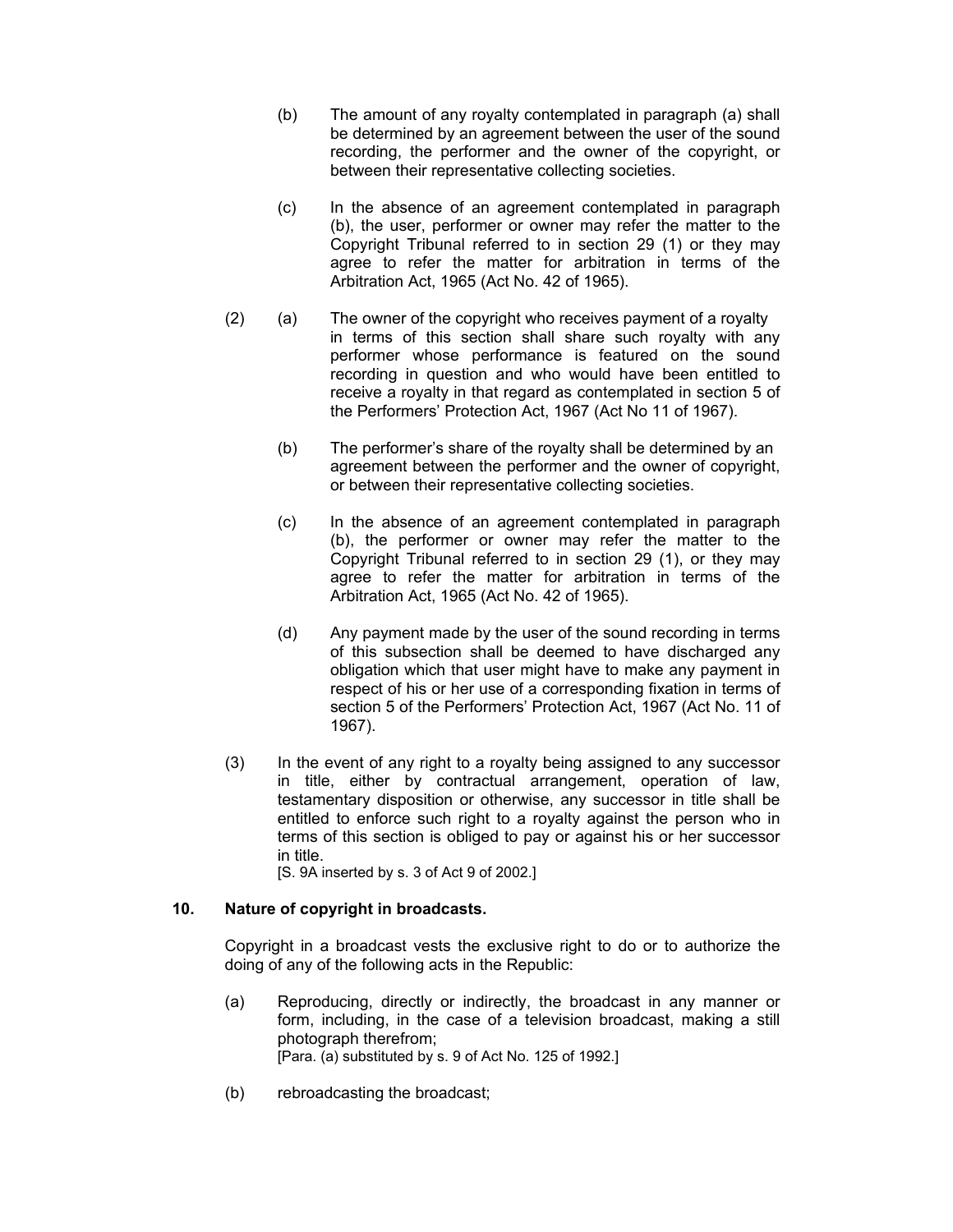(b) The amount of any royalty contemplated in paragraph (a) shall be determined by an agreement between the user of the sound recording, the performer and the owner of the copyright, or between their representative collecting societies.

(c) In the absence of an agreement contemplated in paragraph (b), the user, performer or owner may refer the matter to the Copyright Tribunal referred to in section 29 (1) or they may agree to refer the matter for arbitration in terms of the Arbitration Act, 1965 (Act No. 42 of 1965).

(2) (a) The owner of the copyright who receives payment of a royalty in terms of this section shall share such royalty with any performer whose performance is featured on the sound recording in question and who would have been entitled to receive a royalty in that regard as contemplated in section 5 of the Performers' Protection Act, 1967 (Act No 11 of 1967).

(b) The performer's share of the royalty shall be determined by an agreement between the performer and the owner of copyright, or between their representative collecting societies.

(c) In the absence of an agreement contemplated in paragraph (b), the performer or owner may refer the matter to the Copyright Tribunal referred to in section 29 (1), or they may agree to refer the matter for arbitration in terms of the Arbitration Act, 1965 (Act No. 42 of 1965).

(d) Any payment made by the user of the sound recording in terms of this subsection shall be deemed to have discharged any obligation which that user might have to make any payment in respect of his or her use of a corresponding fixation in terms of section 5 of the Performers' Protection Act, 1967 (Act No. 11 of 1967).

(3) In the event of any right to a royalty being assigned to any successor in title, either by contractual arrangement, operation of law, testamentary disposition or otherwise, any successor in title shall be entitled to enforce such right to a royalty against the person who in terms of this section is obliged to pay or against his or her successor in title.
[S. 9A inserted by s. 3 of Act 9 of 2002.]

**10. Nature of copyright in broadcasts.**

Copyright in a broadcast vests the exclusive right to do or to authorize the doing of any of the following acts in the Republic:

(a) Reproducing, directly or indirectly, the broadcast in any manner or form, including, in the case of a television broadcast, making a still photograph therefrom;
[Para. (a) substituted by s. 9 of Act No. 125 of 1992.]

(b) rebroadcasting the broadcast;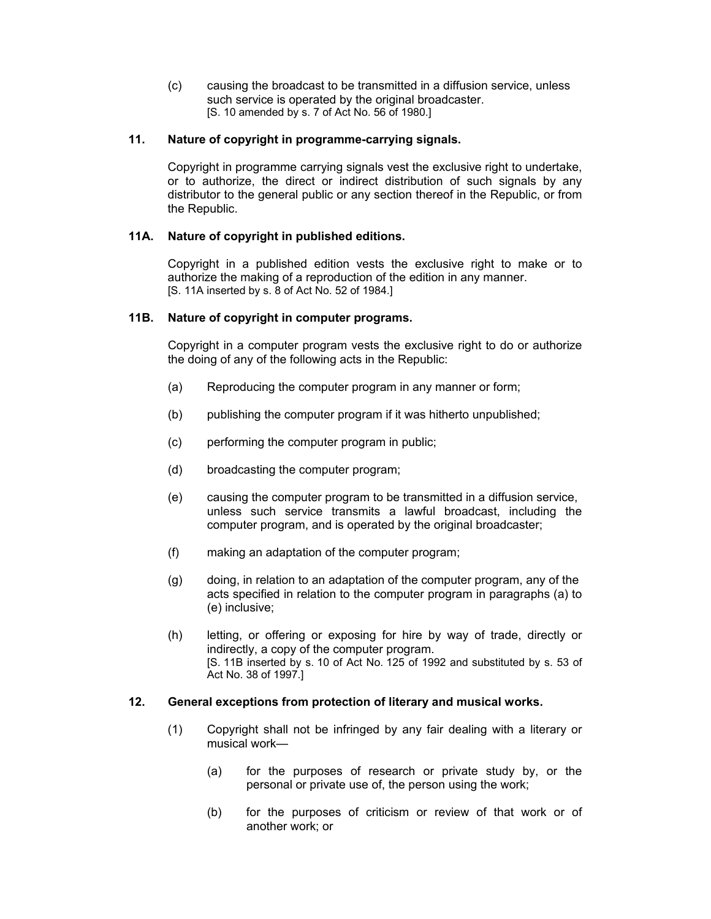(c) causing the broadcast to be transmitted in a diffusion service, unless such service is operated by the original broadcaster.
[S. 10 amended by s. 7 of Act No. 56 of 1980.]

### 11. Nature of copyright in programme-carrying signals.

Copyright in programme carrying signals vest the exclusive right to undertake, or to authorize, the direct or indirect distribution of such signals by any distributor to the general public or any section thereof in the Republic, or from the Republic.

### 11A. Nature of copyright in published editions.

Copyright in a published edition vests the exclusive right to make or to authorize the making of a reproduction of the edition in any manner.
[S. 11A inserted by s. 8 of Act No. 52 of 1984.]

### 11B. Nature of copyright in computer programs.

Copyright in a computer program vests the exclusive right to do or authorize the doing of any of the following acts in the Republic:

(a) Reproducing the computer program in any manner or form;

(b) publishing the computer program if it was hitherto unpublished;

(c) performing the computer program in public;

(d) broadcasting the computer program;

(e) causing the computer program to be transmitted in a diffusion service, unless such service transmits a lawful broadcast, including the computer program, and is operated by the original broadcaster;

(f) making an adaptation of the computer program;

(g) doing, in relation to an adaptation of the computer program, any of the acts specified in relation to the computer program in paragraphs (a) to (e) inclusive;

(h) letting, or offering or exposing for hire by way of trade, directly or indirectly, a copy of the computer program.
[S. 11B inserted by s. 10 of Act No. 125 of 1992 and substituted by s. 53 of Act No. 38 of 1997.]

### 12. General exceptions from protection of literary and musical works.

(1) Copyright shall not be infringed by any fair dealing with a literary or musical work—

(a) for the purposes of research or private study by, or the personal or private use of, the person using the work;

(b) for the purposes of criticism or review of that work or of another work; or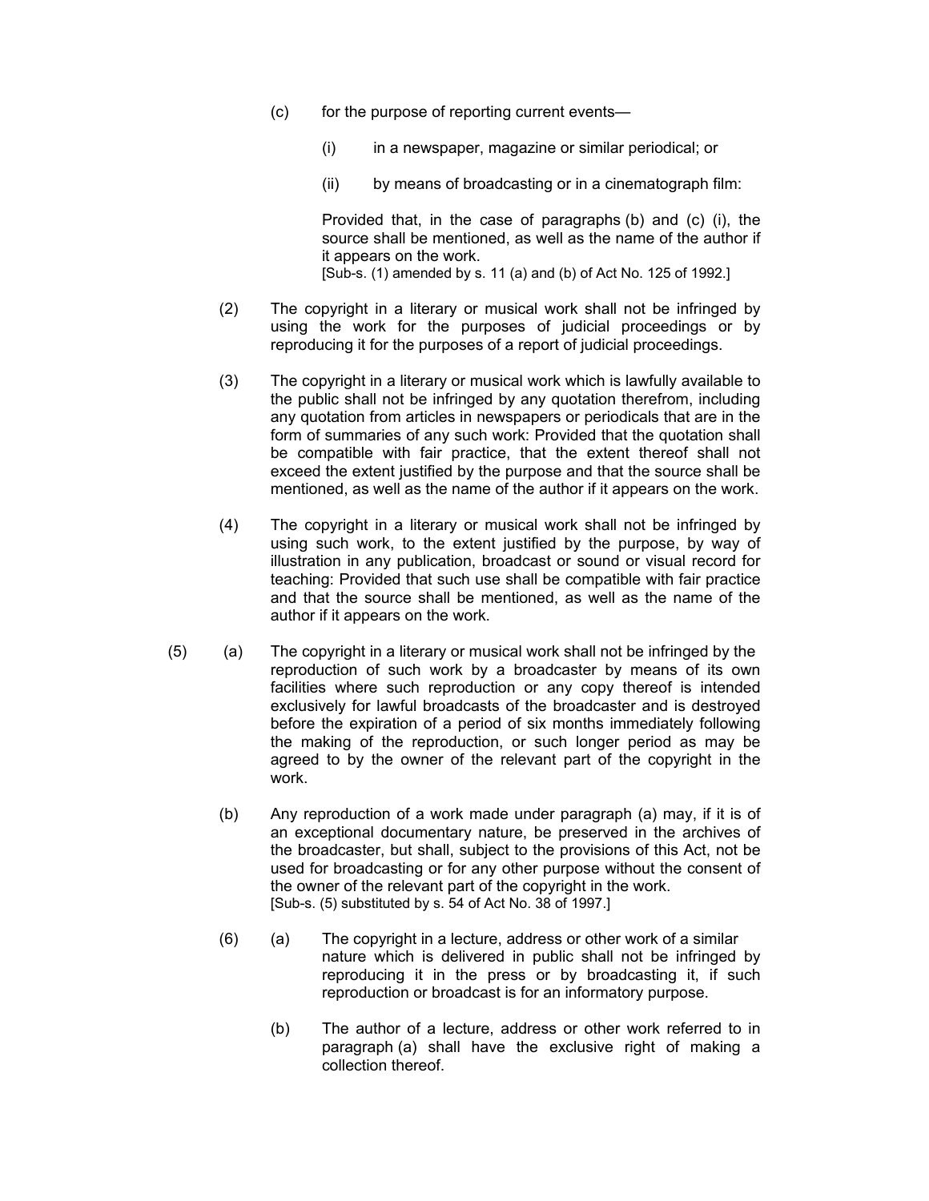(c) for the purpose of reporting current events—

(i) in a newspaper, magazine or similar periodical; or

(ii) by means of broadcasting or in a cinematograph film:

Provided that, in the case of paragraphs (b) and (c) (i), the source shall be mentioned, as well as the name of the author if it appears on the work.
[Sub-s. (1) amended by s. 11 (a) and (b) of Act No. 125 of 1992.]

(2) The copyright in a literary or musical work shall not be infringed by using the work for the purposes of judicial proceedings or by reproducing it for the purposes of a report of judicial proceedings.

(3) The copyright in a literary or musical work which is lawfully available to the public shall not be infringed by any quotation therefrom, including any quotation from articles in newspapers or periodicals that are in the form of summaries of any such work: Provided that the quotation shall be compatible with fair practice, that the extent thereof shall not exceed the extent justified by the purpose and that the source shall be mentioned, as well as the name of the author if it appears on the work.

(4) The copyright in a literary or musical work shall not be infringed by using such work, to the extent justified by the purpose, by way of illustration in any publication, broadcast or sound or visual record for teaching: Provided that such use shall be compatible with fair practice and that the source shall be mentioned, as well as the name of the author if it appears on the work.

(5) (a) The copyright in a literary or musical work shall not be infringed by the reproduction of such work by a broadcaster by means of its own facilities where such reproduction or any copy thereof is intended exclusively for lawful broadcasts of the broadcaster and is destroyed before the expiration of a period of six months immediately following the making of the reproduction, or such longer period as may be agreed to by the owner of the relevant part of the copyright in the work.

(b) Any reproduction of a work made under paragraph (a) may, if it is of an exceptional documentary nature, be preserved in the archives of the broadcaster, but shall, subject to the provisions of this Act, not be used for broadcasting or for any other purpose without the consent of the owner of the relevant part of the copyright in the work.
[Sub-s. (5) substituted by s. 54 of Act No. 38 of 1997.]

(6) (a) The copyright in a lecture, address or other work of a similar nature which is delivered in public shall not be infringed by reproducing it in the press or by broadcasting it, if such reproduction or broadcast is for an informatory purpose.

(b) The author of a lecture, address or other work referred to in paragraph (a) shall have the exclusive right of making a collection thereof.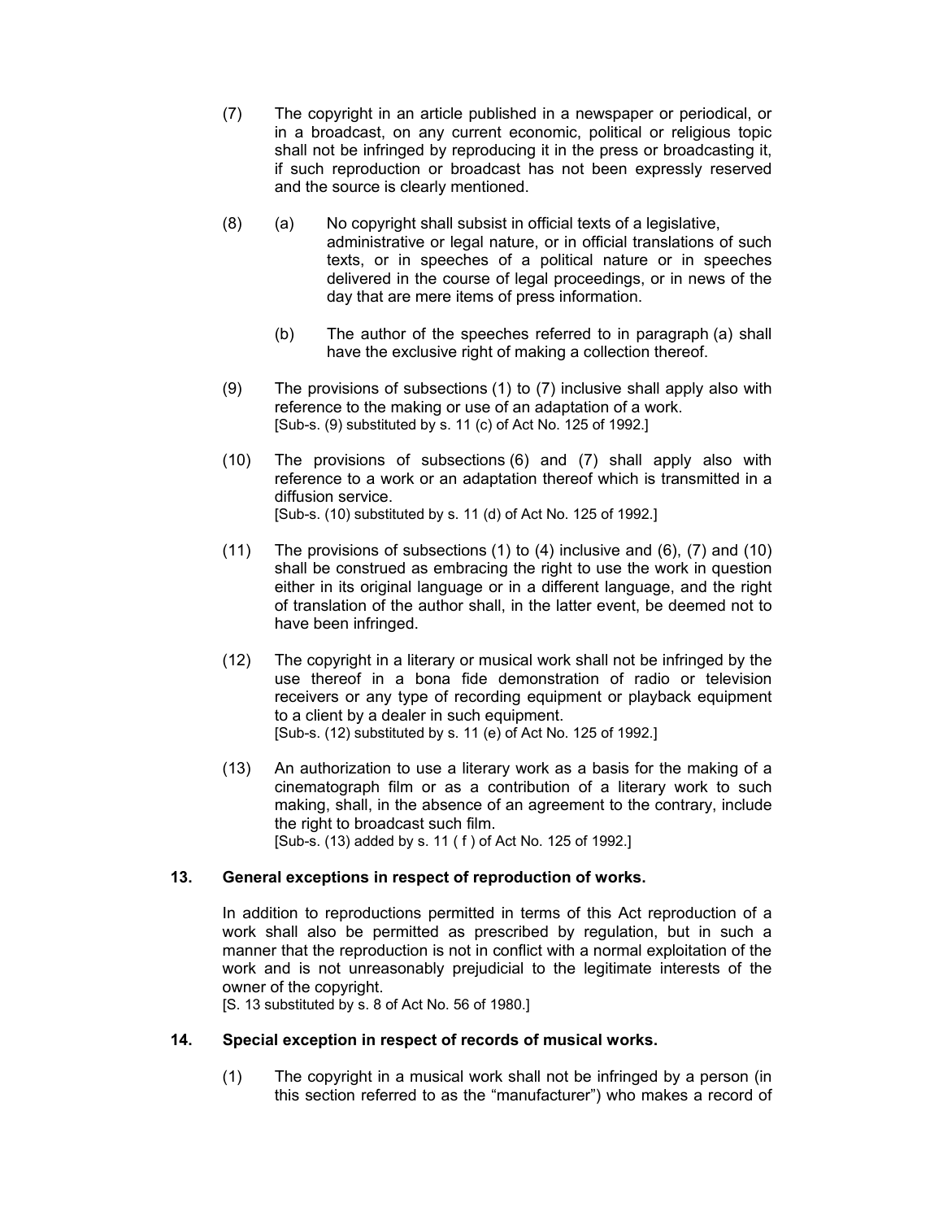(7) The copyright in an article published in a newspaper or periodical, or in a broadcast, on any current economic, political or religious topic shall not be infringed by reproducing it in the press or broadcasting it, if such reproduction or broadcast has not been expressly reserved and the source is clearly mentioned.

(8) (a) No copyright shall subsist in official texts of a legislative, administrative or legal nature, or in official translations of such texts, or in speeches of a political nature or in speeches delivered in the course of legal proceedings, or in news of the day that are mere items of press information.

(b) The author of the speeches referred to in paragraph (a) shall have the exclusive right of making a collection thereof.

(9) The provisions of subsections (1) to (7) inclusive shall apply also with reference to the making or use of an adaptation of a work.
[Sub-s. (9) substituted by s. 11 (c) of Act No. 125 of 1992.]

(10) The provisions of subsections (6) and (7) shall apply also with reference to a work or an adaptation thereof which is transmitted in a diffusion service.
[Sub-s. (10) substituted by s. 11 (d) of Act No. 125 of 1992.]

(11) The provisions of subsections (1) to (4) inclusive and (6), (7) and (10) shall be construed as embracing the right to use the work in question either in its original language or in a different language, and the right of translation of the author shall, in the latter event, be deemed not to have been infringed.

(12) The copyright in a literary or musical work shall not be infringed by the use thereof in a bona fide demonstration of radio or television receivers or any type of recording equipment or playback equipment to a client by a dealer in such equipment.
[Sub-s. (12) substituted by s. 11 (e) of Act No. 125 of 1992.]

(13) An authorization to use a literary work as a basis for the making of a cinematograph film or as a contribution of a literary work to such making, shall, in the absence of an agreement to the contrary, include the right to broadcast such film.
[Sub-s. (13) added by s. 11 ( f ) of Act No. 125 of 1992.]

**13. General exceptions in respect of reproduction of works.**

In addition to reproductions permitted in terms of this Act reproduction of a work shall also be permitted as prescribed by regulation, but in such a manner that the reproduction is not in conflict with a normal exploitation of the work and is not unreasonably prejudicial to the legitimate interests of the owner of the copyright.
[S. 13 substituted by s. 8 of Act No. 56 of 1980.]

**14. Special exception in respect of records of musical works.**

(1) The copyright in a musical work shall not be infringed by a person (in this section referred to as the "manufacturer") who makes a record of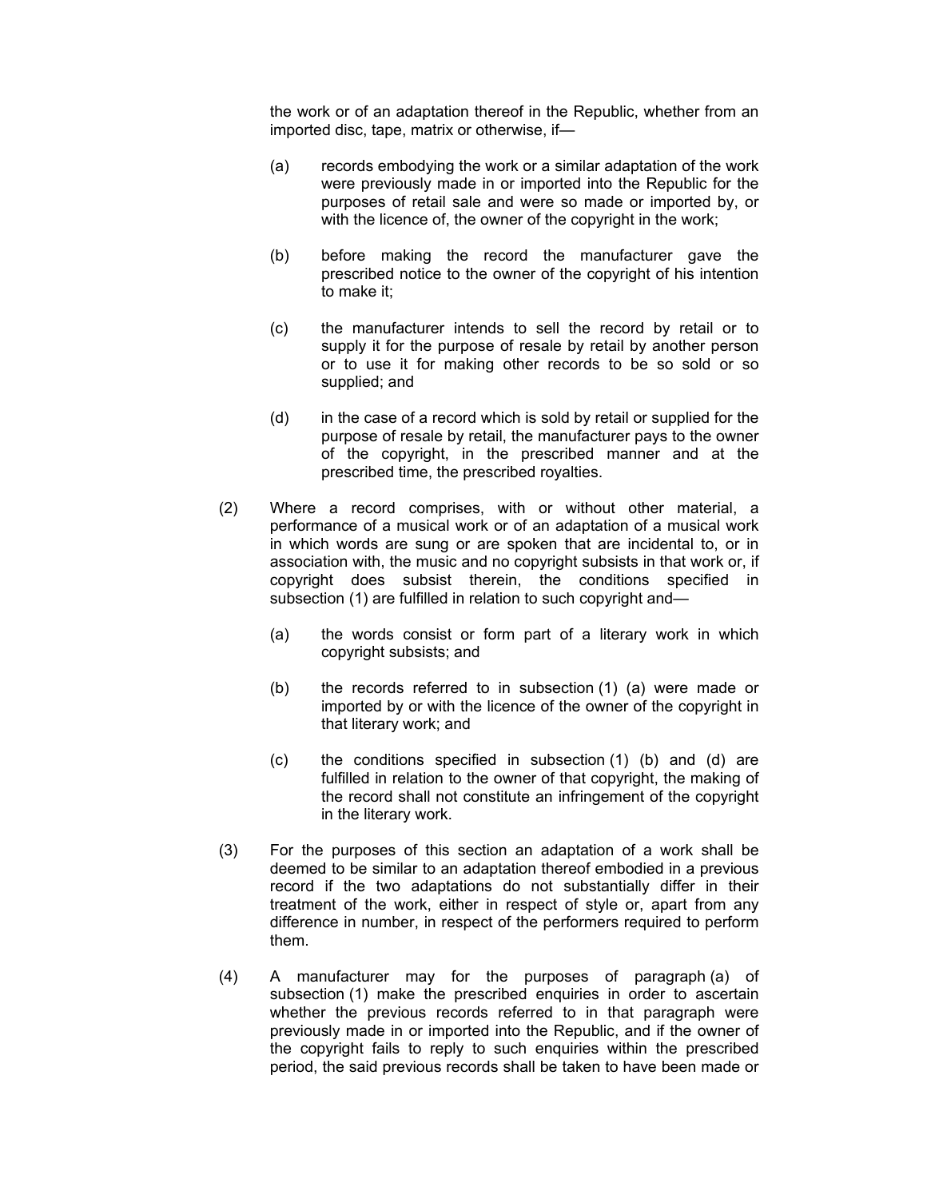the work or of an adaptation thereof in the Republic, whether from an imported disc, tape, matrix or otherwise, if—

(a) records embodying the work or a similar adaptation of the work were previously made in or imported into the Republic for the purposes of retail sale and were so made or imported by, or with the licence of, the owner of the copyright in the work;

(b) before making the record the manufacturer gave the prescribed notice to the owner of the copyright of his intention to make it;

(c) the manufacturer intends to sell the record by retail or to supply it for the purpose of resale by retail by another person or to use it for making other records to be so sold or so supplied; and

(d) in the case of a record which is sold by retail or supplied for the purpose of resale by retail, the manufacturer pays to the owner of the copyright, in the prescribed manner and at the prescribed time, the prescribed royalties.

(2) Where a record comprises, with or without other material, a performance of a musical work or of an adaptation of a musical work in which words are sung or are spoken that are incidental to, or in association with, the music and no copyright subsists in that work or, if copyright does subsist therein, the conditions specified in subsection (1) are fulfilled in relation to such copyright and—

(a) the words consist or form part of a literary work in which copyright subsists; and

(b) the records referred to in subsection (1) (a) were made or imported by or with the licence of the owner of the copyright in that literary work; and

(c) the conditions specified in subsection (1) (b) and (d) are fulfilled in relation to the owner of that copyright, the making of the record shall not constitute an infringement of the copyright in the literary work.

(3) For the purposes of this section an adaptation of a work shall be deemed to be similar to an adaptation thereof embodied in a previous record if the two adaptations do not substantially differ in their treatment of the work, either in respect of style or, apart from any difference in number, in respect of the performers required to perform them.

(4) A manufacturer may for the purposes of paragraph (a) of subsection (1) make the prescribed enquiries in order to ascertain whether the previous records referred to in that paragraph were previously made in or imported into the Republic, and if the owner of the copyright fails to reply to such enquiries within the prescribed period, the said previous records shall be taken to have been made or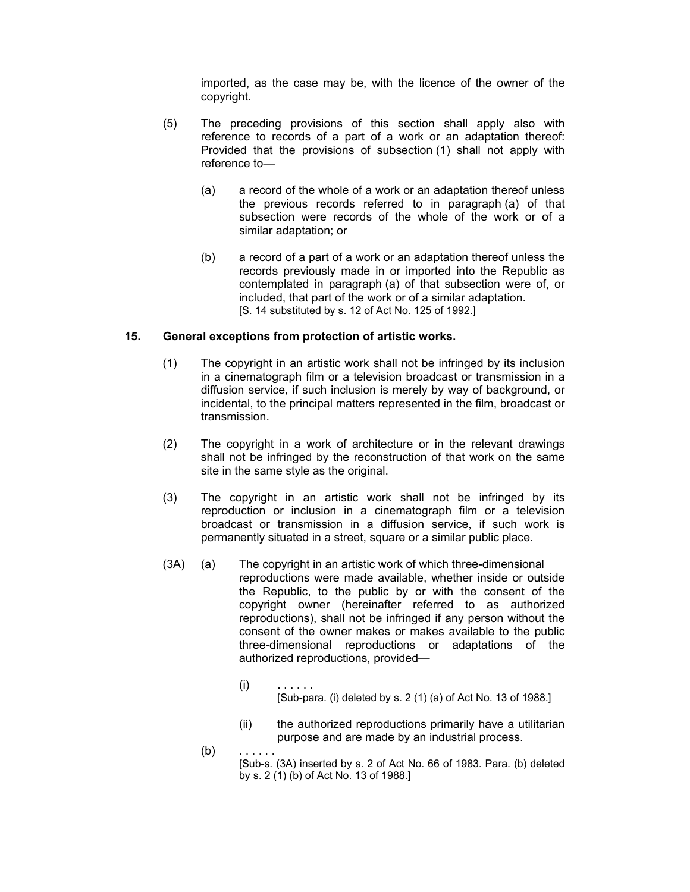imported, as the case may be, with the licence of the owner of the copyright.

(5) The preceding provisions of this section shall apply also with reference to records of a part of a work or an adaptation thereof: Provided that the provisions of subsection (1) shall not apply with reference to—

(a) a record of the whole of a work or an adaptation thereof unless the previous records referred to in paragraph (a) of that subsection were records of the whole of the work or of a similar adaptation; or

(b) a record of a part of a work or an adaptation thereof unless the records previously made in or imported into the Republic as contemplated in paragraph (a) of that subsection were of, or included, that part of the work or of a similar adaptation.
[S. 14 substituted by s. 12 of Act No. 125 of 1992.]

**15. General exceptions from protection of artistic works.**

(1) The copyright in an artistic work shall not be infringed by its inclusion in a cinematograph film or a television broadcast or transmission in a diffusion service, if such inclusion is merely by way of background, or incidental, to the principal matters represented in the film, broadcast or transmission.

(2) The copyright in a work of architecture or in the relevant drawings shall not be infringed by the reconstruction of that work on the same site in the same style as the original.

(3) The copyright in an artistic work shall not be infringed by its reproduction or inclusion in a cinematograph film or a television broadcast or transmission in a diffusion service, if such work is permanently situated in a street, square or a similar public place.

(3A) (a) The copyright in an artistic work of which three-dimensional reproductions were made available, whether inside or outside the Republic, to the public by or with the consent of the copyright owner (hereinafter referred to as authorized reproductions), shall not be infringed if any person without the consent of the owner makes or makes available to the public three-dimensional reproductions or adaptations of the authorized reproductions, provided—

(i) . . . . . .
[Sub-para. (i) deleted by s. 2 (1) (a) of Act No. 13 of 1988.]

(ii) the authorized reproductions primarily have a utilitarian purpose and are made by an industrial process.

(b) . . . . . .
[Sub-s. (3A) inserted by s. 2 of Act No. 66 of 1983. Para. (b) deleted by s. 2 (1) (b) of Act No. 13 of 1988.]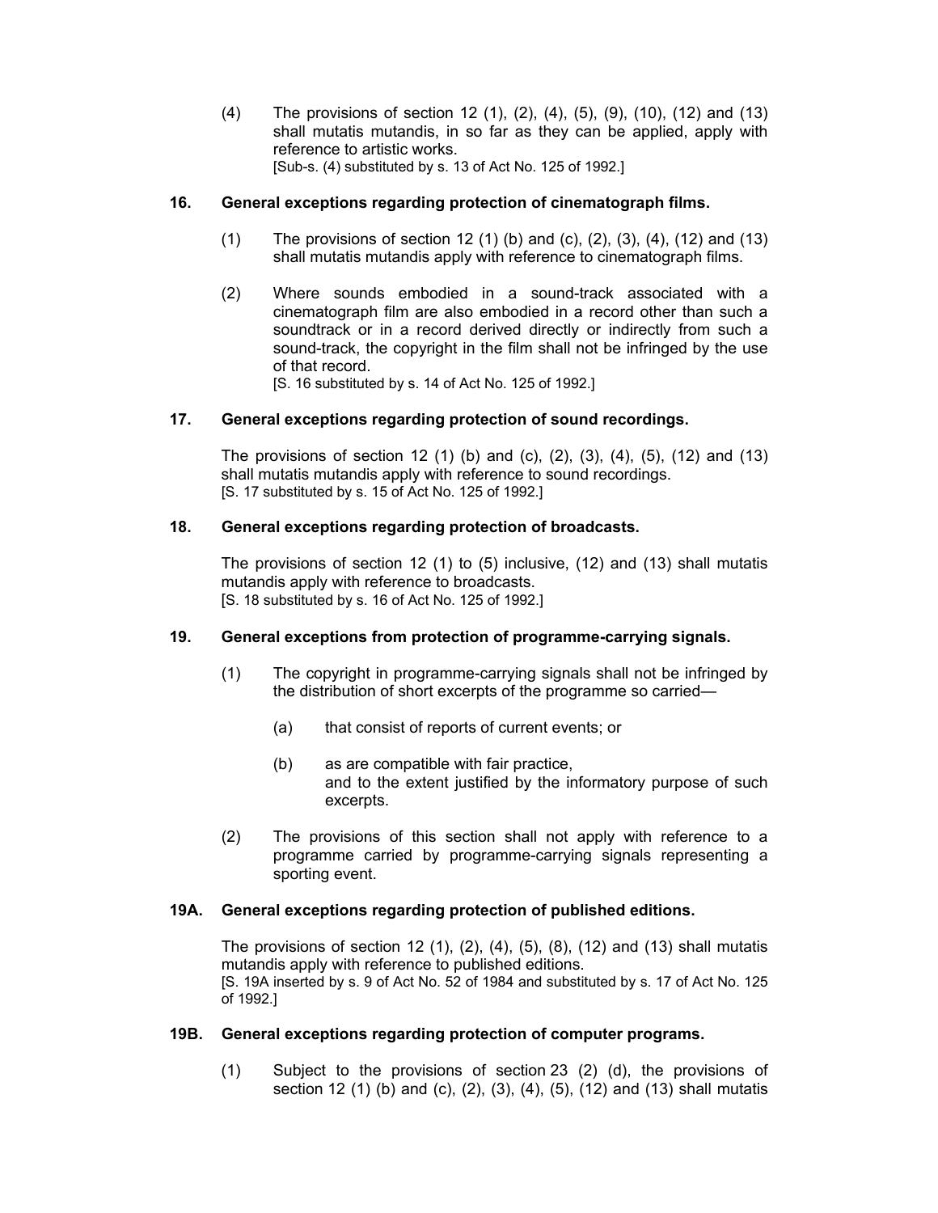(4) The provisions of section 12 (1), (2), (4), (5), (9), (10), (12) and (13) shall mutatis mutandis, in so far as they can be applied, apply with reference to artistic works.
[Sub-s. (4) substituted by s. 13 of Act No. 125 of 1992.]

**16. General exceptions regarding protection of cinematograph films.**

(1) The provisions of section 12 (1) (b) and (c), (2), (3), (4), (12) and (13) shall mutatis mutandis apply with reference to cinematograph films.

(2) Where sounds embodied in a sound-track associated with a cinematograph film are also embodied in a record other than such a soundtrack or in a record derived directly or indirectly from such a sound-track, the copyright in the film shall not be infringed by the use of that record.
[S. 16 substituted by s. 14 of Act No. 125 of 1992.]

**17. General exceptions regarding protection of sound recordings.**

The provisions of section 12 (1) (b) and (c), (2), (3), (4), (5), (12) and (13) shall mutatis mutandis apply with reference to sound recordings.
[S. 17 substituted by s. 15 of Act No. 125 of 1992.]

**18. General exceptions regarding protection of broadcasts.**

The provisions of section 12 (1) to (5) inclusive, (12) and (13) shall mutatis mutandis apply with reference to broadcasts.
[S. 18 substituted by s. 16 of Act No. 125 of 1992.]

**19. General exceptions from protection of programme-carrying signals.**

(1) The copyright in programme-carrying signals shall not be infringed by the distribution of short excerpts of the programme so carried—

(a) that consist of reports of current events; or

(b) as are compatible with fair practice,
and to the extent justified by the informatory purpose of such excerpts.

(2) The provisions of this section shall not apply with reference to a programme carried by programme-carrying signals representing a sporting event.

**19A. General exceptions regarding protection of published editions.**

The provisions of section 12 (1), (2), (4), (5), (8), (12) and (13) shall mutatis mutandis apply with reference to published editions.
[S. 19A inserted by s. 9 of Act No. 52 of 1984 and substituted by s. 17 of Act No. 125 of 1992.]

**19B. General exceptions regarding protection of computer programs.**

(1) Subject to the provisions of section 23 (2) (d), the provisions of section 12 (1) (b) and (c), (2), (3), (4), (5), (12) and (13) shall mutatis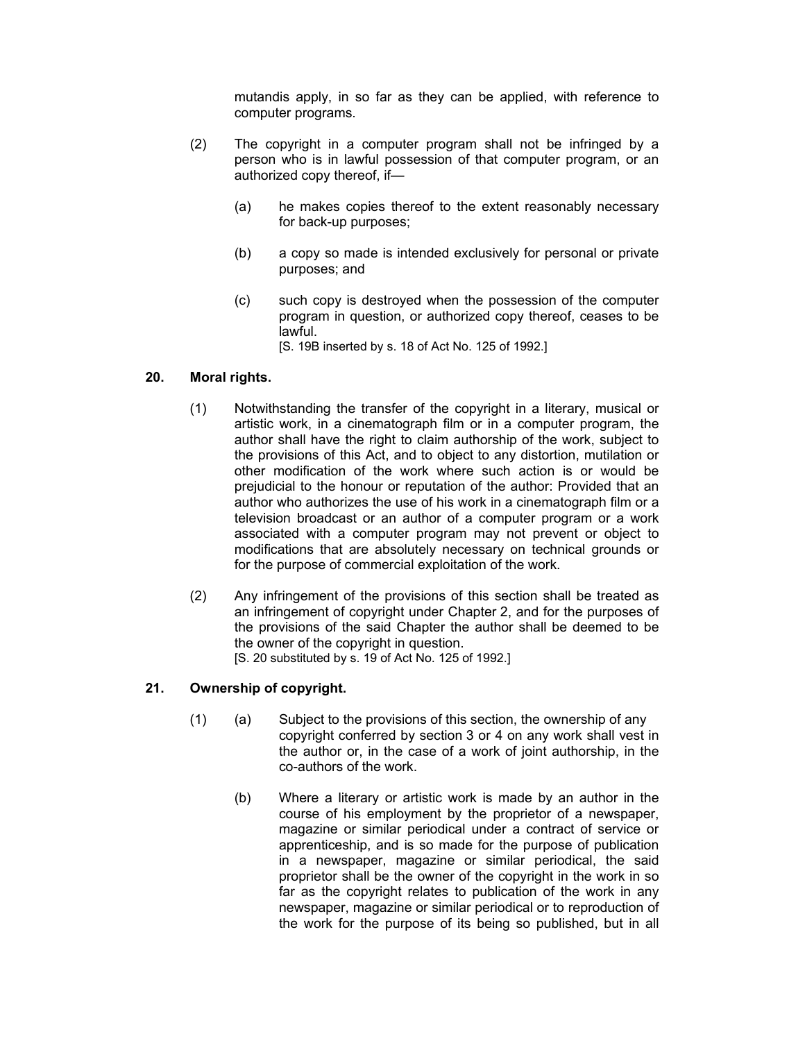mutandis apply, in so far as they can be applied, with reference to computer programs.

(2) The copyright in a computer program shall not be infringed by a person who is in lawful possession of that computer program, or an authorized copy thereof, if—

(a) he makes copies thereof to the extent reasonably necessary for back-up purposes;

(b) a copy so made is intended exclusively for personal or private purposes; and

(c) such copy is destroyed when the possession of the computer program in question, or authorized copy thereof, ceases to be lawful.

[S. 19B inserted by s. 18 of Act No. 125 of 1992.]

**20. Moral rights.**

(1) Notwithstanding the transfer of the copyright in a literary, musical or artistic work, in a cinematograph film or in a computer program, the author shall have the right to claim authorship of the work, subject to the provisions of this Act, and to object to any distortion, mutilation or other modification of the work where such action is or would be prejudicial to the honour or reputation of the author: Provided that an author who authorizes the use of his work in a cinematograph film or a television broadcast or an author of a computer program or a work associated with a computer program may not prevent or object to modifications that are absolutely necessary on technical grounds or for the purpose of commercial exploitation of the work.

(2) Any infringement of the provisions of this section shall be treated as an infringement of copyright under Chapter 2, and for the purposes of the provisions of the said Chapter the author shall be deemed to be the owner of the copyright in question.

[S. 20 substituted by s. 19 of Act No. 125 of 1992.]

**21. Ownership of copyright.**

(1) (a) Subject to the provisions of this section, the ownership of any copyright conferred by section 3 or 4 on any work shall vest in the author or, in the case of a work of joint authorship, in the co-authors of the work.

(b) Where a literary or artistic work is made by an author in the course of his employment by the proprietor of a newspaper, magazine or similar periodical under a contract of service or apprenticeship, and is so made for the purpose of publication in a newspaper, magazine or similar periodical, the said proprietor shall be the owner of the copyright in the work in so far as the copyright relates to publication of the work in any newspaper, magazine or similar periodical or to reproduction of the work for the purpose of its being so published, but in all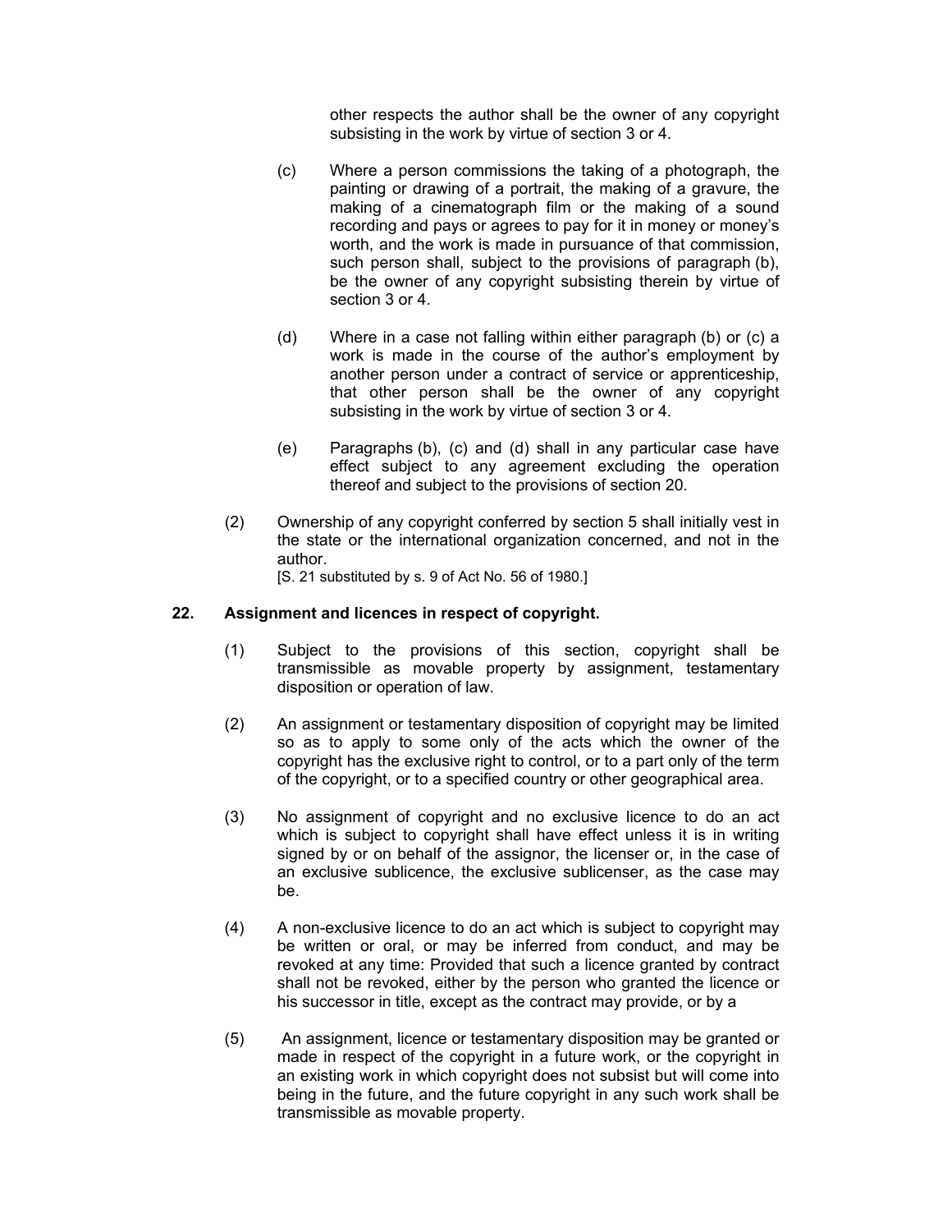other respects the author shall be the owner of any copyright subsisting in the work by virtue of section 3 or 4.

(c) Where a person commissions the taking of a photograph, the painting or drawing of a portrait, the making of a gravure, the making of a cinematograph film or the making of a sound recording and pays or agrees to pay for it in money or money's worth, and the work is made in pursuance of that commission, such person shall, subject to the provisions of paragraph (b), be the owner of any copyright subsisting therein by virtue of section 3 or 4.

(d) Where in a case not falling within either paragraph (b) or (c) a work is made in the course of the author's employment by another person under a contract of service or apprenticeship, that other person shall be the owner of any copyright subsisting in the work by virtue of section 3 or 4.

(e) Paragraphs (b), (c) and (d) shall in any particular case have effect subject to any agreement excluding the operation thereof and subject to the provisions of section 20.

(2) Ownership of any copyright conferred by section 5 shall initially vest in the state or the international organization concerned, and not in the author.
[S. 21 substituted by s. 9 of Act No. 56 of 1980.]

### 22. Assignment and licences in respect of copyright.

(1) Subject to the provisions of this section, copyright shall be transmissible as movable property by assignment, testamentary disposition or operation of law.

(2) An assignment or testamentary disposition of copyright may be limited so as to apply to some only of the acts which the owner of the copyright has the exclusive right to control, or to a part only of the term of the copyright, or to a specified country or other geographical area.

(3) No assignment of copyright and no exclusive licence to do an act which is subject to copyright shall have effect unless it is in writing signed by or on behalf of the assignor, the licenser or, in the case of an exclusive sublicence, the exclusive sublicenser, as the case may be.

(4) A non-exclusive licence to do an act which is subject to copyright may be written or oral, or may be inferred from conduct, and may be revoked at any time: Provided that such a licence granted by contract shall not be revoked, either by the person who granted the licence or his successor in title, except as the contract may provide, or by a

(5) An assignment, licence or testamentary disposition may be granted or made in respect of the copyright in a future work, or the copyright in an existing work in which copyright does not subsist but will come into being in the future, and the future copyright in any such work shall be transmissible as movable property.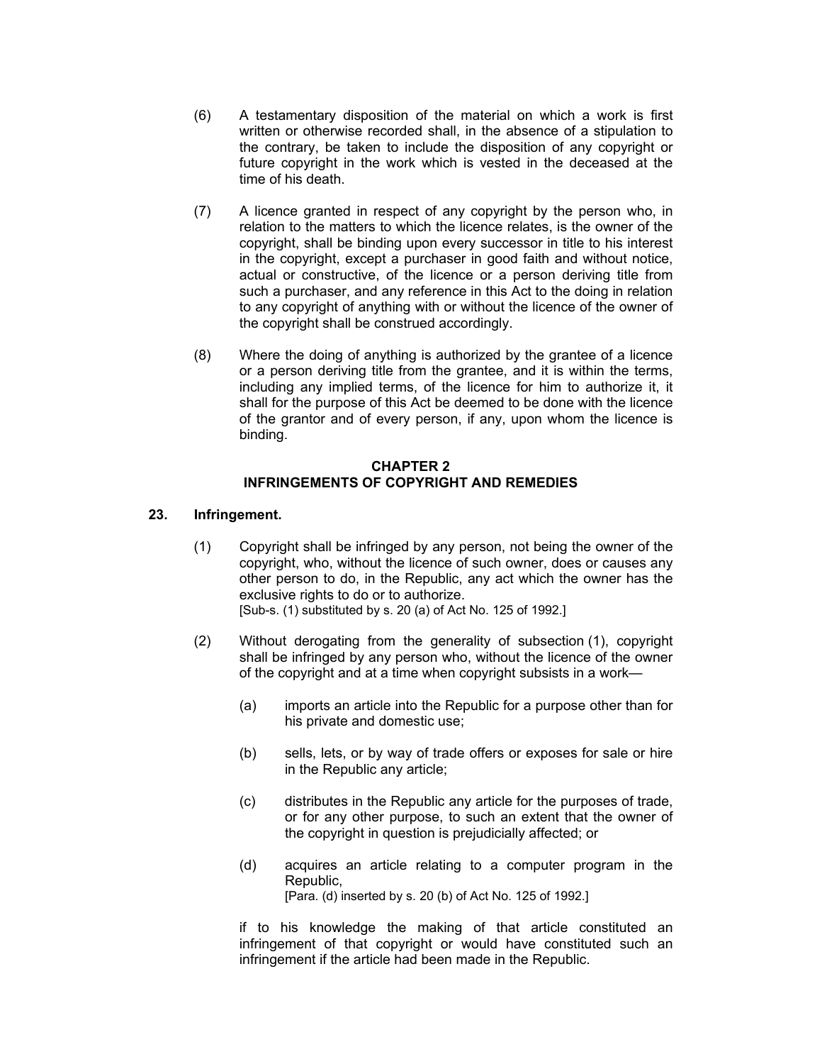(6) A testamentary disposition of the material on which a work is first written or otherwise recorded shall, in the absence of a stipulation to the contrary, be taken to include the disposition of any copyright or future copyright in the work which is vested in the deceased at the time of his death.

(7) A licence granted in respect of any copyright by the person who, in relation to the matters to which the licence relates, is the owner of the copyright, shall be binding upon every successor in title to his interest in the copyright, except a purchaser in good faith and without notice, actual or constructive, of the licence or a person deriving title from such a purchaser, and any reference in this Act to the doing in relation to any copyright of anything with or without the licence of the owner of the copyright shall be construed accordingly.

(8) Where the doing of anything is authorized by the grantee of a licence or a person deriving title from the grantee, and it is within the terms, including any implied terms, of the licence for him to authorize it, it shall for the purpose of this Act be deemed to be done with the licence of the grantor and of every person, if any, upon whom the licence is binding.

## CHAPTER 2
## INFRINGEMENTS OF COPYRIGHT AND REMEDIES

### 23. Infringement.

(1) Copyright shall be infringed by any person, not being the owner of the copyright, who, without the licence of such owner, does or causes any other person to do, in the Republic, any act which the owner has the exclusive rights to do or to authorize.
[Sub-s. (1) substituted by s. 20 (a) of Act No. 125 of 1992.]

(2) Without derogating from the generality of subsection (1), copyright shall be infringed by any person who, without the licence of the owner of the copyright and at a time when copyright subsists in a work—

(a) imports an article into the Republic for a purpose other than for his private and domestic use;

(b) sells, lets, or by way of trade offers or exposes for sale or hire in the Republic any article;

(c) distributes in the Republic any article for the purposes of trade, or for any other purpose, to such an extent that the owner of the copyright in question is prejudicially affected; or

(d) acquires an article relating to a computer program in the Republic,
[Para. (d) inserted by s. 20 (b) of Act No. 125 of 1992.]

if to his knowledge the making of that article constituted an infringement of that copyright or would have constituted such an infringement if the article had been made in the Republic.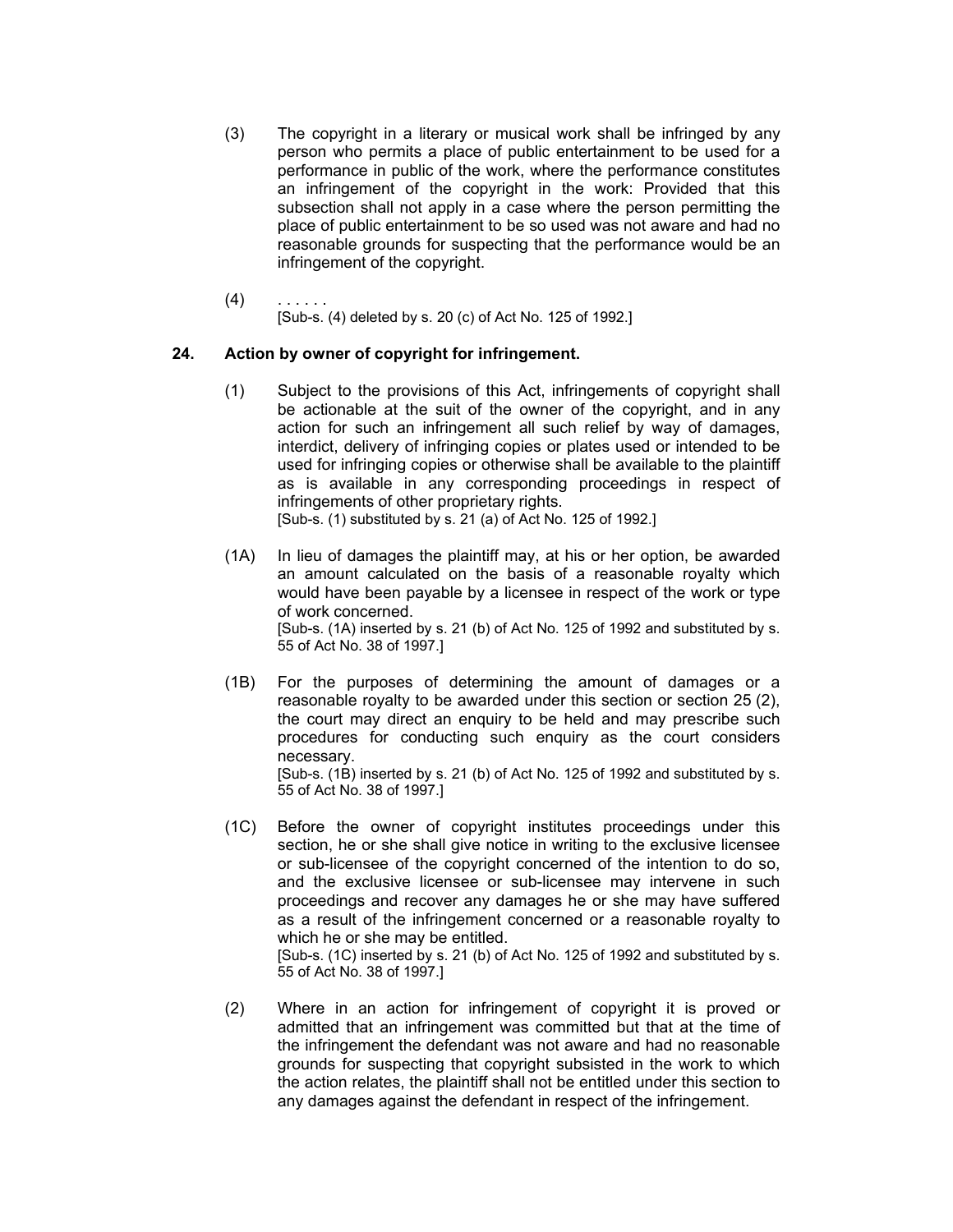(3) The copyright in a literary or musical work shall be infringed by any person who permits a place of public entertainment to be used for a performance in public of the work, where the performance constitutes an infringement of the copyright in the work: Provided that this subsection shall not apply in a case where the person permitting the place of public entertainment to be so used was not aware and had no reasonable grounds for suspecting that the performance would be an infringement of the copyright.

(4) . . . . . .
[Sub-s. (4) deleted by s. 20 (c) of Act No. 125 of 1992.]

### 24. Action by owner of copyright for infringement.

(1) Subject to the provisions of this Act, infringements of copyright shall be actionable at the suit of the owner of the copyright, and in any action for such an infringement all such relief by way of damages, interdict, delivery of infringing copies or plates used or intended to be used for infringing copies or otherwise shall be available to the plaintiff as is available in any corresponding proceedings in respect of infringements of other proprietary rights.
[Sub-s. (1) substituted by s. 21 (a) of Act No. 125 of 1992.]

(1A) In lieu of damages the plaintiff may, at his or her option, be awarded an amount calculated on the basis of a reasonable royalty which would have been payable by a licensee in respect of the work or type of work concerned.
[Sub-s. (1A) inserted by s. 21 (b) of Act No. 125 of 1992 and substituted by s. 55 of Act No. 38 of 1997.]

(1B) For the purposes of determining the amount of damages or a reasonable royalty to be awarded under this section or section 25 (2), the court may direct an enquiry to be held and may prescribe such procedures for conducting such enquiry as the court considers necessary.
[Sub-s. (1B) inserted by s. 21 (b) of Act No. 125 of 1992 and substituted by s. 55 of Act No. 38 of 1997.]

(1C) Before the owner of copyright institutes proceedings under this section, he or she shall give notice in writing to the exclusive licensee or sub-licensee of the copyright concerned of the intention to do so, and the exclusive licensee or sub-licensee may intervene in such proceedings and recover any damages he or she may have suffered as a result of the infringement concerned or a reasonable royalty to which he or she may be entitled.
[Sub-s. (1C) inserted by s. 21 (b) of Act No. 125 of 1992 and substituted by s. 55 of Act No. 38 of 1997.]

(2) Where in an action for infringement of copyright it is proved or admitted that an infringement was committed but that at the time of the infringement the defendant was not aware and had no reasonable grounds for suspecting that copyright subsisted in the work to which the action relates, the plaintiff shall not be entitled under this section to any damages against the defendant in respect of the infringement.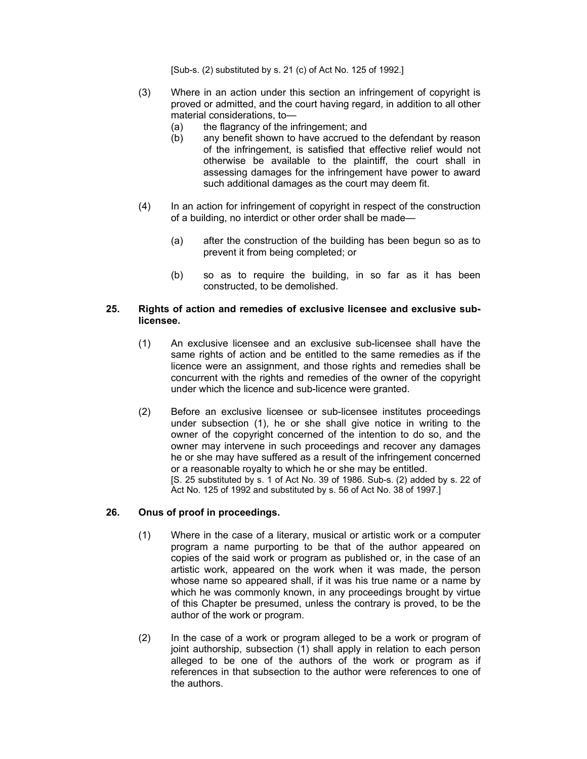[Sub-s. (2) substituted by s. 21 (c) of Act No. 125 of 1992.]

(3) Where in an action under this section an infringement of copyright is proved or admitted, and the court having regard, in addition to all other material considerations, to—

(a) the flagrancy of the infringement; and

(b) any benefit shown to have accrued to the defendant by reason of the infringement, is satisfied that effective relief would not otherwise be available to the plaintiff, the court shall in assessing damages for the infringement have power to award such additional damages as the court may deem fit.

(4) In an action for infringement of copyright in respect of the construction of a building, no interdict or other order shall be made—

(a) after the construction of the building has been begun so as to prevent it from being completed; or

(b) so as to require the building, in so far as it has been constructed, to be demolished.

**25. Rights of action and remedies of exclusive licensee and exclusive sub-licensee.**

(1) An exclusive licensee and an exclusive sub-licensee shall have the same rights of action and be entitled to the same remedies as if the licence were an assignment, and those rights and remedies shall be concurrent with the rights and remedies of the owner of the copyright under which the licence and sub-licence were granted.

(2) Before an exclusive licensee or sub-licensee institutes proceedings under subsection (1), he or she shall give notice in writing to the owner of the copyright concerned of the intention to do so, and the owner may intervene in such proceedings and recover any damages he or she may have suffered as a result of the infringement concerned or a reasonable royalty to which he or she may be entitled.
[S. 25 substituted by s. 1 of Act No. 39 of 1986. Sub-s. (2) added by s. 22 of Act No. 125 of 1992 and substituted by s. 56 of Act No. 38 of 1997.]

**26. Onus of proof in proceedings.**

(1) Where in the case of a literary, musical or artistic work or a computer program a name purporting to be that of the author appeared on copies of the said work or program as published or, in the case of an artistic work, appeared on the work when it was made, the person whose name so appeared shall, if it was his true name or a name by which he was commonly known, in any proceedings brought by virtue of this Chapter be presumed, unless the contrary is proved, to be the author of the work or program.

(2) In the case of a work or program alleged to be a work or program of joint authorship, subsection (1) shall apply in relation to each person alleged to be one of the authors of the work or program as if references in that subsection to the author were references to one of the authors.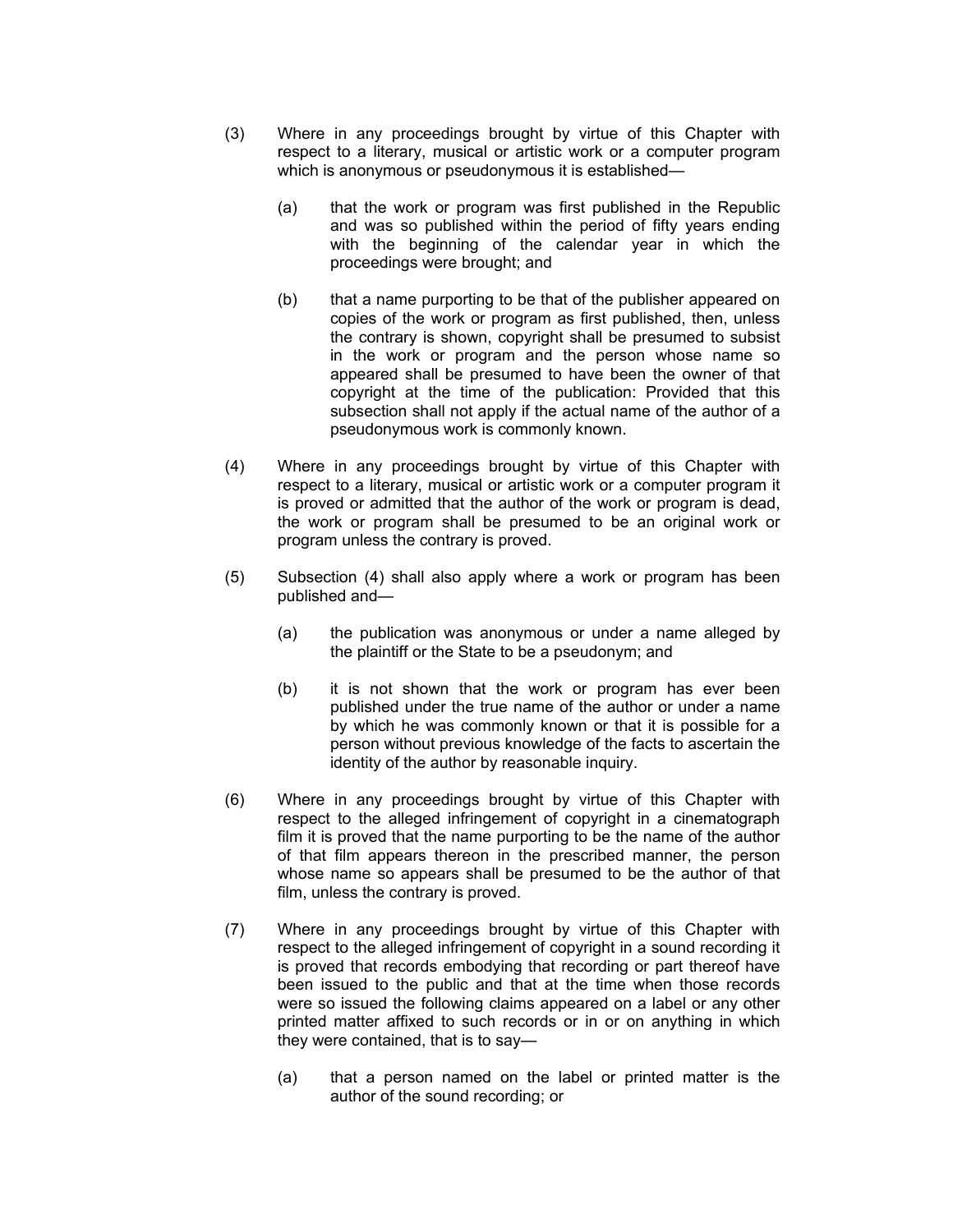(3) Where in any proceedings brought by virtue of this Chapter with respect to a literary, musical or artistic work or a computer program which is anonymous or pseudonymous it is established—

   (a) that the work or program was first published in the Republic and was so published within the period of fifty years ending with the beginning of the calendar year in which the proceedings were brought; and

   (b) that a name purporting to be that of the publisher appeared on copies of the work or program as first published, then, unless the contrary is shown, copyright shall be presumed to subsist in the work or program and the person whose name so appeared shall be presumed to have been the owner of that copyright at the time of the publication: Provided that this subsection shall not apply if the actual name of the author of a pseudonymous work is commonly known.

(4) Where in any proceedings brought by virtue of this Chapter with respect to a literary, musical or artistic work or a computer program it is proved or admitted that the author of the work or program is dead, the work or program shall be presumed to be an original work or program unless the contrary is proved.

(5) Subsection (4) shall also apply where a work or program has been published and—

   (a) the publication was anonymous or under a name alleged by the plaintiff or the State to be a pseudonym; and

   (b) it is not shown that the work or program has ever been published under the true name of the author or under a name by which he was commonly known or that it is possible for a person without previous knowledge of the facts to ascertain the identity of the author by reasonable inquiry.

(6) Where in any proceedings brought by virtue of this Chapter with respect to the alleged infringement of copyright in a cinematograph film it is proved that the name purporting to be the name of the author of that film appears thereon in the prescribed manner, the person whose name so appears shall be presumed to be the author of that film, unless the contrary is proved.

(7) Where in any proceedings brought by virtue of this Chapter with respect to the alleged infringement of copyright in a sound recording it is proved that records embodying that recording or part thereof have been issued to the public and that at the time when those records were so issued the following claims appeared on a label or any other printed matter affixed to such records or in or on anything in which they were contained, that is to say—

   (a) that a person named on the label or printed matter is the author of the sound recording; or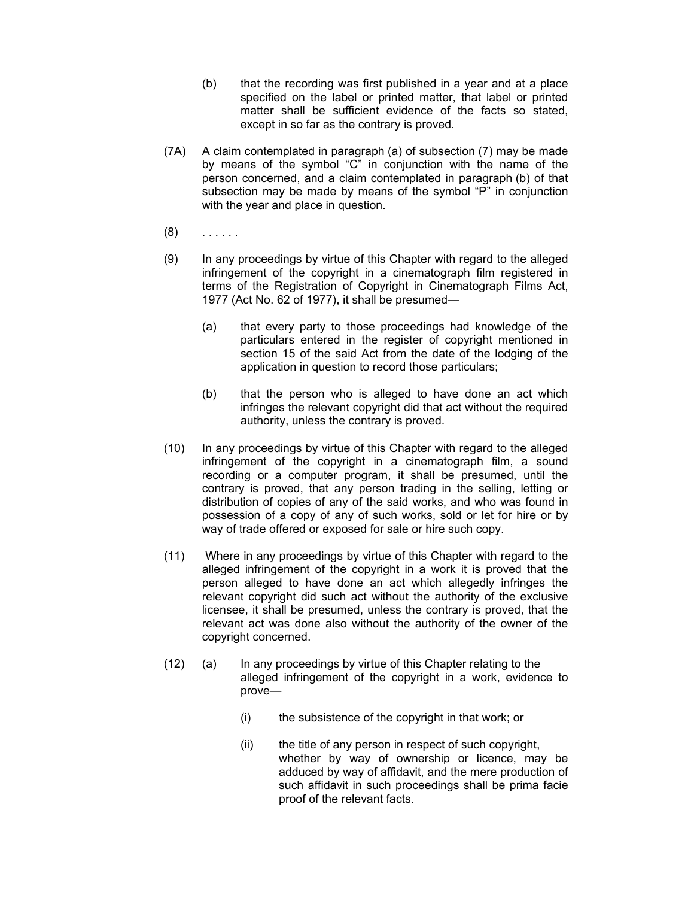(b) that the recording was first published in a year and at a place specified on the label or printed matter, that label or printed matter shall be sufficient evidence of the facts so stated, except in so far as the contrary is proved.

(7A) A claim contemplated in paragraph (a) of subsection (7) may be made by means of the symbol "C" in conjunction with the name of the person concerned, and a claim contemplated in paragraph (b) of that subsection may be made by means of the symbol "P" in conjunction with the year and place in question.

(8) . . . . . .

(9) In any proceedings by virtue of this Chapter with regard to the alleged infringement of the copyright in a cinematograph film registered in terms of the Registration of Copyright in Cinematograph Films Act, 1977 (Act No. 62 of 1977), it shall be presumed—

(a) that every party to those proceedings had knowledge of the particulars entered in the register of copyright mentioned in section 15 of the said Act from the date of the lodging of the application in question to record those particulars;

(b) that the person who is alleged to have done an act which infringes the relevant copyright did that act without the required authority, unless the contrary is proved.

(10) In any proceedings by virtue of this Chapter with regard to the alleged infringement of the copyright in a cinematograph film, a sound recording or a computer program, it shall be presumed, until the contrary is proved, that any person trading in the selling, letting or distribution of copies of any of the said works, and who was found in possession of a copy of any of such works, sold or let for hire or by way of trade offered or exposed for sale or hire such copy.

(11) Where in any proceedings by virtue of this Chapter with regard to the alleged infringement of the copyright in a work it is proved that the person alleged to have done an act which allegedly infringes the relevant copyright did such act without the authority of the exclusive licensee, it shall be presumed, unless the contrary is proved, that the relevant act was done also without the authority of the owner of the copyright concerned.

(12) (a) In any proceedings by virtue of this Chapter relating to the alleged infringement of the copyright in a work, evidence to prove—

(i) the subsistence of the copyright in that work; or

(ii) the title of any person in respect of such copyright, whether by way of ownership or licence, may be adduced by way of affidavit, and the mere production of such affidavit in such proceedings shall be prima facie proof of the relevant facts.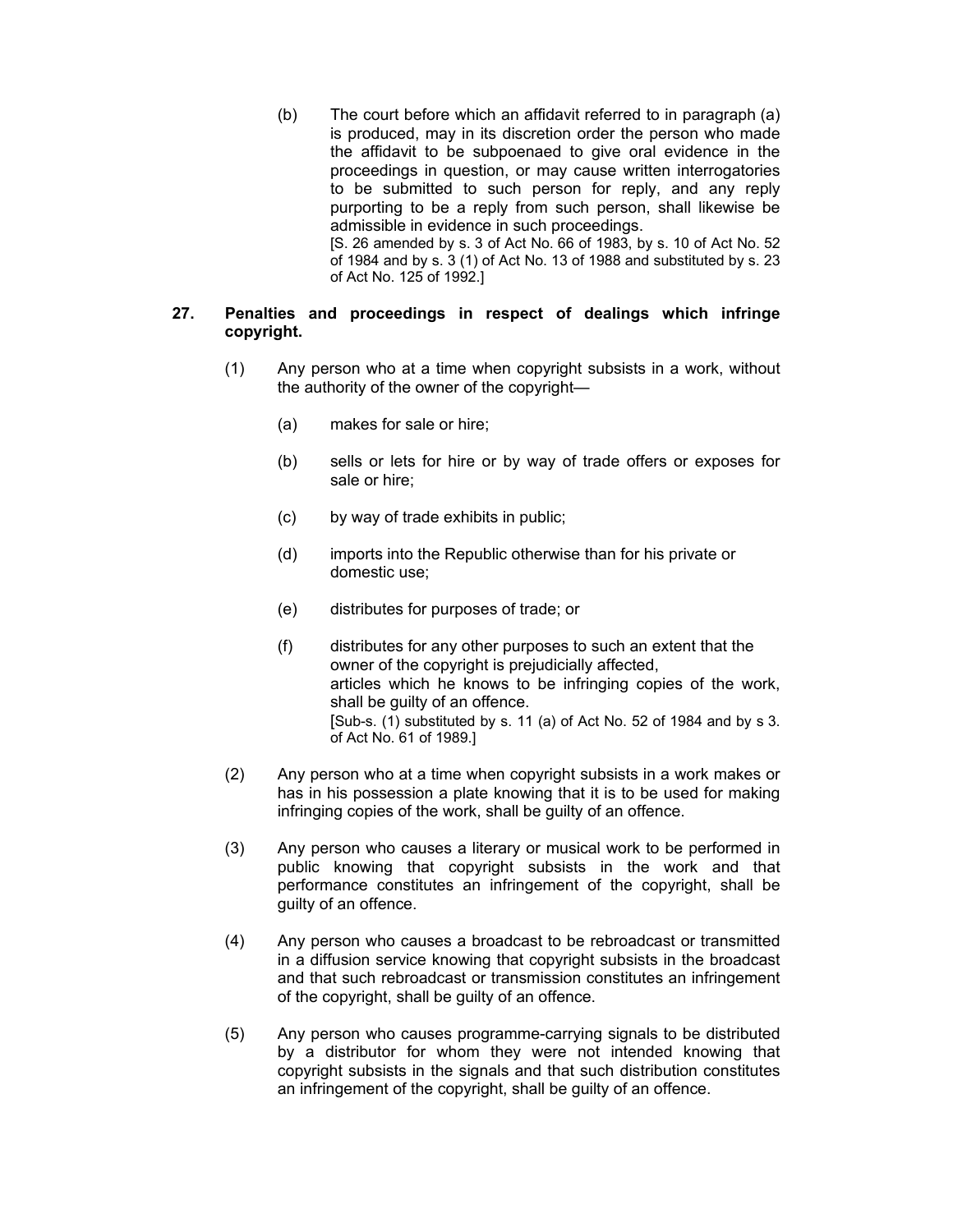(b) The court before which an affidavit referred to in paragraph (a) is produced, may in its discretion order the person who made the affidavit to be subpoenaed to give oral evidence in the proceedings in question, or may cause written interrogatories to be submitted to such person for reply, and any reply purporting to be a reply from such person, shall likewise be admissible in evidence in such proceedings.

[S. 26 amended by s. 3 of Act No. 66 of 1983, by s. 10 of Act No. 52 of 1984 and by s. 3 (1) of Act No. 13 of 1988 and substituted by s. 23 of Act No. 125 of 1992.]

**27. Penalties and proceedings in respect of dealings which infringe copyright.**

(1) Any person who at a time when copyright subsists in a work, without the authority of the owner of the copyright—

(a) makes for sale or hire;

(b) sells or lets for hire or by way of trade offers or exposes for sale or hire;

(c) by way of trade exhibits in public;

(d) imports into the Republic otherwise than for his private or domestic use;

(e) distributes for purposes of trade; or

(f) distributes for any other purposes to such an extent that the owner of the copyright is prejudicially affected,

articles which he knows to be infringing copies of the work, shall be guilty of an offence.

[Sub-s. (1) substituted by s. 11 (a) of Act No. 52 of 1984 and by s 3. of Act No. 61 of 1989.]

(2) Any person who at a time when copyright subsists in a work makes or has in his possession a plate knowing that it is to be used for making infringing copies of the work, shall be guilty of an offence.

(3) Any person who causes a literary or musical work to be performed in public knowing that copyright subsists in the work and that performance constitutes an infringement of the copyright, shall be guilty of an offence.

(4) Any person who causes a broadcast to be rebroadcast or transmitted in a diffusion service knowing that copyright subsists in the broadcast and that such rebroadcast or transmission constitutes an infringement of the copyright, shall be guilty of an offence.

(5) Any person who causes programme-carrying signals to be distributed by a distributor for whom they were not intended knowing that copyright subsists in the signals and that such distribution constitutes an infringement of the copyright, shall be guilty of an offence.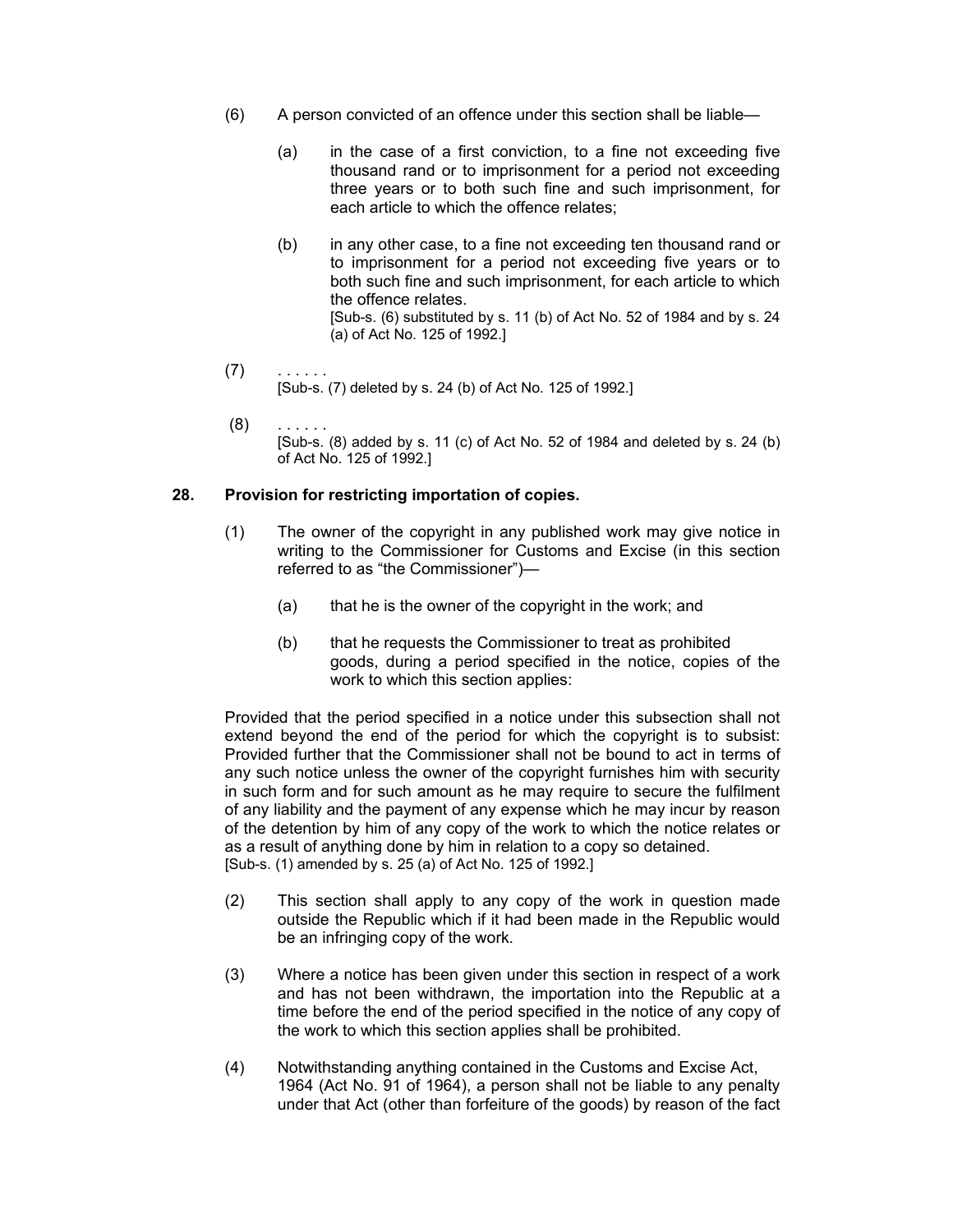(6) A person convicted of an offence under this section shall be liable—

(a) in the case of a first conviction, to a fine not exceeding five thousand rand or to imprisonment for a period not exceeding three years or to both such fine and such imprisonment, for each article to which the offence relates;

(b) in any other case, to a fine not exceeding ten thousand rand or to imprisonment for a period not exceeding five years or to both such fine and such imprisonment, for each article to which the offence relates.
[Sub-s. (6) substituted by s. 11 (b) of Act No. 52 of 1984 and by s. 24 (a) of Act No. 125 of 1992.]

(7) . . . . . .
[Sub-s. (7) deleted by s. 24 (b) of Act No. 125 of 1992.]

(8) . . . . . .
[Sub-s. (8) added by s. 11 (c) of Act No. 52 of 1984 and deleted by s. 24 (b) of Act No. 125 of 1992.]

**28. Provision for restricting importation of copies.**

(1) The owner of the copyright in any published work may give notice in writing to the Commissioner for Customs and Excise (in this section referred to as "the Commissioner")—

(a) that he is the owner of the copyright in the work; and

(b) that he requests the Commissioner to treat as prohibited goods, during a period specified in the notice, copies of the work to which this section applies:

Provided that the period specified in a notice under this subsection shall not extend beyond the end of the period for which the copyright is to subsist: Provided further that the Commissioner shall not be bound to act in terms of any such notice unless the owner of the copyright furnishes him with security in such form and for such amount as he may require to secure the fulfilment of any liability and the payment of any expense which he may incur by reason of the detention by him of any copy of the work to which the notice relates or as a result of anything done by him in relation to a copy so detained.
[Sub-s. (1) amended by s. 25 (a) of Act No. 125 of 1992.]

(2) This section shall apply to any copy of the work in question made outside the Republic which if it had been made in the Republic would be an infringing copy of the work.

(3) Where a notice has been given under this section in respect of a work and has not been withdrawn, the importation into the Republic at a time before the end of the period specified in the notice of any copy of the work to which this section applies shall be prohibited.

(4) Notwithstanding anything contained in the Customs and Excise Act, 1964 (Act No. 91 of 1964), a person shall not be liable to any penalty under that Act (other than forfeiture of the goods) by reason of the fact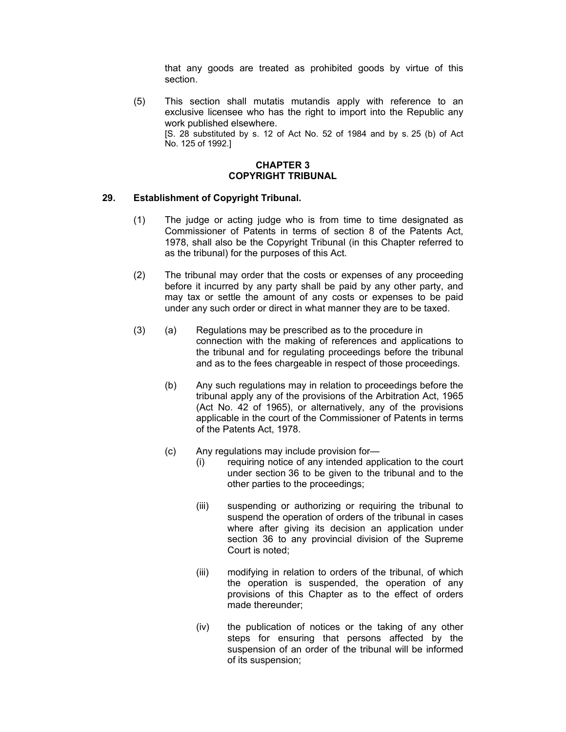that any goods are treated as prohibited goods by virtue of this section.

(5) This section shall mutatis mutandis apply with reference to an exclusive licensee who has the right to import into the Republic any work published elsewhere.

[S. 28 substituted by s. 12 of Act No. 52 of 1984 and by s. 25 (b) of Act No. 125 of 1992.]

## CHAPTER 3
## COPYRIGHT TRIBUNAL

### 29. Establishment of Copyright Tribunal.

(1) The judge or acting judge who is from time to time designated as Commissioner of Patents in terms of section 8 of the Patents Act, 1978, shall also be the Copyright Tribunal (in this Chapter referred to as the tribunal) for the purposes of this Act.

(2) The tribunal may order that the costs or expenses of any proceeding before it incurred by any party shall be paid by any other party, and may tax or settle the amount of any costs or expenses to be paid under any such order or direct in what manner they are to be taxed.

(3) (a) Regulations may be prescribed as to the procedure in connection with the making of references and applications to the tribunal and for regulating proceedings before the tribunal and as to the fees chargeable in respect of those proceedings.

(b) Any such regulations may in relation to proceedings before the tribunal apply any of the provisions of the Arbitration Act, 1965 (Act No. 42 of 1965), or alternatively, any of the provisions applicable in the court of the Commissioner of Patents in terms of the Patents Act, 1978.

(c) Any regulations may include provision for—

(i) requiring notice of any intended application to the court under section 36 to be given to the tribunal and to the other parties to the proceedings;

(iii) suspending or authorizing or requiring the tribunal to suspend the operation of orders of the tribunal in cases where after giving its decision an application under section 36 to any provincial division of the Supreme Court is noted;

(iii) modifying in relation to orders of the tribunal, of which the operation is suspended, the operation of any provisions of this Chapter as to the effect of orders made thereunder;

(iv) the publication of notices or the taking of any other steps for ensuring that persons affected by the suspension of an order of the tribunal will be informed of its suspension;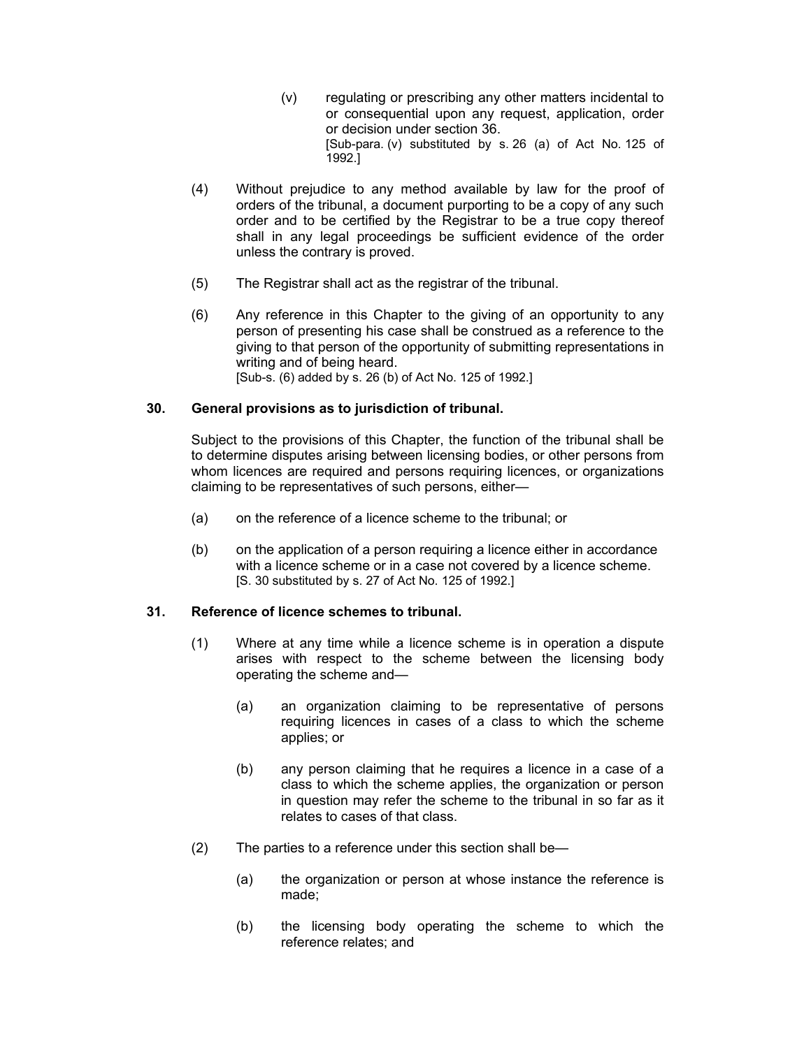(v) regulating or prescribing any other matters incidental to or consequential upon any request, application, order or decision under section 36.
[Sub-para. (v) substituted by s. 26 (a) of Act No. 125 of 1992.]

(4) Without prejudice to any method available by law for the proof of orders of the tribunal, a document purporting to be a copy of any such order and to be certified by the Registrar to be a true copy thereof shall in any legal proceedings be sufficient evidence of the order unless the contrary is proved.

(5) The Registrar shall act as the registrar of the tribunal.

(6) Any reference in this Chapter to the giving of an opportunity to any person of presenting his case shall be construed as a reference to the giving to that person of the opportunity of submitting representations in writing and of being heard.
[Sub-s. (6) added by s. 26 (b) of Act No. 125 of 1992.]

**30. General provisions as to jurisdiction of tribunal.**

Subject to the provisions of this Chapter, the function of the tribunal shall be to determine disputes arising between licensing bodies, or other persons from whom licences are required and persons requiring licences, or organizations claiming to be representatives of such persons, either—

(a) on the reference of a licence scheme to the tribunal; or

(b) on the application of a person requiring a licence either in accordance with a licence scheme or in a case not covered by a licence scheme.
[S. 30 substituted by s. 27 of Act No. 125 of 1992.]

**31. Reference of licence schemes to tribunal.**

(1) Where at any time while a licence scheme is in operation a dispute arises with respect to the scheme between the licensing body operating the scheme and—

(a) an organization claiming to be representative of persons requiring licences in cases of a class to which the scheme applies; or

(b) any person claiming that he requires a licence in a case of a class to which the scheme applies, the organization or person in question may refer the scheme to the tribunal in so far as it relates to cases of that class.

(2) The parties to a reference under this section shall be—

(a) the organization or person at whose instance the reference is made;

(b) the licensing body operating the scheme to which the reference relates; and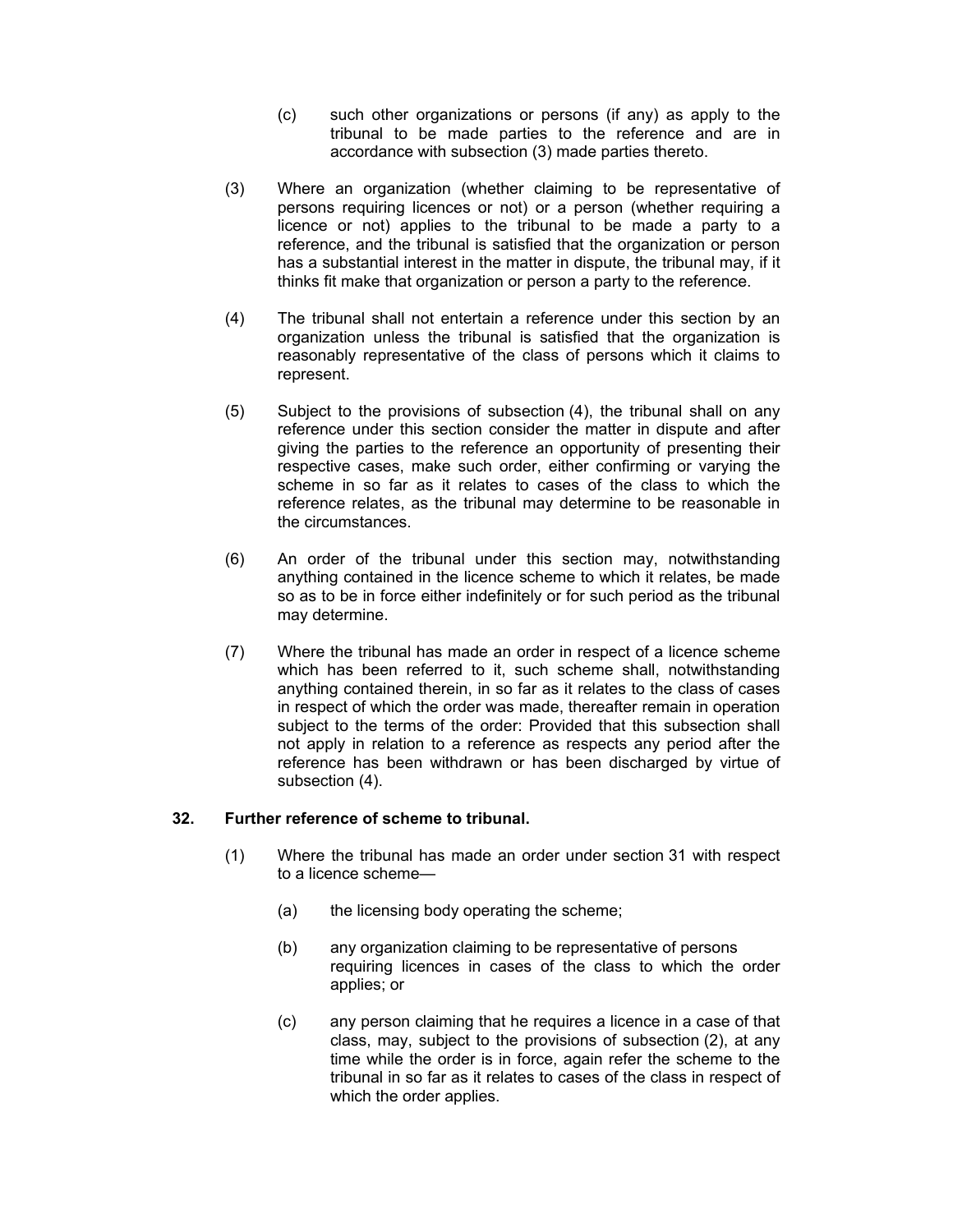(c) such other organizations or persons (if any) as apply to the tribunal to be made parties to the reference and are in accordance with subsection (3) made parties thereto.

(3) Where an organization (whether claiming to be representative of persons requiring licences or not) or a person (whether requiring a licence or not) applies to the tribunal to be made a party to a reference, and the tribunal is satisfied that the organization or person has a substantial interest in the matter in dispute, the tribunal may, if it thinks fit make that organization or person a party to the reference.

(4) The tribunal shall not entertain a reference under this section by an organization unless the tribunal is satisfied that the organization is reasonably representative of the class of persons which it claims to represent.

(5) Subject to the provisions of subsection (4), the tribunal shall on any reference under this section consider the matter in dispute and after giving the parties to the reference an opportunity of presenting their respective cases, make such order, either confirming or varying the scheme in so far as it relates to cases of the class to which the reference relates, as the tribunal may determine to be reasonable in the circumstances.

(6) An order of the tribunal under this section may, notwithstanding anything contained in the licence scheme to which it relates, be made so as to be in force either indefinitely or for such period as the tribunal may determine.

(7) Where the tribunal has made an order in respect of a licence scheme which has been referred to it, such scheme shall, notwithstanding anything contained therein, in so far as it relates to the class of cases in respect of which the order was made, thereafter remain in operation subject to the terms of the order: Provided that this subsection shall not apply in relation to a reference as respects any period after the reference has been withdrawn or has been discharged by virtue of subsection (4).

### 32. Further reference of scheme to tribunal.

(1) Where the tribunal has made an order under section 31 with respect to a licence scheme—

(a) the licensing body operating the scheme;

(b) any organization claiming to be representative of persons requiring licences in cases of the class to which the order applies; or

(c) any person claiming that he requires a licence in a case of that class, may, subject to the provisions of subsection (2), at any time while the order is in force, again refer the scheme to the tribunal in so far as it relates to cases of the class in respect of which the order applies.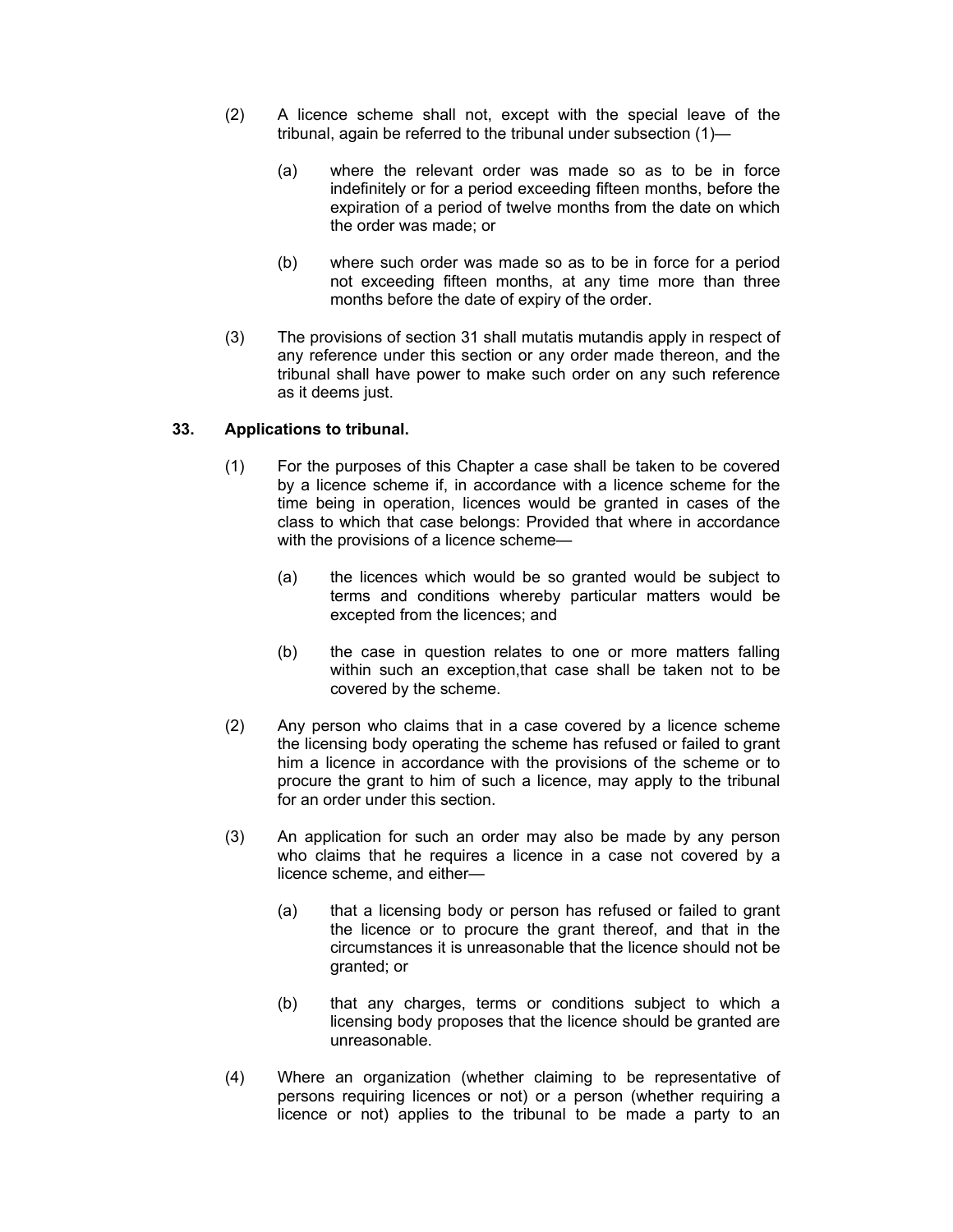(2) A licence scheme shall not, except with the special leave of the tribunal, again be referred to the tribunal under subsection (1)—

(a) where the relevant order was made so as to be in force indefinitely or for a period exceeding fifteen months, before the expiration of a period of twelve months from the date on which the order was made; or

(b) where such order was made so as to be in force for a period not exceeding fifteen months, at any time more than three months before the date of expiry of the order.

(3) The provisions of section 31 shall mutatis mutandis apply in respect of any reference under this section or any order made thereon, and the tribunal shall have power to make such order on any such reference as it deems just.

### 33. Applications to tribunal.

(1) For the purposes of this Chapter a case shall be taken to be covered by a licence scheme if, in accordance with a licence scheme for the time being in operation, licences would be granted in cases of the class to which that case belongs: Provided that where in accordance with the provisions of a licence scheme—

(a) the licences which would be so granted would be subject to terms and conditions whereby particular matters would be excepted from the licences; and

(b) the case in question relates to one or more matters falling within such an exception,that case shall be taken not to be covered by the scheme.

(2) Any person who claims that in a case covered by a licence scheme the licensing body operating the scheme has refused or failed to grant him a licence in accordance with the provisions of the scheme or to procure the grant to him of such a licence, may apply to the tribunal for an order under this section.

(3) An application for such an order may also be made by any person who claims that he requires a licence in a case not covered by a licence scheme, and either—

(a) that a licensing body or person has refused or failed to grant the licence or to procure the grant thereof, and that in the circumstances it is unreasonable that the licence should not be granted; or

(b) that any charges, terms or conditions subject to which a licensing body proposes that the licence should be granted are unreasonable.

(4) Where an organization (whether claiming to be representative of persons requiring licences or not) or a person (whether requiring a licence or not) applies to the tribunal to be made a party to an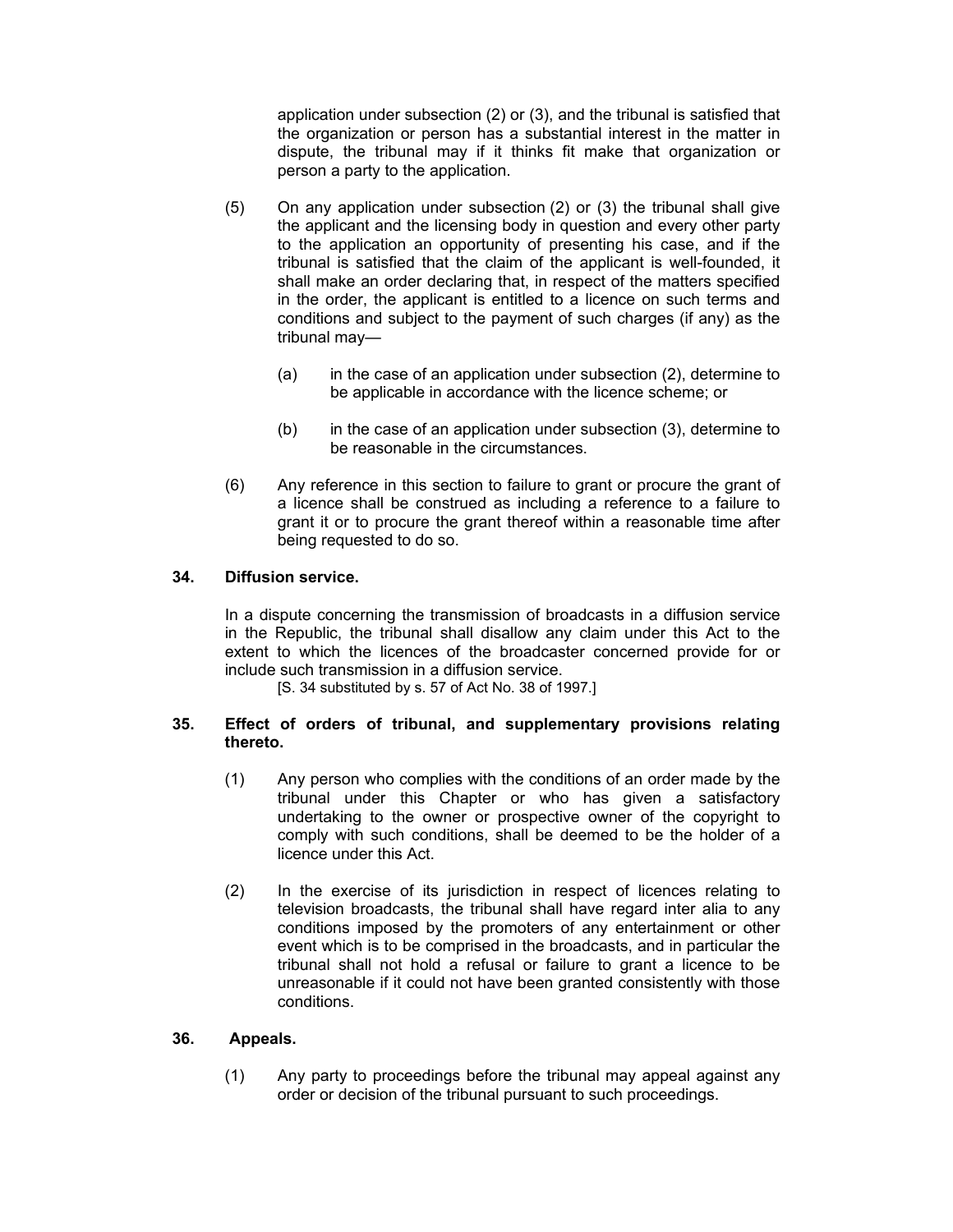application under subsection (2) or (3), and the tribunal is satisfied that the organization or person has a substantial interest in the matter in dispute, the tribunal may if it thinks fit make that organization or person a party to the application.

(5) On any application under subsection (2) or (3) the tribunal shall give the applicant and the licensing body in question and every other party to the application an opportunity of presenting his case, and if the tribunal is satisfied that the claim of the applicant is well-founded, it shall make an order declaring that, in respect of the matters specified in the order, the applicant is entitled to a licence on such terms and conditions and subject to the payment of such charges (if any) as the tribunal may—

(a) in the case of an application under subsection (2), determine to be applicable in accordance with the licence scheme; or

(b) in the case of an application under subsection (3), determine to be reasonable in the circumstances.

(6) Any reference in this section to failure to grant or procure the grant of a licence shall be construed as including a reference to a failure to grant it or to procure the grant thereof within a reasonable time after being requested to do so.

**34. Diffusion service.**

In a dispute concerning the transmission of broadcasts in a diffusion service in the Republic, the tribunal shall disallow any claim under this Act to the extent to which the licences of the broadcaster concerned provide for or include such transmission in a diffusion service.

[S. 34 substituted by s. 57 of Act No. 38 of 1997.]

**35. Effect of orders of tribunal, and supplementary provisions relating thereto.**

(1) Any person who complies with the conditions of an order made by the tribunal under this Chapter or who has given a satisfactory undertaking to the owner or prospective owner of the copyright to comply with such conditions, shall be deemed to be the holder of a licence under this Act.

(2) In the exercise of its jurisdiction in respect of licences relating to television broadcasts, the tribunal shall have regard inter alia to any conditions imposed by the promoters of any entertainment or other event which is to be comprised in the broadcasts, and in particular the tribunal shall not hold a refusal or failure to grant a licence to be unreasonable if it could not have been granted consistently with those conditions.

**36. Appeals.**

(1) Any party to proceedings before the tribunal may appeal against any order or decision of the tribunal pursuant to such proceedings.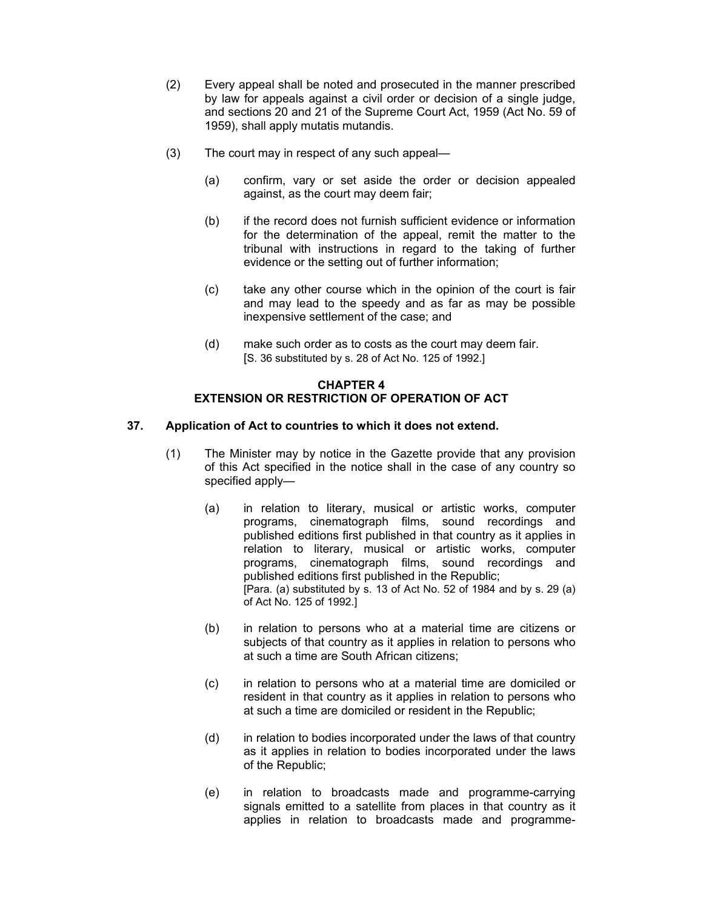(2) Every appeal shall be noted and prosecuted in the manner prescribed by law for appeals against a civil order or decision of a single judge, and sections 20 and 21 of the Supreme Court Act, 1959 (Act No. 59 of 1959), shall apply mutatis mutandis.

(3) The court may in respect of any such appeal—

(a) confirm, vary or set aside the order or decision appealed against, as the court may deem fair;

(b) if the record does not furnish sufficient evidence or information for the determination of the appeal, remit the matter to the tribunal with instructions in regard to the taking of further evidence or the setting out of further information;

(c) take any other course which in the opinion of the court is fair and may lead to the speedy and as far as may be possible inexpensive settlement of the case; and

(d) make such order as to costs as the court may deem fair.
[S. 36 substituted by s. 28 of Act No. 125 of 1992.]

## CHAPTER 4
## EXTENSION OR RESTRICTION OF OPERATION OF ACT

### 37. Application of Act to countries to which it does not extend.

(1) The Minister may by notice in the Gazette provide that any provision of this Act specified in the notice shall in the case of any country so specified apply—

(a) in relation to literary, musical or artistic works, computer programs, cinematograph films, sound recordings and published editions first published in that country as it applies in relation to literary, musical or artistic works, computer programs, cinematograph films, sound recordings and published editions first published in the Republic;
[Para. (a) substituted by s. 13 of Act No. 52 of 1984 and by s. 29 (a) of Act No. 125 of 1992.]

(b) in relation to persons who at a material time are citizens or subjects of that country as it applies in relation to persons who at such a time are South African citizens;

(c) in relation to persons who at a material time are domiciled or resident in that country as it applies in relation to persons who at such a time are domiciled or resident in the Republic;

(d) in relation to bodies incorporated under the laws of that country as it applies in relation to bodies incorporated under the laws of the Republic;

(e) in relation to broadcasts made and programme-carrying signals emitted to a satellite from places in that country as it applies in relation to broadcasts made and programme-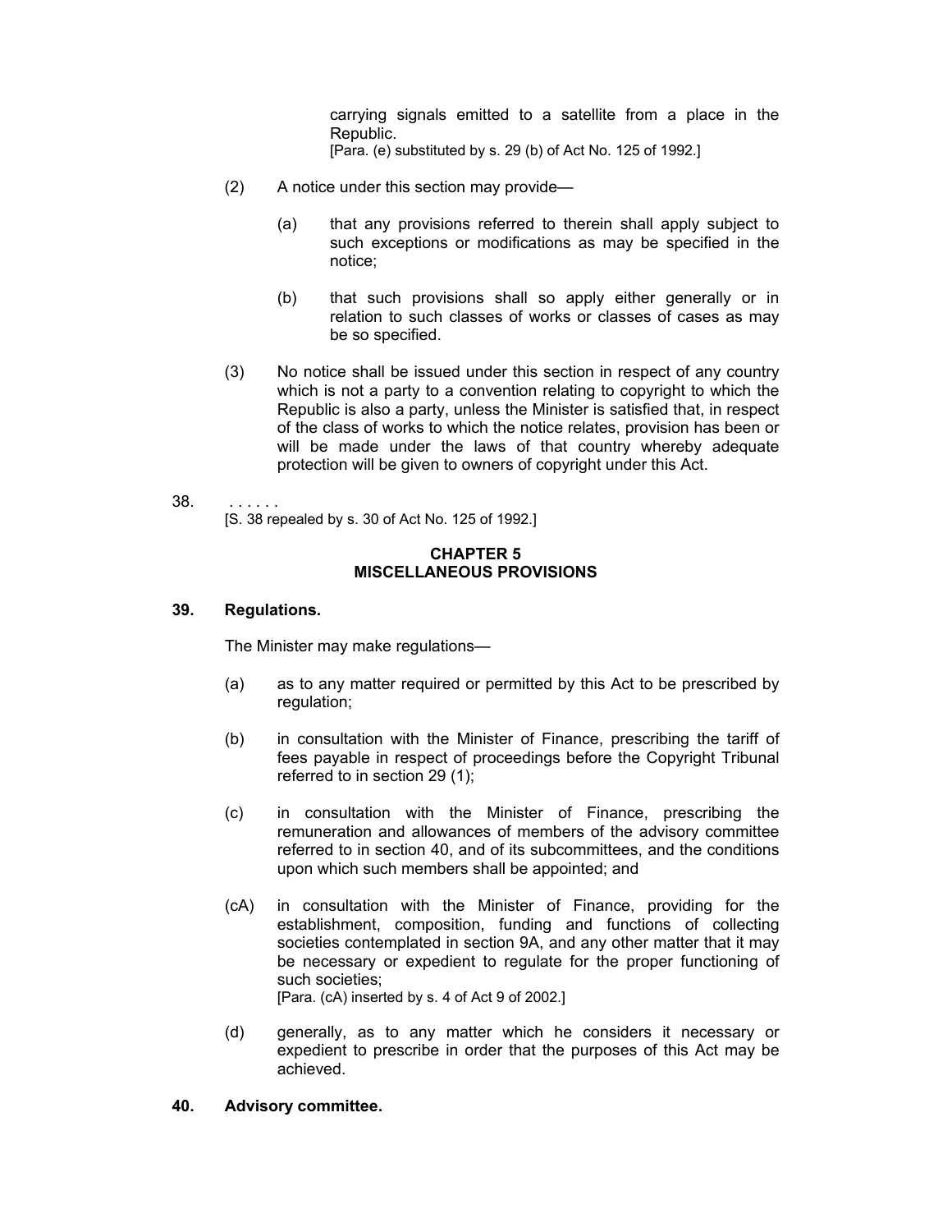carrying signals emitted to a satellite from a place in the Republic.
[Para. (e) substituted by s. 29 (b) of Act No. 125 of 1992.]

(2) A notice under this section may provide—

(a) that any provisions referred to therein shall apply subject to such exceptions or modifications as may be specified in the notice;

(b) that such provisions shall so apply either generally or in relation to such classes of works or classes of cases as may be so specified.

(3) No notice shall be issued under this section in respect of any country which is not a party to a convention relating to copyright to which the Republic is also a party, unless the Minister is satisfied that, in respect of the class of works to which the notice relates, provision has been or will be made under the laws of that country whereby adequate protection will be given to owners of copyright under this Act.

38. . . . . . .
[S. 38 repealed by s. 30 of Act No. 125 of 1992.]

## CHAPTER 5
## MISCELLANEOUS PROVISIONS

### 39. Regulations.

The Minister may make regulations—

(a) as to any matter required or permitted by this Act to be prescribed by regulation;

(b) in consultation with the Minister of Finance, prescribing the tariff of fees payable in respect of proceedings before the Copyright Tribunal referred to in section 29 (1);

(c) in consultation with the Minister of Finance, prescribing the remuneration and allowances of members of the advisory committee referred to in section 40, and of its subcommittees, and the conditions upon which such members shall be appointed; and

(cA) in consultation with the Minister of Finance, providing for the establishment, composition, funding and functions of collecting societies contemplated in section 9A, and any other matter that it may be necessary or expedient to regulate for the proper functioning of such societies;
[Para. (cA) inserted by s. 4 of Act 9 of 2002.]

(d) generally, as to any matter which he considers it necessary or expedient to prescribe in order that the purposes of this Act may be achieved.

### 40. Advisory committee.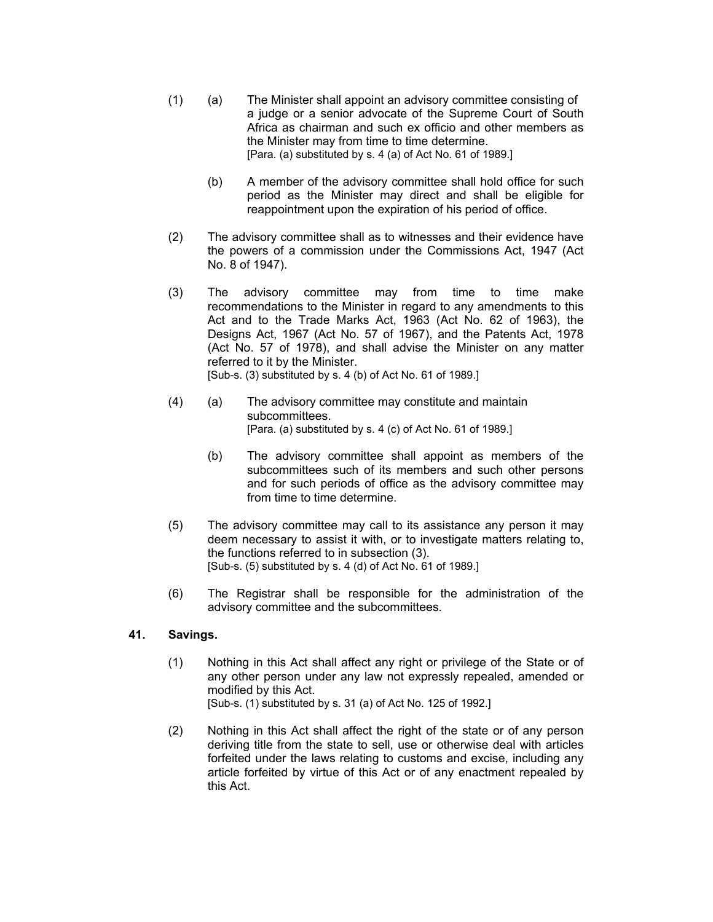(1) (a) The Minister shall appoint an advisory committee consisting of a judge or a senior advocate of the Supreme Court of South Africa as chairman and such ex officio and other members as the Minister may from time to time determine.
[Para. (a) substituted by s. 4 (a) of Act No. 61 of 1989.]

(b) A member of the advisory committee shall hold office for such period as the Minister may direct and shall be eligible for reappointment upon the expiration of his period of office.

(2) The advisory committee shall as to witnesses and their evidence have the powers of a commission under the Commissions Act, 1947 (Act No. 8 of 1947).

(3) The advisory committee may from time to time make recommendations to the Minister in regard to any amendments to this Act and to the Trade Marks Act, 1963 (Act No. 62 of 1963), the Designs Act, 1967 (Act No. 57 of 1967), and the Patents Act, 1978 (Act No. 57 of 1978), and shall advise the Minister on any matter referred to it by the Minister.
[Sub-s. (3) substituted by s. 4 (b) of Act No. 61 of 1989.]

(4) (a) The advisory committee may constitute and maintain subcommittees.
[Para. (a) substituted by s. 4 (c) of Act No. 61 of 1989.]

(b) The advisory committee shall appoint as members of the subcommittees such of its members and such other persons and for such periods of office as the advisory committee may from time to time determine.

(5) The advisory committee may call to its assistance any person it may deem necessary to assist it with, or to investigate matters relating to, the functions referred to in subsection (3).
[Sub-s. (5) substituted by s. 4 (d) of Act No. 61 of 1989.]

(6) The Registrar shall be responsible for the administration of the advisory committee and the subcommittees.

**41. Savings.**

(1) Nothing in this Act shall affect any right or privilege of the State or of any other person under any law not expressly repealed, amended or modified by this Act.
[Sub-s. (1) substituted by s. 31 (a) of Act No. 125 of 1992.]

(2) Nothing in this Act shall affect the right of the state or of any person deriving title from the state to sell, use or otherwise deal with articles forfeited under the laws relating to customs and excise, including any article forfeited by virtue of this Act or of any enactment repealed by this Act.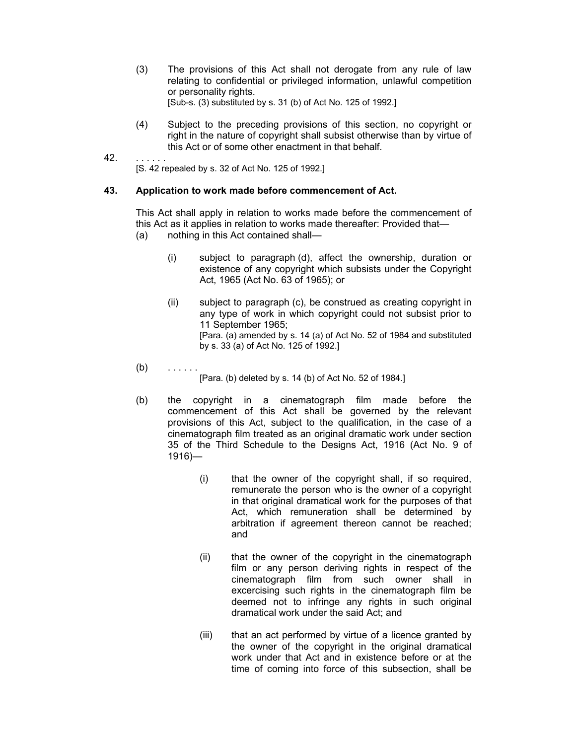(3) The provisions of this Act shall not derogate from any rule of law relating to confidential or privileged information, unlawful competition or personality rights.

[Sub-s. (3) substituted by s. 31 (b) of Act No. 125 of 1992.]

(4) Subject to the preceding provisions of this section, no copyright or right in the nature of copyright shall subsist otherwise than by virtue of this Act or of some other enactment in that behalf.

42. . . . . . .

[S. 42 repealed by s. 32 of Act No. 125 of 1992.]

**43. Application to work made before commencement of Act.**

This Act shall apply in relation to works made before the commencement of this Act as it applies in relation to works made thereafter: Provided that—

(a) nothing in this Act contained shall—

(i) subject to paragraph (d), affect the ownership, duration or existence of any copyright which subsists under the Copyright Act, 1965 (Act No. 63 of 1965); or

(ii) subject to paragraph (c), be construed as creating copyright in any type of work in which copyright could not subsist prior to 11 September 1965;

[Para. (a) amended by s. 14 (a) of Act No. 52 of 1984 and substituted by s. 33 (a) of Act No. 125 of 1992.]

(b) . . . . . .

[Para. (b) deleted by s. 14 (b) of Act No. 52 of 1984.]

(b) the copyright in a cinematograph film made before the commencement of this Act shall be governed by the relevant provisions of this Act, subject to the qualification, in the case of a cinematograph film treated as an original dramatic work under section 35 of the Third Schedule to the Designs Act, 1916 (Act No. 9 of 1916)—

(i) that the owner of the copyright shall, if so required, remunerate the person who is the owner of a copyright in that original dramatical work for the purposes of that Act, which remuneration shall be determined by arbitration if agreement thereon cannot be reached; and

(ii) that the owner of the copyright in the cinematograph film or any person deriving rights in respect of the cinematograph film from such owner shall in excercising such rights in the cinematograph film be deemed not to infringe any rights in such original dramatical work under the said Act; and

(iii) that an act performed by virtue of a licence granted by the owner of the copyright in the original dramatical work under that Act and in existence before or at the time of coming into force of this subsection, shall be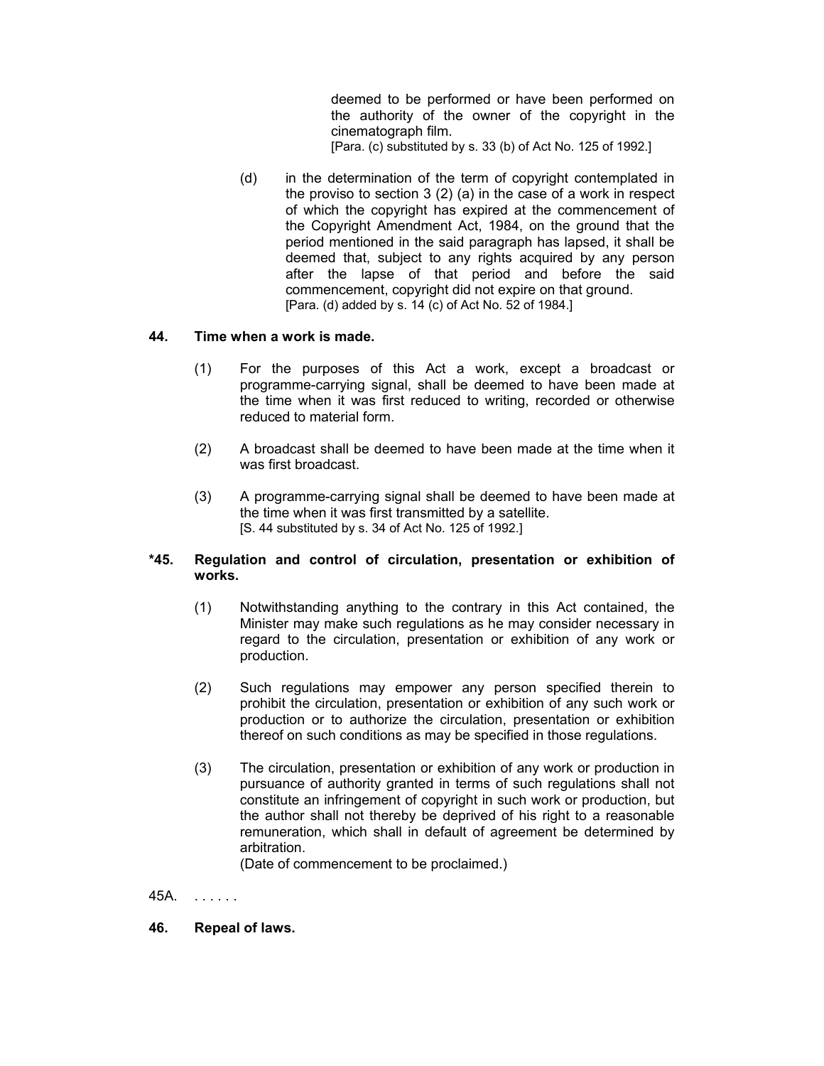deemed to be performed or have been performed on the authority of the owner of the copyright in the cinematograph film.
[Para. (c) substituted by s. 33 (b) of Act No. 125 of 1992.]

(d) in the determination of the term of copyright contemplated in the proviso to section 3 (2) (a) in the case of a work in respect of which the copyright has expired at the commencement of the Copyright Amendment Act, 1984, on the ground that the period mentioned in the said paragraph has lapsed, it shall be deemed that, subject to any rights acquired by any person after the lapse of that period and before the said commencement, copyright did not expire on that ground.
[Para. (d) added by s. 14 (c) of Act No. 52 of 1984.]

**44. Time when a work is made.**

(1) For the purposes of this Act a work, except a broadcast or programme-carrying signal, shall be deemed to have been made at the time when it was first reduced to writing, recorded or otherwise reduced to material form.

(2) A broadcast shall be deemed to have been made at the time when it was first broadcast.

(3) A programme-carrying signal shall be deemed to have been made at the time when it was first transmitted by a satellite.
[S. 44 substituted by s. 34 of Act No. 125 of 1992.]

**\*45. Regulation and control of circulation, presentation or exhibition of works.**

(1) Notwithstanding anything to the contrary in this Act contained, the Minister may make such regulations as he may consider necessary in regard to the circulation, presentation or exhibition of any work or production.

(2) Such regulations may empower any person specified therein to prohibit the circulation, presentation or exhibition of any such work or production or to authorize the circulation, presentation or exhibition thereof on such conditions as may be specified in those regulations.

(3) The circulation, presentation or exhibition of any work or production in pursuance of authority granted in terms of such regulations shall not constitute an infringement of copyright in such work or production, but the author shall not thereby be deprived of his right to a reasonable remuneration, which shall in default of agreement be determined by arbitration.
(Date of commencement to be proclaimed.)

45A. . . . . . .

**46. Repeal of laws.**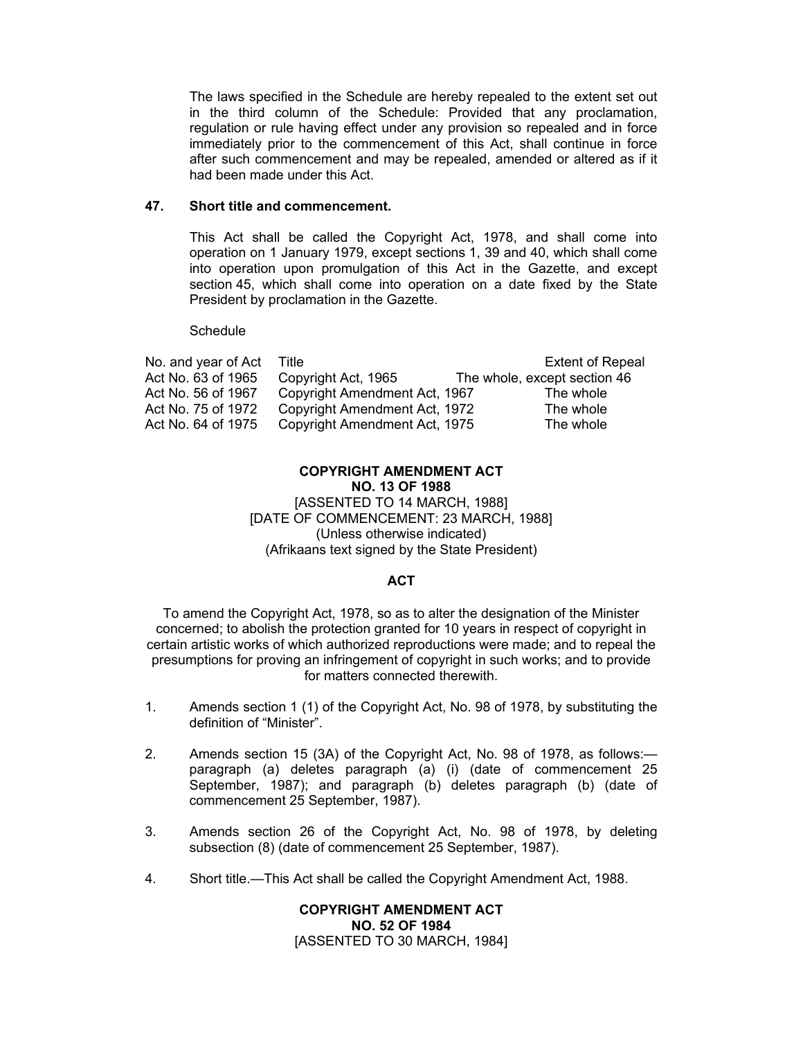The laws specified in the Schedule are hereby repealed to the extent set out in the third column of the Schedule: Provided that any proclamation, regulation or rule having effect under any provision so repealed and in force immediately prior to the commencement of this Act, shall continue in force after such commencement and may be repealed, amended or altered as if it had been made under this Act.

**47. Short title and commencement.**

This Act shall be called the Copyright Act, 1978, and shall come into operation on 1 January 1979, except sections 1, 39 and 40, which shall come into operation upon promulgation of this Act in the Gazette, and except section 45, which shall come into operation on a date fixed by the State President by proclamation in the Gazette.

Schedule

| No. and year of Act | Title | Extent of Repeal |
|---|---|---|
| Act No. 63 of 1965 | Copyright Act, 1965 | The whole, except section 46 |
| Act No. 56 of 1967 | Copyright Amendment Act, 1967 | The whole |
| Act No. 75 of 1972 | Copyright Amendment Act, 1972 | The whole |
| Act No. 64 of 1975 | Copyright Amendment Act, 1975 | The whole |

**COPYRIGHT AMENDMENT ACT**
**NO. 13 OF 1988**
[ASSENTED TO 14 MARCH, 1988]
[DATE OF COMMENCEMENT: 23 MARCH, 1988]
(Unless otherwise indicated)
(Afrikaans text signed by the State President)

**ACT**

To amend the Copyright Act, 1978, so as to alter the designation of the Minister concerned; to abolish the protection granted for 10 years in respect of copyright in certain artistic works of which authorized reproductions were made; and to repeal the presumptions for proving an infringement of copyright in such works; and to provide for matters connected therewith.

1. Amends section 1 (1) of the Copyright Act, No. 98 of 1978, by substituting the definition of "Minister".

2. Amends section 15 (3A) of the Copyright Act, No. 98 of 1978, as follows:—paragraph (a) deletes paragraph (a) (i) (date of commencement 25 September, 1987); and paragraph (b) deletes paragraph (b) (date of commencement 25 September, 1987).

3. Amends section 26 of the Copyright Act, No. 98 of 1978, by deleting subsection (8) (date of commencement 25 September, 1987).

4. Short title.—This Act shall be called the Copyright Amendment Act, 1988.

**COPYRIGHT AMENDMENT ACT**
**NO. 52 OF 1984**
[ASSENTED TO 30 MARCH, 1984]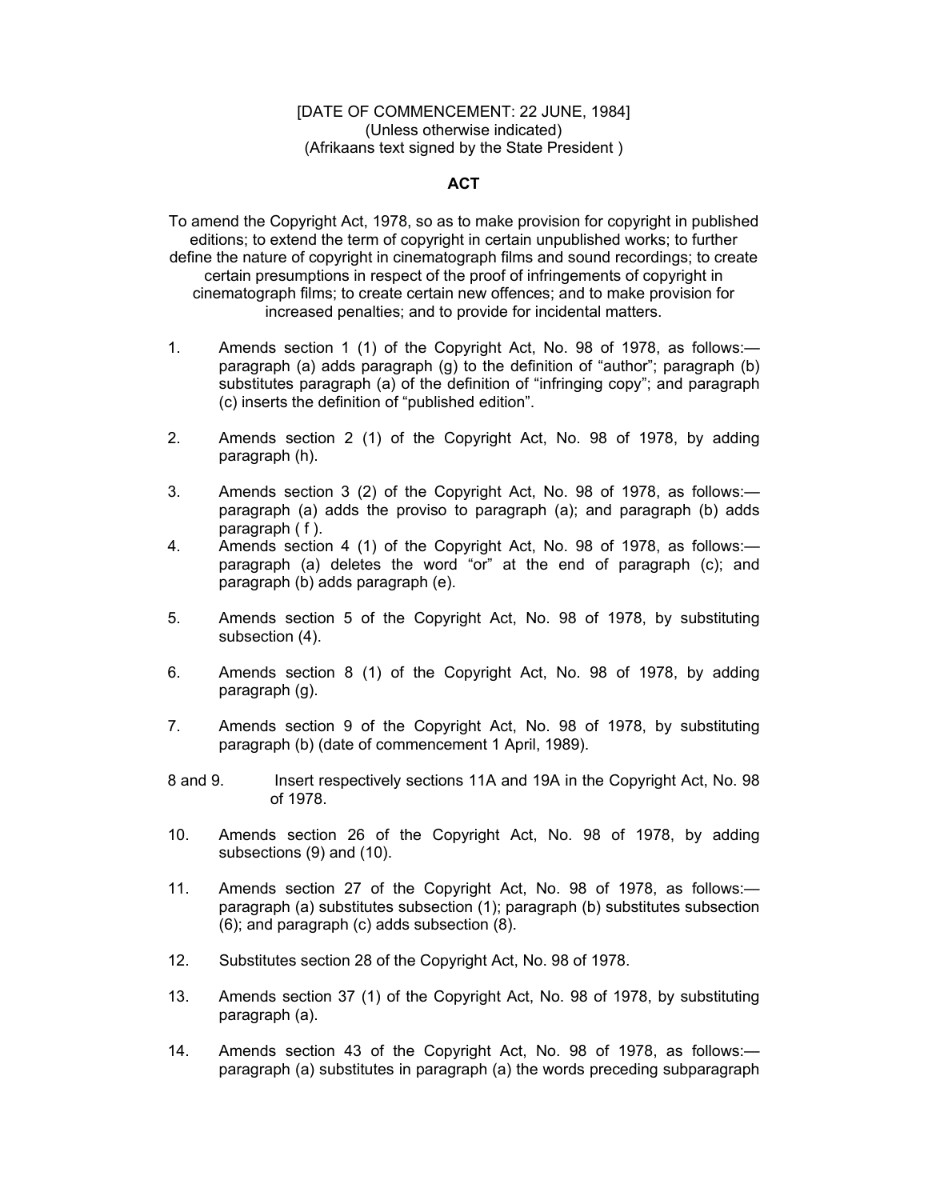[DATE OF COMMENCEMENT: 22 JUNE, 1984]
(Unless otherwise indicated)
(Afrikaans text signed by the State President )

**ACT**

To amend the Copyright Act, 1978, so as to make provision for copyright in published editions; to extend the term of copyright in certain unpublished works; to further define the nature of copyright in cinematograph films and sound recordings; to create certain presumptions in respect of the proof of infringements of copyright in cinematograph films; to create certain new offences; and to make provision for increased penalties; and to provide for incidental matters.

1. Amends section 1 (1) of the Copyright Act, No. 98 of 1978, as follows:— paragraph (a) adds paragraph (g) to the definition of "author"; paragraph (b) substitutes paragraph (a) of the definition of "infringing copy"; and paragraph (c) inserts the definition of "published edition".

2. Amends section 2 (1) of the Copyright Act, No. 98 of 1978, by adding paragraph (h).

3. Amends section 3 (2) of the Copyright Act, No. 98 of 1978, as follows:— paragraph (a) adds the proviso to paragraph (a); and paragraph (b) adds paragraph ( f ).

4. Amends section 4 (1) of the Copyright Act, No. 98 of 1978, as follows:— paragraph (a) deletes the word "or" at the end of paragraph (c); and paragraph (b) adds paragraph (e).

5. Amends section 5 of the Copyright Act, No. 98 of 1978, by substituting subsection (4).

6. Amends section 8 (1) of the Copyright Act, No. 98 of 1978, by adding paragraph (g).

7. Amends section 9 of the Copyright Act, No. 98 of 1978, by substituting paragraph (b) (date of commencement 1 April, 1989).

8 and 9. Insert respectively sections 11A and 19A in the Copyright Act, No. 98 of 1978.

10. Amends section 26 of the Copyright Act, No. 98 of 1978, by adding subsections (9) and (10).

11. Amends section 27 of the Copyright Act, No. 98 of 1978, as follows:— paragraph (a) substitutes subsection (1); paragraph (b) substitutes subsection (6); and paragraph (c) adds subsection (8).

12. Substitutes section 28 of the Copyright Act, No. 98 of 1978.

13. Amends section 37 (1) of the Copyright Act, No. 98 of 1978, by substituting paragraph (a).

14. Amends section 43 of the Copyright Act, No. 98 of 1978, as follows:— paragraph (a) substitutes in paragraph (a) the words preceding subparagraph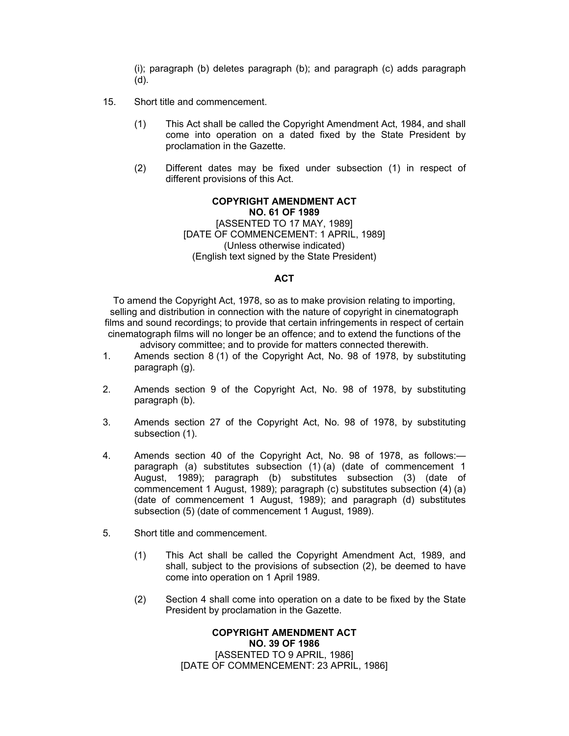(i); paragraph (b) deletes paragraph (b); and paragraph (c) adds paragraph (d).

15. Short title and commencement.

    (1) This Act shall be called the Copyright Amendment Act, 1984, and shall come into operation on a dated fixed by the State President by proclamation in the Gazette.

    (2) Different dates may be fixed under subsection (1) in respect of different provisions of this Act.

**COPYRIGHT AMENDMENT ACT**
**NO. 61 OF 1989**
[ASSENTED TO 17 MAY, 1989]
[DATE OF COMMENCEMENT: 1 APRIL, 1989]
(Unless otherwise indicated)
(English text signed by the State President)

**ACT**

To amend the Copyright Act, 1978, so as to make provision relating to importing, selling and distribution in connection with the nature of copyright in cinematograph films and sound recordings; to provide that certain infringements in respect of certain cinematograph films will no longer be an offence; and to extend the functions of the advisory committee; and to provide for matters connected therewith.

1. Amends section 8 (1) of the Copyright Act, No. 98 of 1978, by substituting paragraph (g).

2. Amends section 9 of the Copyright Act, No. 98 of 1978, by substituting paragraph (b).

3. Amends section 27 of the Copyright Act, No. 98 of 1978, by substituting subsection (1).

4. Amends section 40 of the Copyright Act, No. 98 of 1978, as follows:— paragraph (a) substitutes subsection (1) (a) (date of commencement 1 August, 1989); paragraph (b) substitutes subsection (3) (date of commencement 1 August, 1989); paragraph (c) substitutes subsection (4) (a) (date of commencement 1 August, 1989); and paragraph (d) substitutes subsection (5) (date of commencement 1 August, 1989).

5. Short title and commencement.

    (1) This Act shall be called the Copyright Amendment Act, 1989, and shall, subject to the provisions of subsection (2), be deemed to have come into operation on 1 April 1989.

    (2) Section 4 shall come into operation on a date to be fixed by the State President by proclamation in the Gazette.

**COPYRIGHT AMENDMENT ACT**
**NO. 39 OF 1986**
[ASSENTED TO 9 APRIL, 1986]
[DATE OF COMMENCEMENT: 23 APRIL, 1986]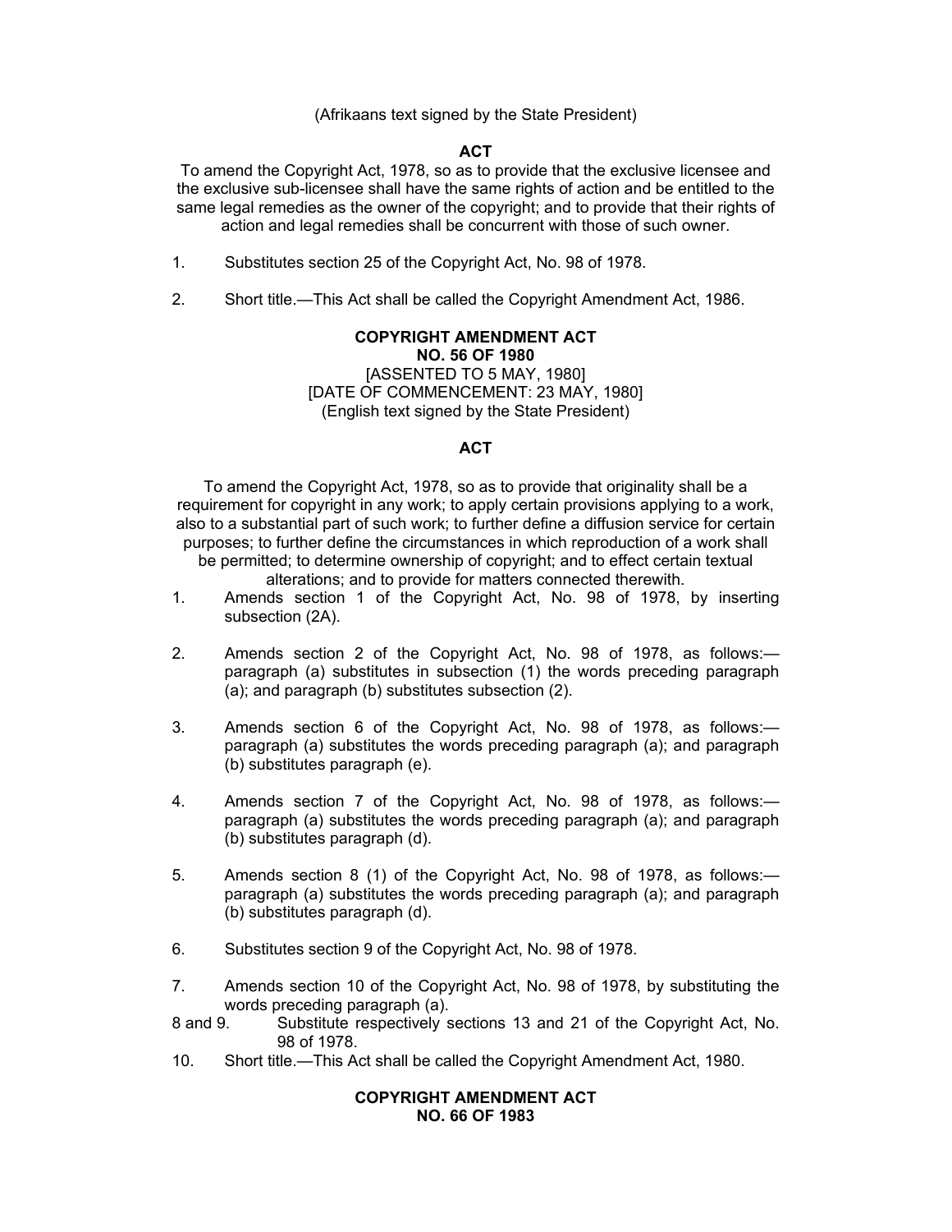(Afrikaans text signed by the State President)

**ACT**

To amend the Copyright Act, 1978, so as to provide that the exclusive licensee and the exclusive sub-licensee shall have the same rights of action and be entitled to the same legal remedies as the owner of the copyright; and to provide that their rights of action and legal remedies shall be concurrent with those of such owner.

1. Substitutes section 25 of the Copyright Act, No. 98 of 1978.

2. Short title.—This Act shall be called the Copyright Amendment Act, 1986.

**COPYRIGHT AMENDMENT ACT**
**NO. 56 OF 1980**

[ASSENTED TO 5 MAY, 1980]
[DATE OF COMMENCEMENT: 23 MAY, 1980]
(English text signed by the State President)

**ACT**

To amend the Copyright Act, 1978, so as to provide that originality shall be a requirement for copyright in any work; to apply certain provisions applying to a work, also to a substantial part of such work; to further define a diffusion service for certain purposes; to further define the circumstances in which reproduction of a work shall be permitted; to determine ownership of copyright; and to effect certain textual alterations; and to provide for matters connected therewith.

1. Amends section 1 of the Copyright Act, No. 98 of 1978, by inserting subsection (2A).

2. Amends section 2 of the Copyright Act, No. 98 of 1978, as follows:—paragraph (a) substitutes in subsection (1) the words preceding paragraph (a); and paragraph (b) substitutes subsection (2).

3. Amends section 6 of the Copyright Act, No. 98 of 1978, as follows:—paragraph (a) substitutes the words preceding paragraph (a); and paragraph (b) substitutes paragraph (e).

4. Amends section 7 of the Copyright Act, No. 98 of 1978, as follows:—paragraph (a) substitutes the words preceding paragraph (a); and paragraph (b) substitutes paragraph (d).

5. Amends section 8 (1) of the Copyright Act, No. 98 of 1978, as follows:—paragraph (a) substitutes the words preceding paragraph (a); and paragraph (b) substitutes paragraph (d).

6. Substitutes section 9 of the Copyright Act, No. 98 of 1978.

7. Amends section 10 of the Copyright Act, No. 98 of 1978, by substituting the words preceding paragraph (a).

8 and 9. Substitute respectively sections 13 and 21 of the Copyright Act, No. 98 of 1978.

10. Short title.—This Act shall be called the Copyright Amendment Act, 1980.

**COPYRIGHT AMENDMENT ACT**
**NO. 66 OF 1983**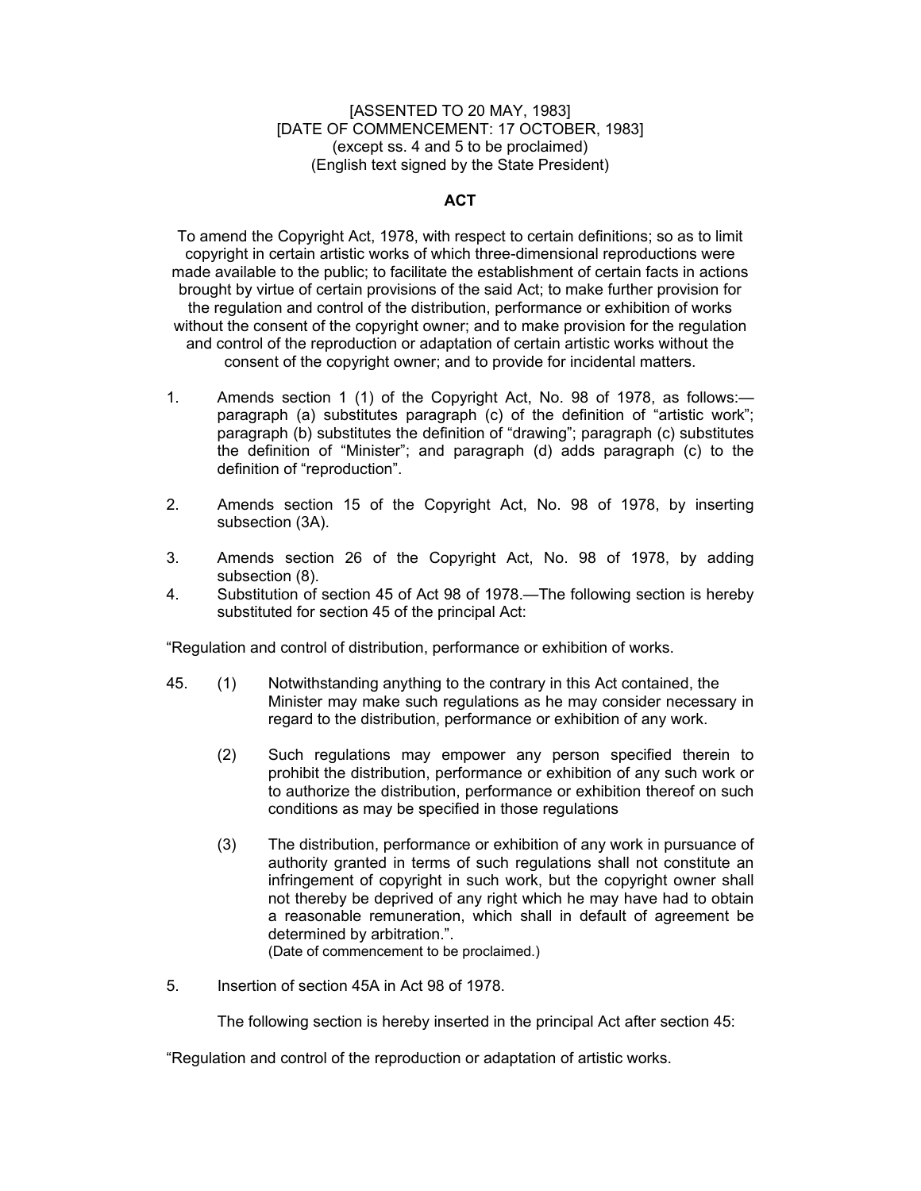[ASSENTED TO 20 MAY, 1983]
[DATE OF COMMENCEMENT: 17 OCTOBER, 1983]
(except ss. 4 and 5 to be proclaimed)
(English text signed by the State President)

**ACT**

To amend the Copyright Act, 1978, with respect to certain definitions; so as to limit copyright in certain artistic works of which three-dimensional reproductions were made available to the public; to facilitate the establishment of certain facts in actions brought by virtue of certain provisions of the said Act; to make further provision for the regulation and control of the distribution, performance or exhibition of works without the consent of the copyright owner; and to make provision for the regulation and control of the reproduction or adaptation of certain artistic works without the consent of the copyright owner; and to provide for incidental matters.

1. Amends section 1 (1) of the Copyright Act, No. 98 of 1978, as follows:—paragraph (a) substitutes paragraph (c) of the definition of "artistic work"; paragraph (b) substitutes the definition of "drawing"; paragraph (c) substitutes the definition of "Minister"; and paragraph (d) adds paragraph (c) to the definition of "reproduction".

2. Amends section 15 of the Copyright Act, No. 98 of 1978, by inserting subsection (3A).

3. Amends section 26 of the Copyright Act, No. 98 of 1978, by adding subsection (8).

4. Substitution of section 45 of Act 98 of 1978.—The following section is hereby substituted for section 45 of the principal Act:

"Regulation and control of distribution, performance or exhibition of works.

45. (1) Notwithstanding anything to the contrary in this Act contained, the Minister may make such regulations as he may consider necessary in regard to the distribution, performance or exhibition of any work.

(2) Such regulations may empower any person specified therein to prohibit the distribution, performance or exhibition of any such work or to authorize the distribution, performance or exhibition thereof on such conditions as may be specified in those regulations

(3) The distribution, performance or exhibition of any work in pursuance of authority granted in terms of such regulations shall not constitute an infringement of copyright in such work, but the copyright owner shall not thereby be deprived of any right which he may have had to obtain a reasonable remuneration, which shall in default of agreement be determined by arbitration.".
(Date of commencement to be proclaimed.)

5. Insertion of section 45A in Act 98 of 1978.

The following section is hereby inserted in the principal Act after section 45:

"Regulation and control of the reproduction or adaptation of artistic works.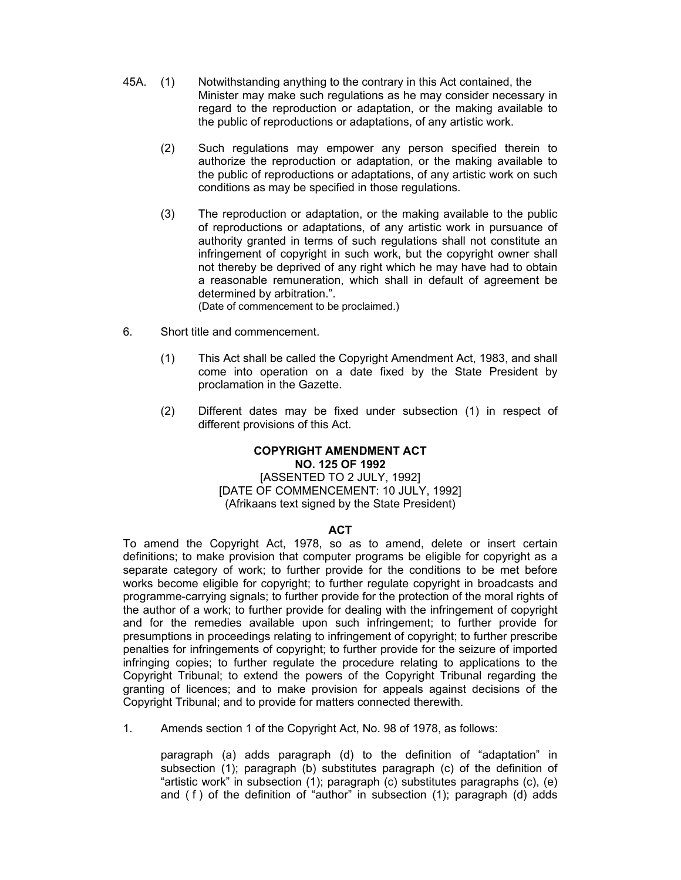45A. (1) Notwithstanding anything to the contrary in this Act contained, the Minister may make such regulations as he may consider necessary in regard to the reproduction or adaptation, or the making available to the public of reproductions or adaptations, of any artistic work.

(2) Such regulations may empower any person specified therein to authorize the reproduction or adaptation, or the making available to the public of reproductions or adaptations, of any artistic work on such conditions as may be specified in those regulations.

(3) The reproduction or adaptation, or the making available to the public of reproductions or adaptations, of any artistic work in pursuance of authority granted in terms of such regulations shall not constitute an infringement of copyright in such work, but the copyright owner shall not thereby be deprived of any right which he may have had to obtain a reasonable remuneration, which shall in default of agreement be determined by arbitration.".

(Date of commencement to be proclaimed.)

6. Short title and commencement.

(1) This Act shall be called the Copyright Amendment Act, 1983, and shall come into operation on a date fixed by the State President by proclamation in the Gazette.

(2) Different dates may be fixed under subsection (1) in respect of different provisions of this Act.

**COPYRIGHT AMENDMENT ACT**
**NO. 125 OF 1992**
[ASSENTED TO 2 JULY, 1992]
[DATE OF COMMENCEMENT: 10 JULY, 1992]
(Afrikaans text signed by the State President)

**ACT**

To amend the Copyright Act, 1978, so as to amend, delete or insert certain definitions; to make provision that computer programs be eligible for copyright as a separate category of work; to further provide for the conditions to be met before works become eligible for copyright; to further regulate copyright in broadcasts and programme-carrying signals; to further provide for the protection of the moral rights of the author of a work; to further provide for dealing with the infringement of copyright and for the remedies available upon such infringement; to further provide for presumptions in proceedings relating to infringement of copyright; to further prescribe penalties for infringements of copyright; to further provide for the seizure of imported infringing copies; to further regulate the procedure relating to applications to the Copyright Tribunal; to extend the powers of the Copyright Tribunal regarding the granting of licences; and to make provision for appeals against decisions of the Copyright Tribunal; and to provide for matters connected therewith.

1. Amends section 1 of the Copyright Act, No. 98 of 1978, as follows:

paragraph (a) adds paragraph (d) to the definition of "adaptation" in subsection (1); paragraph (b) substitutes paragraph (c) of the definition of "artistic work" in subsection (1); paragraph (c) substitutes paragraphs (c), (e) and ( f ) of the definition of "author" in subsection (1); paragraph (d) adds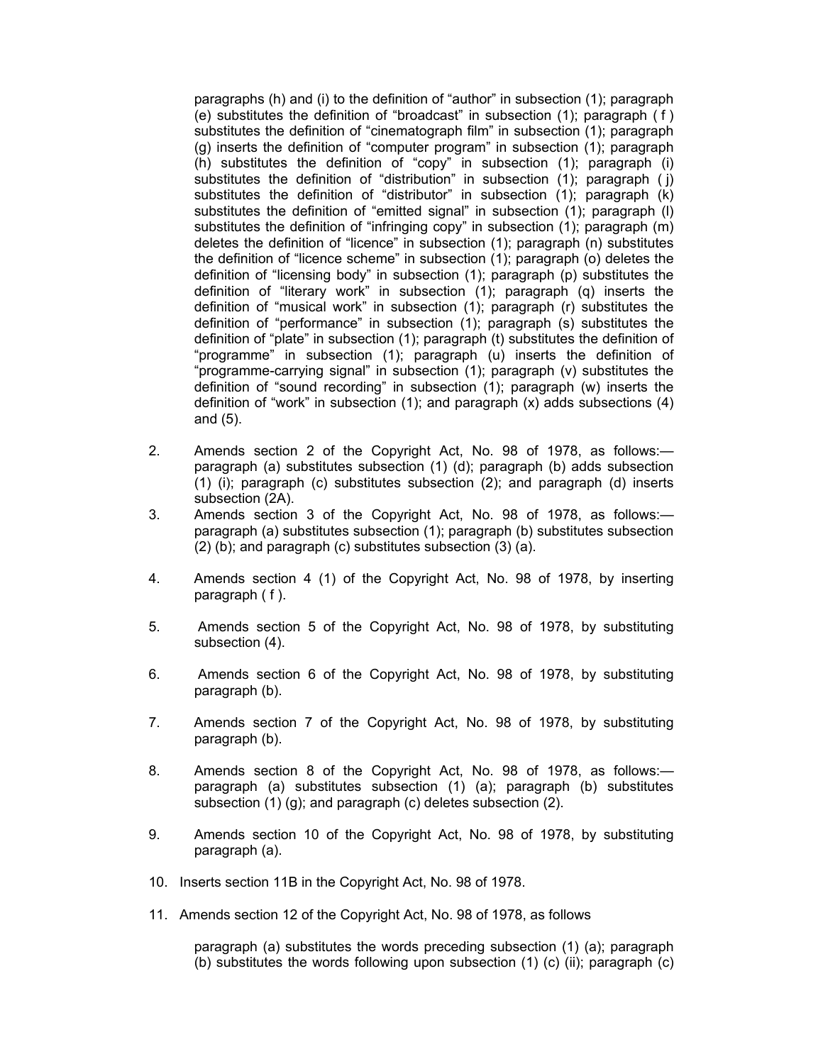paragraphs (h) and (i) to the definition of "author" in subsection (1); paragraph (e) substitutes the definition of "broadcast" in subsection (1); paragraph ( f ) substitutes the definition of "cinematograph film" in subsection (1); paragraph (g) inserts the definition of "computer program" in subsection (1); paragraph (h) substitutes the definition of "copy" in subsection (1); paragraph (i) substitutes the definition of "distribution" in subsection (1); paragraph ( j) substitutes the definition of "distributor" in subsection (1); paragraph (k) substitutes the definition of "emitted signal" in subsection (1); paragraph (l) substitutes the definition of "infringing copy" in subsection (1); paragraph (m) deletes the definition of "licence" in subsection (1); paragraph (n) substitutes the definition of "licence scheme" in subsection (1); paragraph (o) deletes the definition of "licensing body" in subsection (1); paragraph (p) substitutes the definition of "literary work" in subsection (1); paragraph (q) inserts the definition of "musical work" in subsection (1); paragraph (r) substitutes the definition of "performance" in subsection (1); paragraph (s) substitutes the definition of "plate" in subsection (1); paragraph (t) substitutes the definition of "programme" in subsection (1); paragraph (u) inserts the definition of "programme-carrying signal" in subsection (1); paragraph (v) substitutes the definition of "sound recording" in subsection (1); paragraph (w) inserts the definition of "work" in subsection (1); and paragraph (x) adds subsections (4) and (5).

2. Amends section 2 of the Copyright Act, No. 98 of 1978, as follows:— paragraph (a) substitutes subsection (1) (d); paragraph (b) adds subsection (1) (i); paragraph (c) substitutes subsection (2); and paragraph (d) inserts subsection (2A).

3. Amends section 3 of the Copyright Act, No. 98 of 1978, as follows:— paragraph (a) substitutes subsection (1); paragraph (b) substitutes subsection (2) (b); and paragraph (c) substitutes subsection (3) (a).

4. Amends section 4 (1) of the Copyright Act, No. 98 of 1978, by inserting paragraph ( f ).

5. Amends section 5 of the Copyright Act, No. 98 of 1978, by substituting subsection (4).

6. Amends section 6 of the Copyright Act, No. 98 of 1978, by substituting paragraph (b).

7. Amends section 7 of the Copyright Act, No. 98 of 1978, by substituting paragraph (b).

8. Amends section 8 of the Copyright Act, No. 98 of 1978, as follows:— paragraph (a) substitutes subsection (1) (a); paragraph (b) substitutes subsection (1) (g); and paragraph (c) deletes subsection (2).

9. Amends section 10 of the Copyright Act, No. 98 of 1978, by substituting paragraph (a).

10. Inserts section 11B in the Copyright Act, No. 98 of 1978.

11. Amends section 12 of the Copyright Act, No. 98 of 1978, as follows

paragraph (a) substitutes the words preceding subsection (1) (a); paragraph (b) substitutes the words following upon subsection (1) (c) (ii); paragraph (c)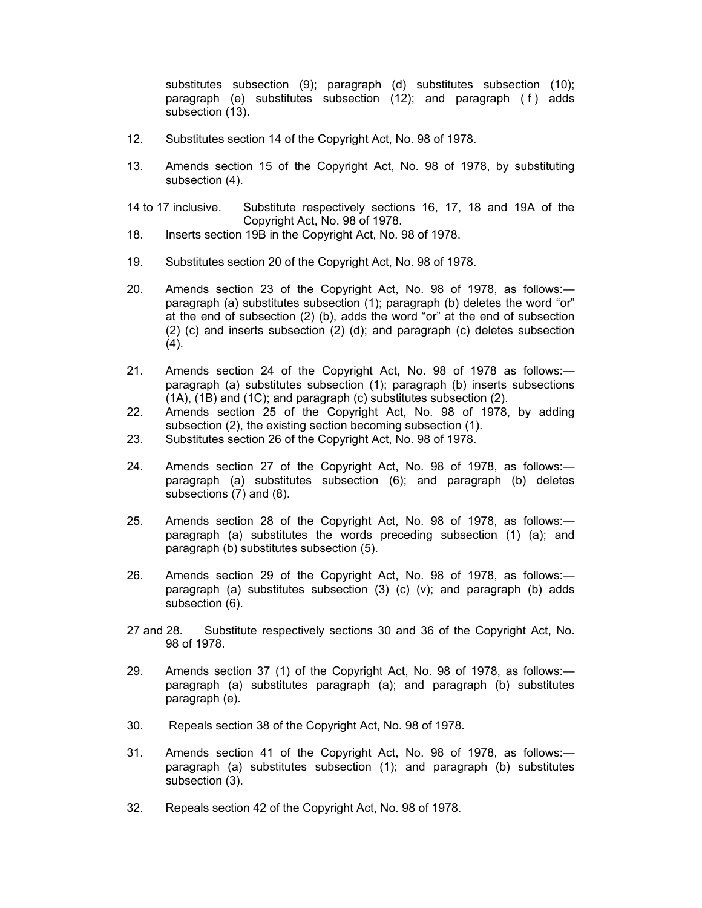substitutes subsection (9); paragraph (d) substitutes subsection (10); paragraph (e) substitutes subsection (12); and paragraph ( f ) adds subsection (13).

12. Substitutes section 14 of the Copyright Act, No. 98 of 1978.

13. Amends section 15 of the Copyright Act, No. 98 of 1978, by substituting subsection (4).

14 to 17 inclusive. Substitute respectively sections 16, 17, 18 and 19A of the Copyright Act, No. 98 of 1978.

18. Inserts section 19B in the Copyright Act, No. 98 of 1978.

19. Substitutes section 20 of the Copyright Act, No. 98 of 1978.

20. Amends section 23 of the Copyright Act, No. 98 of 1978, as follows:— paragraph (a) substitutes subsection (1); paragraph (b) deletes the word "or" at the end of subsection (2) (b), adds the word "or" at the end of subsection (2) (c) and inserts subsection (2) (d); and paragraph (c) deletes subsection (4).

21. Amends section 24 of the Copyright Act, No. 98 of 1978 as follows:— paragraph (a) substitutes subsection (1); paragraph (b) inserts subsections (1A), (1B) and (1C); and paragraph (c) substitutes subsection (2).

22. Amends section 25 of the Copyright Act, No. 98 of 1978, by adding subsection (2), the existing section becoming subsection (1).

23. Substitutes section 26 of the Copyright Act, No. 98 of 1978.

24. Amends section 27 of the Copyright Act, No. 98 of 1978, as follows:— paragraph (a) substitutes subsection (6); and paragraph (b) deletes subsections (7) and (8).

25. Amends section 28 of the Copyright Act, No. 98 of 1978, as follows:— paragraph (a) substitutes the words preceding subsection (1) (a); and paragraph (b) substitutes subsection (5).

26. Amends section 29 of the Copyright Act, No. 98 of 1978, as follows:— paragraph (a) substitutes subsection (3) (c) (v); and paragraph (b) adds subsection (6).

27 and 28. Substitute respectively sections 30 and 36 of the Copyright Act, No. 98 of 1978.

29. Amends section 37 (1) of the Copyright Act, No. 98 of 1978, as follows:— paragraph (a) substitutes paragraph (a); and paragraph (b) substitutes paragraph (e).

30. Repeals section 38 of the Copyright Act, No. 98 of 1978.

31. Amends section 41 of the Copyright Act, No. 98 of 1978, as follows:— paragraph (a) substitutes subsection (1); and paragraph (b) substitutes subsection (3).

32. Repeals section 42 of the Copyright Act, No. 98 of 1978.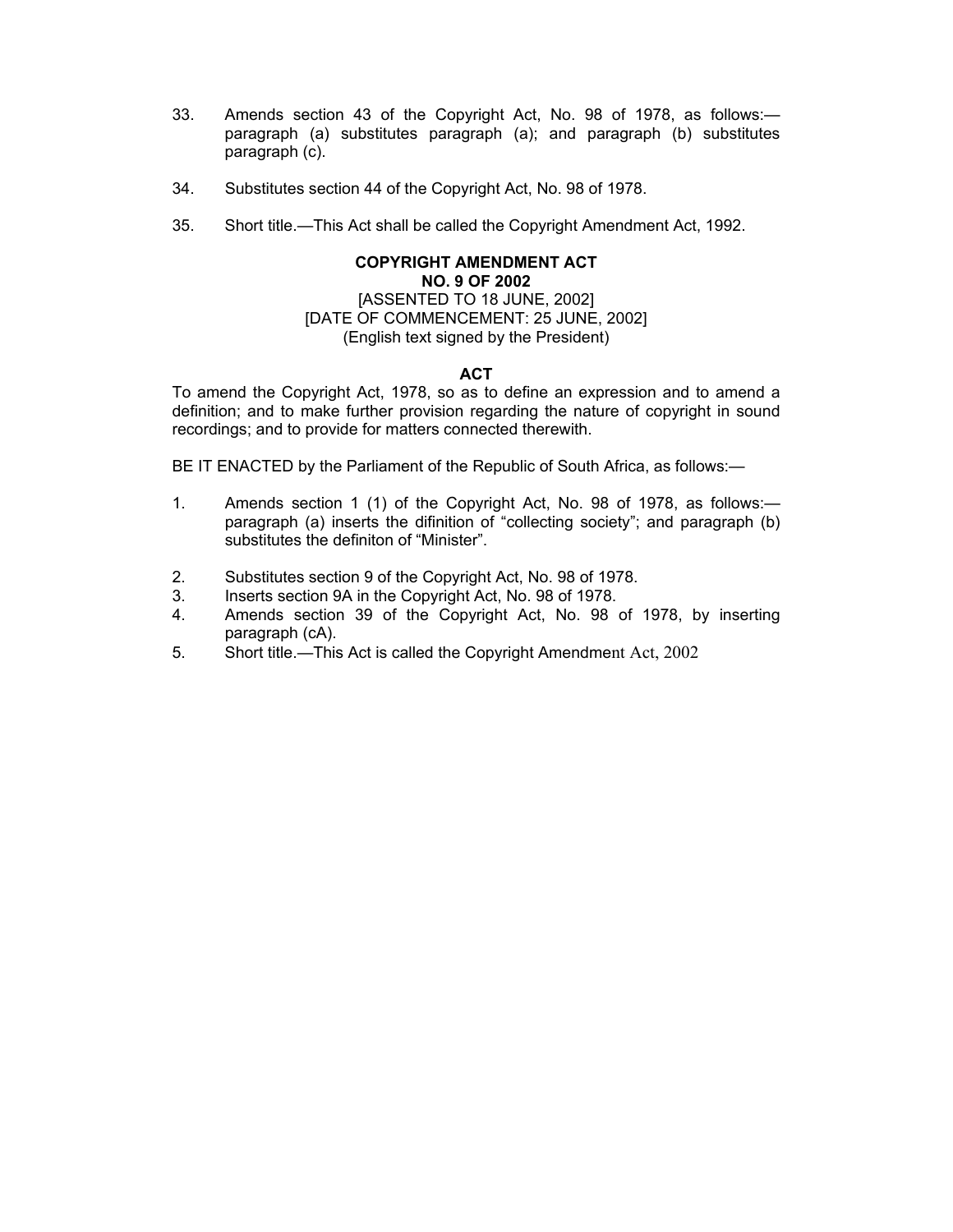33. Amends section 43 of the Copyright Act, No. 98 of 1978, as follows:—paragraph (a) substitutes paragraph (a); and paragraph (b) substitutes paragraph (c).

34. Substitutes section 44 of the Copyright Act, No. 98 of 1978.

35. Short title.—This Act shall be called the Copyright Amendment Act, 1992.

**COPYRIGHT AMENDMENT ACT**
**NO. 9 OF 2002**
[ASSENTED TO 18 JUNE, 2002]
[DATE OF COMMENCEMENT: 25 JUNE, 2002]
(English text signed by the President)

**ACT**

To amend the Copyright Act, 1978, so as to define an expression and to amend a definition; and to make further provision regarding the nature of copyright in sound recordings; and to provide for matters connected therewith.

BE IT ENACTED by the Parliament of the Republic of South Africa, as follows:—

1. Amends section 1 (1) of the Copyright Act, No. 98 of 1978, as follows:—paragraph (a) inserts the difinition of "collecting society"; and paragraph (b) substitutes the definiton of "Minister".

2. Substitutes section 9 of the Copyright Act, No. 98 of 1978.
3. Inserts section 9A in the Copyright Act, No. 98 of 1978.
4. Amends section 39 of the Copyright Act, No. 98 of 1978, by inserting paragraph (cA).
5. Short title.—This Act is called the Copyright Amendment Act, 2002